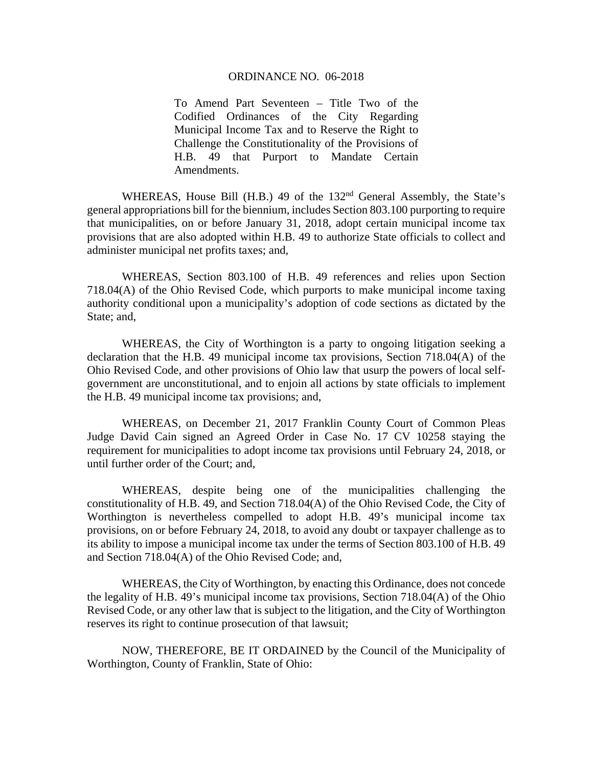# ORDINANCE NO. 06-2018

To Amend Part Seventeen – Title Two of the Codified Ordinances of the City Regarding Municipal Income Tax and to Reserve the Right to Challenge the Constitutionality of the Provisions of H.B. 49 that Purport to Mandate Certain Amendments.

WHEREAS, House Bill (H.B.) 49 of the 132nd General Assembly, the State's general appropriations bill for the biennium, includes Section 803.100 purporting to require that municipalities, on or before January 31, 2018, adopt certain municipal income tax provisions that are also adopted within H.B. 49 to authorize State officials to collect and administer municipal net profits taxes; and,

WHEREAS, Section 803.100 of H.B. 49 references and relies upon Section 718.04(A) of the Ohio Revised Code, which purports to make municipal income taxing authority conditional upon a municipality's adoption of code sections as dictated by the State; and,

WHEREAS, the City of Worthington is a party to ongoing litigation seeking a declaration that the H.B. 49 municipal income tax provisions, Section 718.04(A) of the Ohio Revised Code, and other provisions of Ohio law that usurp the powers of local self-government are unconstitutional, and to enjoin all actions by state officials to implement the H.B. 49 municipal income tax provisions; and,

WHEREAS, on December 21, 2017 Franklin County Court of Common Pleas Judge David Cain signed an Agreed Order in Case No. 17 CV 10258 staying the requirement for municipalities to adopt income tax provisions until February 24, 2018, or until further order of the Court; and,

WHEREAS, despite being one of the municipalities challenging the constitutionality of H.B. 49, and Section 718.04(A) of the Ohio Revised Code, the City of Worthington is nevertheless compelled to adopt H.B. 49's municipal income tax provisions, on or before February 24, 2018, to avoid any doubt or taxpayer challenge as to its ability to impose a municipal income tax under the terms of Section 803.100 of H.B. 49 and Section 718.04(A) of the Ohio Revised Code; and,

WHEREAS, the City of Worthington, by enacting this Ordinance, does not concede the legality of H.B. 49's municipal income tax provisions, Section 718.04(A) of the Ohio Revised Code, or any other law that is subject to the litigation, and the City of Worthington reserves its right to continue prosecution of that lawsuit;

NOW, THEREFORE, BE IT ORDAINED by the Council of the Municipality of Worthington, County of Franklin, State of Ohio: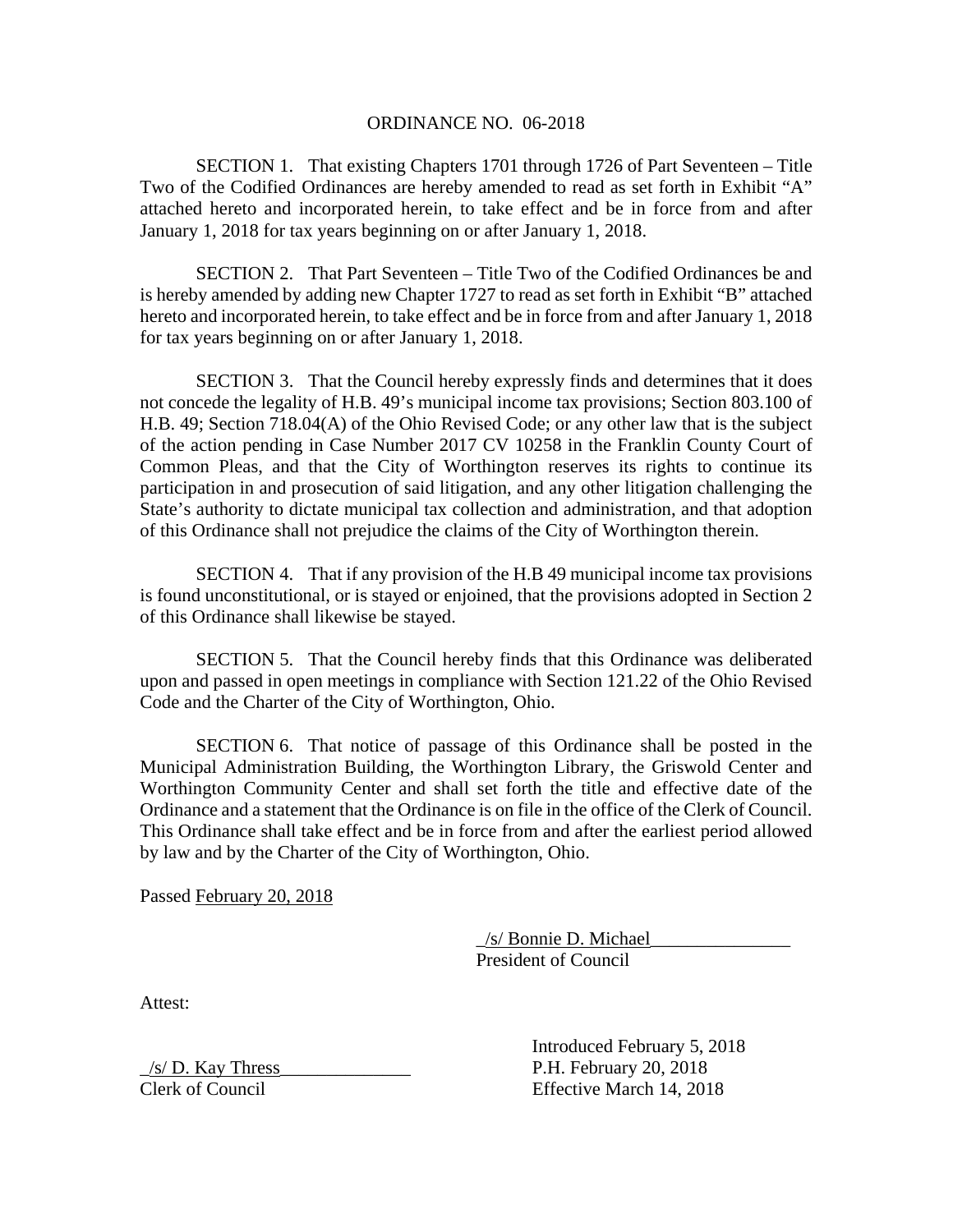# ORDINANCE NO. 06-2018

SECTION 1. That existing Chapters 1701 through 1726 of Part Seventeen – Title Two of the Codified Ordinances are hereby amended to read as set forth in Exhibit "A" attached hereto and incorporated herein, to take effect and be in force from and after January 1, 2018 for tax years beginning on or after January 1, 2018.

SECTION 2. That Part Seventeen – Title Two of the Codified Ordinances be and is hereby amended by adding new Chapter 1727 to read as set forth in Exhibit "B" attached hereto and incorporated herein, to take effect and be in force from and after January 1, 2018 for tax years beginning on or after January 1, 2018.

SECTION 3. That the Council hereby expressly finds and determines that it does not concede the legality of H.B. 49's municipal income tax provisions; Section 803.100 of H.B. 49; Section 718.04(A) of the Ohio Revised Code; or any other law that is the subject of the action pending in Case Number 2017 CV 10258 in the Franklin County Court of Common Pleas, and that the City of Worthington reserves its rights to continue its participation in and prosecution of said litigation, and any other litigation challenging the State's authority to dictate municipal tax collection and administration, and that adoption of this Ordinance shall not prejudice the claims of the City of Worthington therein.

SECTION 4. That if any provision of the H.B 49 municipal income tax provisions is found unconstitutional, or is stayed or enjoined, that the provisions adopted in Section 2 of this Ordinance shall likewise be stayed.

SECTION 5. That the Council hereby finds that this Ordinance was deliberated upon and passed in open meetings in compliance with Section 121.22 of the Ohio Revised Code and the Charter of the City of Worthington, Ohio.

SECTION 6. That notice of passage of this Ordinance shall be posted in the Municipal Administration Building, the Worthington Library, the Griswold Center and Worthington Community Center and shall set forth the title and effective date of the Ordinance and a statement that the Ordinance is on file in the office of the Clerk of Council. This Ordinance shall take effect and be in force from and after the earliest period allowed by law and by the Charter of the City of Worthington, Ohio.

Passed February 20, 2018

/s/ Bonnie D. Michael
President of Council

Attest:

/s/ D. Kay Thress
Clerk of Council

Introduced February 5, 2018
P.H. February 20, 2018
Effective March 14, 2018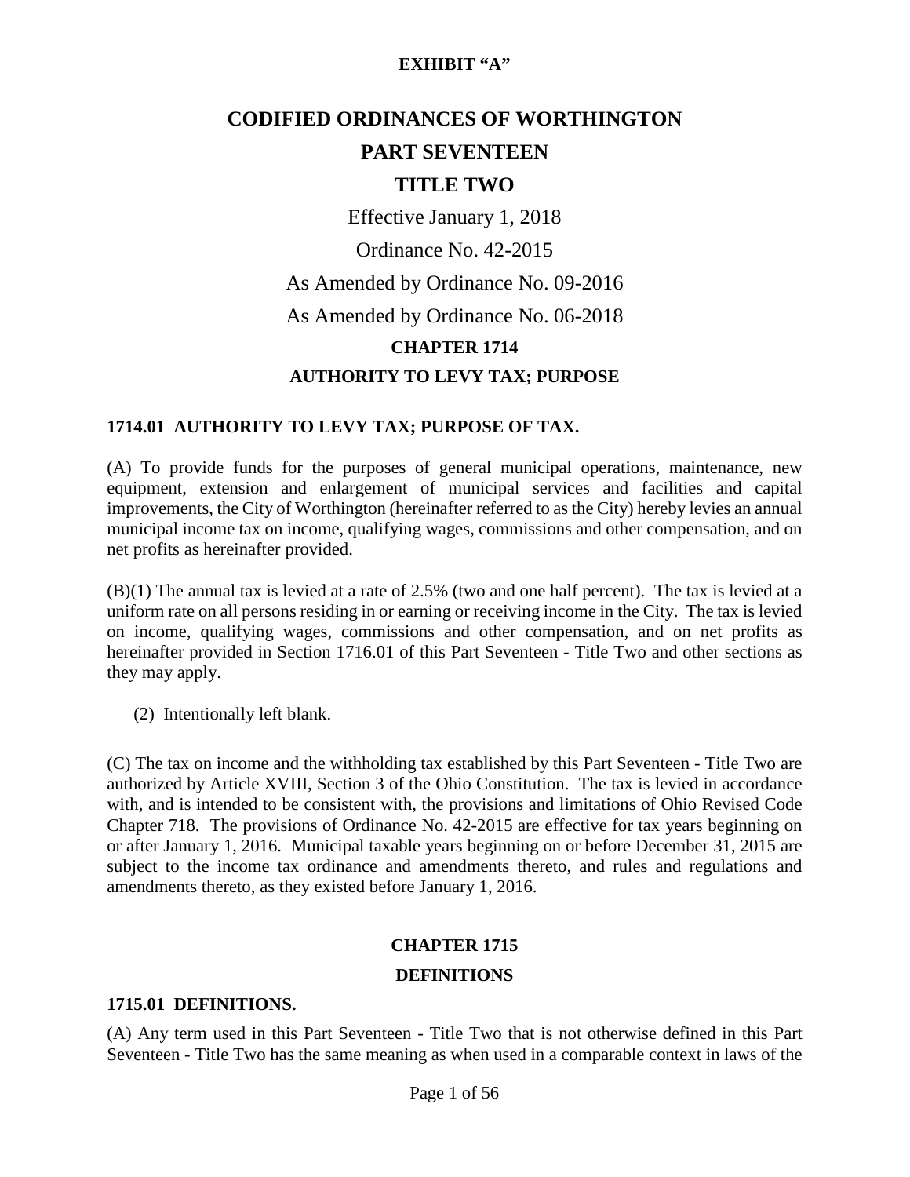**EXHIBIT "A"**

# CODIFIED ORDINANCES OF WORTHINGTON

# PART SEVENTEEN

# TITLE TWO

Effective January 1, 2018

Ordinance No. 42-2015

As Amended by Ordinance No. 09-2016

As Amended by Ordinance No. 06-2018

## CHAPTER 1714

## AUTHORITY TO LEVY TAX; PURPOSE

### 1714.01 AUTHORITY TO LEVY TAX; PURPOSE OF TAX.

(A) To provide funds for the purposes of general municipal operations, maintenance, new equipment, extension and enlargement of municipal services and facilities and capital improvements, the City of Worthington (hereinafter referred to as the City) hereby levies an annual municipal income tax on income, qualifying wages, commissions and other compensation, and on net profits as hereinafter provided.

(B)(1) The annual tax is levied at a rate of 2.5% (two and one half percent). The tax is levied at a uniform rate on all persons residing in or earning or receiving income in the City. The tax is levied on income, qualifying wages, commissions and other compensation, and on net profits as hereinafter provided in Section 1716.01 of this Part Seventeen - Title Two and other sections as they may apply.

(2) Intentionally left blank.

(C) The tax on income and the withholding tax established by this Part Seventeen - Title Two are authorized by Article XVIII, Section 3 of the Ohio Constitution. The tax is levied in accordance with, and is intended to be consistent with, the provisions and limitations of Ohio Revised Code Chapter 718. The provisions of Ordinance No. 42-2015 are effective for tax years beginning on or after January 1, 2016. Municipal taxable years beginning on or before December 31, 2015 are subject to the income tax ordinance and amendments thereto, and rules and regulations and amendments thereto, as they existed before January 1, 2016.

## CHAPTER 1715

## DEFINITIONS

### 1715.01 DEFINITIONS.

(A) Any term used in this Part Seventeen - Title Two that is not otherwise defined in this Part Seventeen - Title Two has the same meaning as when used in a comparable context in laws of the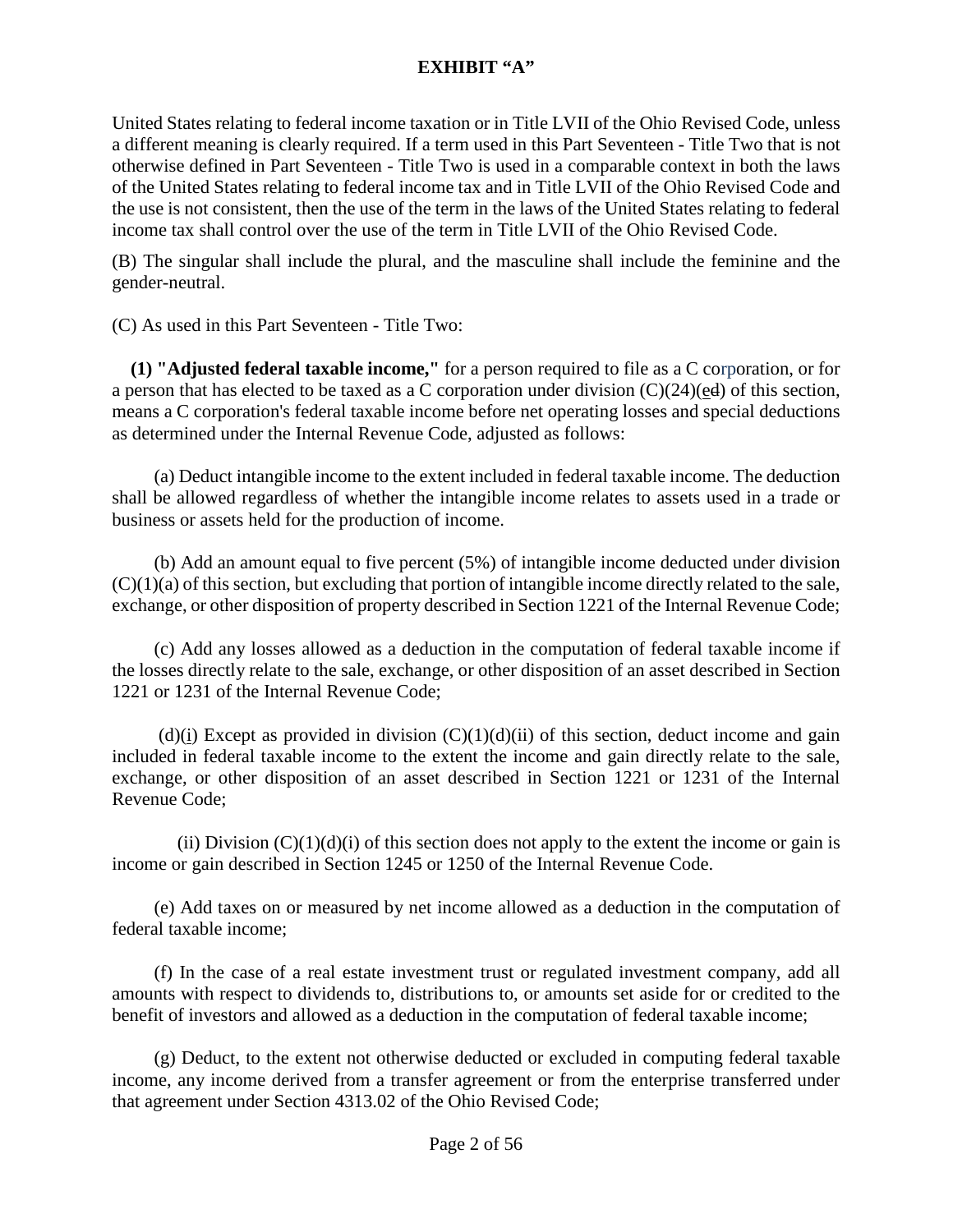# EXHIBIT "A"

United States relating to federal income taxation or in Title LVII of the Ohio Revised Code, unless a different meaning is clearly required. If a term used in this Part Seventeen - Title Two that is not otherwise defined in Part Seventeen - Title Two is used in a comparable context in both the laws of the United States relating to federal income tax and in Title LVII of the Ohio Revised Code and the use is not consistent, then the use of the term in the laws of the United States relating to federal income tax shall control over the use of the term in Title LVII of the Ohio Revised Code.

(B) The singular shall include the plural, and the masculine shall include the feminine and the gender-neutral.

(C) As used in this Part Seventeen - Title Two:

**(1) "Adjusted federal taxable income,"** for a person required to file as a C corporation, or for a person that has elected to be taxed as a C corporation under division (C)(24)(ed) of this section, means a C corporation's federal taxable income before net operating losses and special deductions as determined under the Internal Revenue Code, adjusted as follows:

(a) Deduct intangible income to the extent included in federal taxable income. The deduction shall be allowed regardless of whether the intangible income relates to assets used in a trade or business or assets held for the production of income.

(b) Add an amount equal to five percent (5%) of intangible income deducted under division (C)(1)(a) of this section, but excluding that portion of intangible income directly related to the sale, exchange, or other disposition of property described in Section 1221 of the Internal Revenue Code;

(c) Add any losses allowed as a deduction in the computation of federal taxable income if the losses directly relate to the sale, exchange, or other disposition of an asset described in Section 1221 or 1231 of the Internal Revenue Code;

(d)(i) Except as provided in division (C)(1)(d)(ii) of this section, deduct income and gain included in federal taxable income to the extent the income and gain directly relate to the sale, exchange, or other disposition of an asset described in Section 1221 or 1231 of the Internal Revenue Code;

(ii) Division (C)(1)(d)(i) of this section does not apply to the extent the income or gain is income or gain described in Section 1245 or 1250 of the Internal Revenue Code.

(e) Add taxes on or measured by net income allowed as a deduction in the computation of federal taxable income;

(f) In the case of a real estate investment trust or regulated investment company, add all amounts with respect to dividends to, distributions to, or amounts set aside for or credited to the benefit of investors and allowed as a deduction in the computation of federal taxable income;

(g) Deduct, to the extent not otherwise deducted or excluded in computing federal taxable income, any income derived from a transfer agreement or from the enterprise transferred under that agreement under Section 4313.02 of the Ohio Revised Code;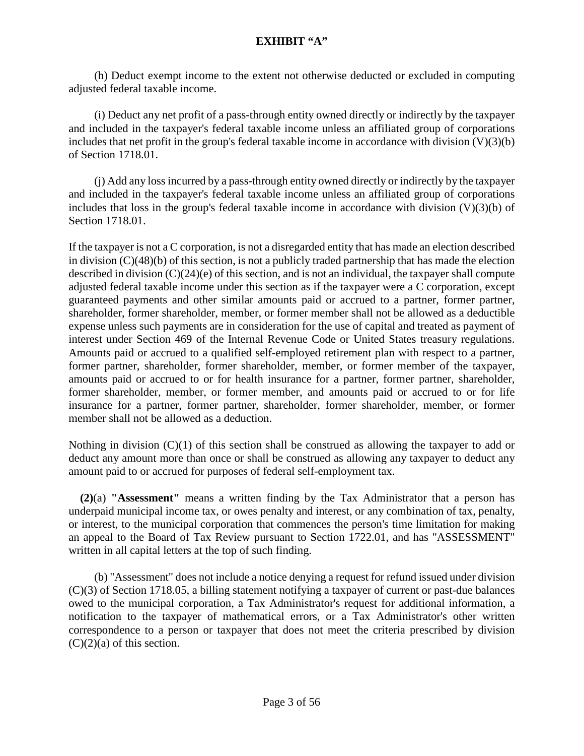**EXHIBIT "A"**

(h) Deduct exempt income to the extent not otherwise deducted or excluded in computing adjusted federal taxable income.

(i) Deduct any net profit of a pass-through entity owned directly or indirectly by the taxpayer and included in the taxpayer's federal taxable income unless an affiliated group of corporations includes that net profit in the group's federal taxable income in accordance with division (V)(3)(b) of Section 1718.01.

(j) Add any loss incurred by a pass-through entity owned directly or indirectly by the taxpayer and included in the taxpayer's federal taxable income unless an affiliated group of corporations includes that loss in the group's federal taxable income in accordance with division (V)(3)(b) of Section 1718.01.

If the taxpayer is not a C corporation, is not a disregarded entity that has made an election described in division (C)(48)(b) of this section, is not a publicly traded partnership that has made the election described in division (C)(24)(e) of this section, and is not an individual, the taxpayer shall compute adjusted federal taxable income under this section as if the taxpayer were a C corporation, except guaranteed payments and other similar amounts paid or accrued to a partner, former partner, shareholder, former shareholder, member, or former member shall not be allowed as a deductible expense unless such payments are in consideration for the use of capital and treated as payment of interest under Section 469 of the Internal Revenue Code or United States treasury regulations. Amounts paid or accrued to a qualified self-employed retirement plan with respect to a partner, former partner, shareholder, former shareholder, member, or former member of the taxpayer, amounts paid or accrued to or for health insurance for a partner, former partner, shareholder, former shareholder, member, or former member, and amounts paid or accrued to or for life insurance for a partner, former partner, shareholder, former shareholder, member, or former member shall not be allowed as a deduction.

Nothing in division (C)(1) of this section shall be construed as allowing the taxpayer to add or deduct any amount more than once or shall be construed as allowing any taxpayer to deduct any amount paid to or accrued for purposes of federal self-employment tax.

**(2)**(a) **"Assessment"** means a written finding by the Tax Administrator that a person has underpaid municipal income tax, or owes penalty and interest, or any combination of tax, penalty, or interest, to the municipal corporation that commences the person's time limitation for making an appeal to the Board of Tax Review pursuant to Section 1722.01, and has "ASSESSMENT" written in all capital letters at the top of such finding.

(b) "Assessment" does not include a notice denying a request for refund issued under division (C)(3) of Section 1718.05, a billing statement notifying a taxpayer of current or past-due balances owed to the municipal corporation, a Tax Administrator's request for additional information, a notification to the taxpayer of mathematical errors, or a Tax Administrator's other written correspondence to a person or taxpayer that does not meet the criteria prescribed by division (C)(2)(a) of this section.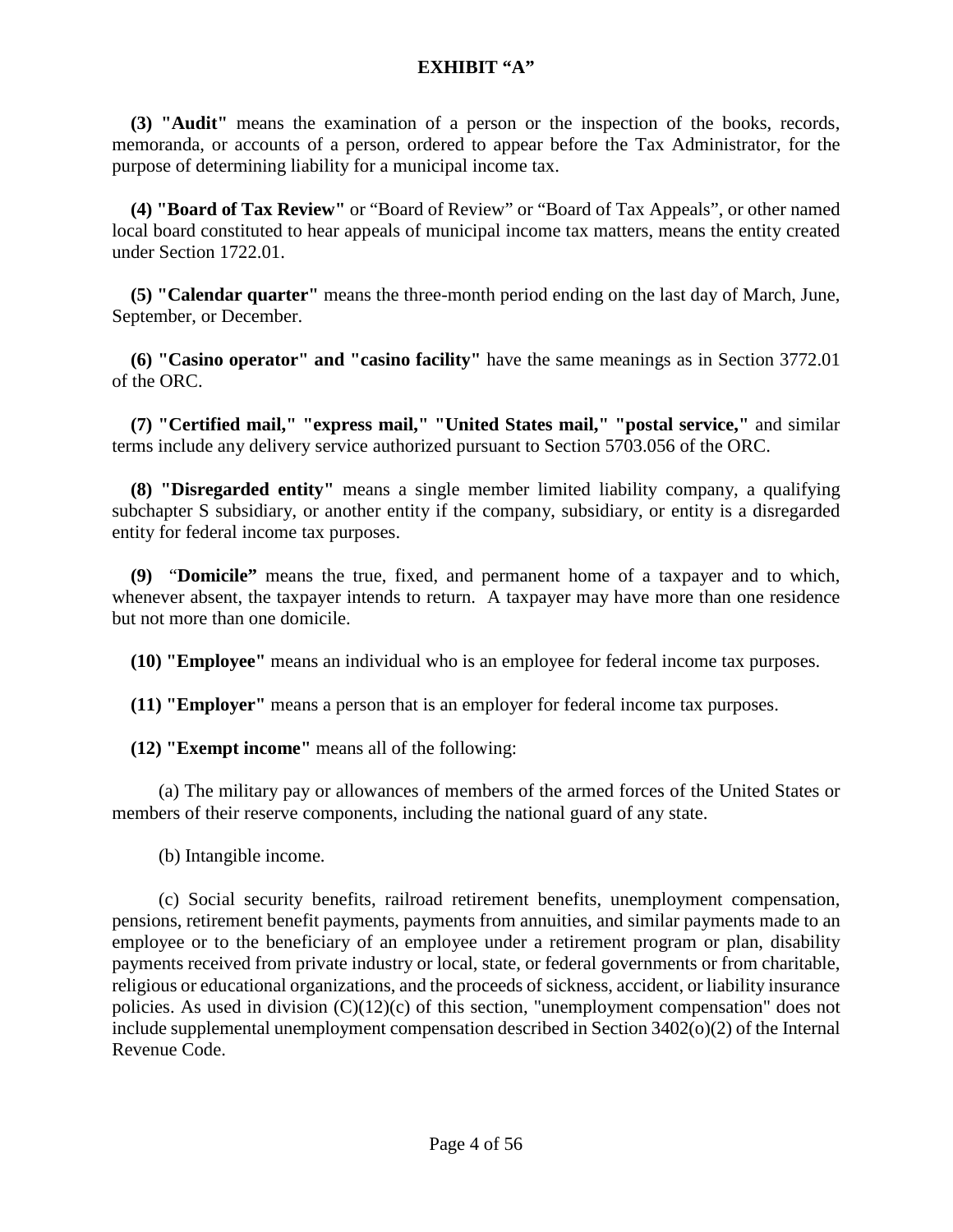**EXHIBIT "A"**

**(3) "Audit"** means the examination of a person or the inspection of the books, records, memoranda, or accounts of a person, ordered to appear before the Tax Administrator, for the purpose of determining liability for a municipal income tax.

**(4) "Board of Tax Review"** or "Board of Review" or "Board of Tax Appeals", or other named local board constituted to hear appeals of municipal income tax matters, means the entity created under Section 1722.01.

**(5) "Calendar quarter"** means the three-month period ending on the last day of March, June, September, or December.

**(6) "Casino operator" and "casino facility"** have the same meanings as in Section 3772.01 of the ORC.

**(7) "Certified mail," "express mail," "United States mail," "postal service,"** and similar terms include any delivery service authorized pursuant to Section 5703.056 of the ORC.

**(8) "Disregarded entity"** means a single member limited liability company, a qualifying subchapter S subsidiary, or another entity if the company, subsidiary, or entity is a disregarded entity for federal income tax purposes.

**(9)** "**Domicile"** means the true, fixed, and permanent home of a taxpayer and to which, whenever absent, the taxpayer intends to return. A taxpayer may have more than one residence but not more than one domicile.

**(10) "Employee"** means an individual who is an employee for federal income tax purposes.

**(11) "Employer"** means a person that is an employer for federal income tax purposes.

**(12) "Exempt income"** means all of the following:

(a) The military pay or allowances of members of the armed forces of the United States or members of their reserve components, including the national guard of any state.

(b) Intangible income.

(c) Social security benefits, railroad retirement benefits, unemployment compensation, pensions, retirement benefit payments, payments from annuities, and similar payments made to an employee or to the beneficiary of an employee under a retirement program or plan, disability payments received from private industry or local, state, or federal governments or from charitable, religious or educational organizations, and the proceeds of sickness, accident, or liability insurance policies. As used in division (C)(12)(c) of this section, "unemployment compensation" does not include supplemental unemployment compensation described in Section 3402(o)(2) of the Internal Revenue Code.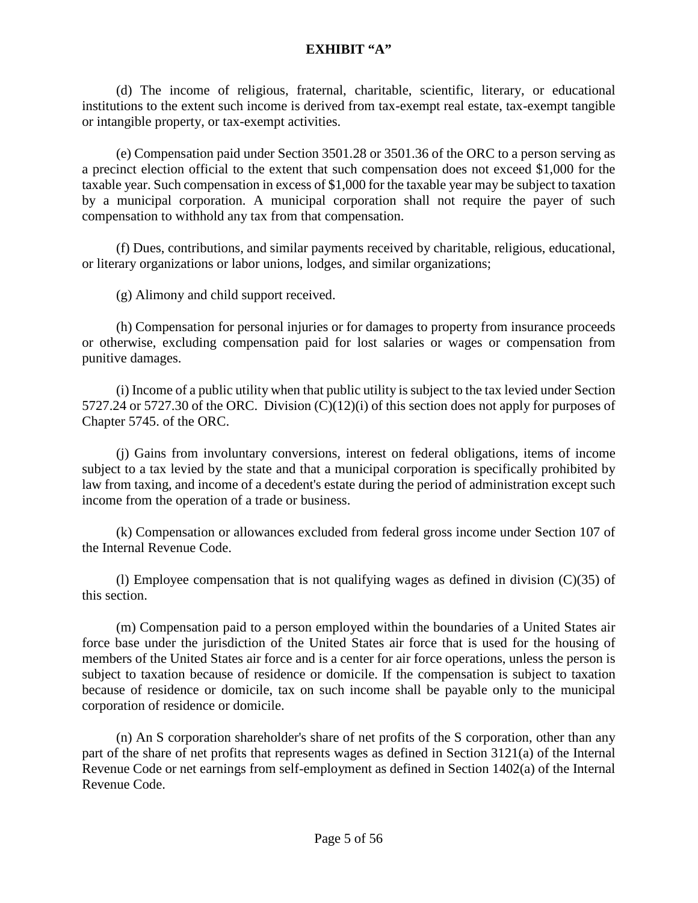**EXHIBIT "A"**

(d) The income of religious, fraternal, charitable, scientific, literary, or educational institutions to the extent such income is derived from tax-exempt real estate, tax-exempt tangible or intangible property, or tax-exempt activities.

(e) Compensation paid under Section 3501.28 or 3501.36 of the ORC to a person serving as a precinct election official to the extent that such compensation does not exceed $1,000 for the taxable year. Such compensation in excess of $1,000 for the taxable year may be subject to taxation by a municipal corporation. A municipal corporation shall not require the payer of such compensation to withhold any tax from that compensation.

(f) Dues, contributions, and similar payments received by charitable, religious, educational, or literary organizations or labor unions, lodges, and similar organizations;

(g) Alimony and child support received.

(h) Compensation for personal injuries or for damages to property from insurance proceeds or otherwise, excluding compensation paid for lost salaries or wages or compensation from punitive damages.

(i) Income of a public utility when that public utility is subject to the tax levied under Section 5727.24 or 5727.30 of the ORC. Division (C)(12)(i) of this section does not apply for purposes of Chapter 5745. of the ORC.

(j) Gains from involuntary conversions, interest on federal obligations, items of income subject to a tax levied by the state and that a municipal corporation is specifically prohibited by law from taxing, and income of a decedent's estate during the period of administration except such income from the operation of a trade or business.

(k) Compensation or allowances excluded from federal gross income under Section 107 of the Internal Revenue Code.

(l) Employee compensation that is not qualifying wages as defined in division (C)(35) of this section.

(m) Compensation paid to a person employed within the boundaries of a United States air force base under the jurisdiction of the United States air force that is used for the housing of members of the United States air force and is a center for air force operations, unless the person is subject to taxation because of residence or domicile. If the compensation is subject to taxation because of residence or domicile, tax on such income shall be payable only to the municipal corporation of residence or domicile.

(n) An S corporation shareholder's share of net profits of the S corporation, other than any part of the share of net profits that represents wages as defined in Section 3121(a) of the Internal Revenue Code or net earnings from self-employment as defined in Section 1402(a) of the Internal Revenue Code.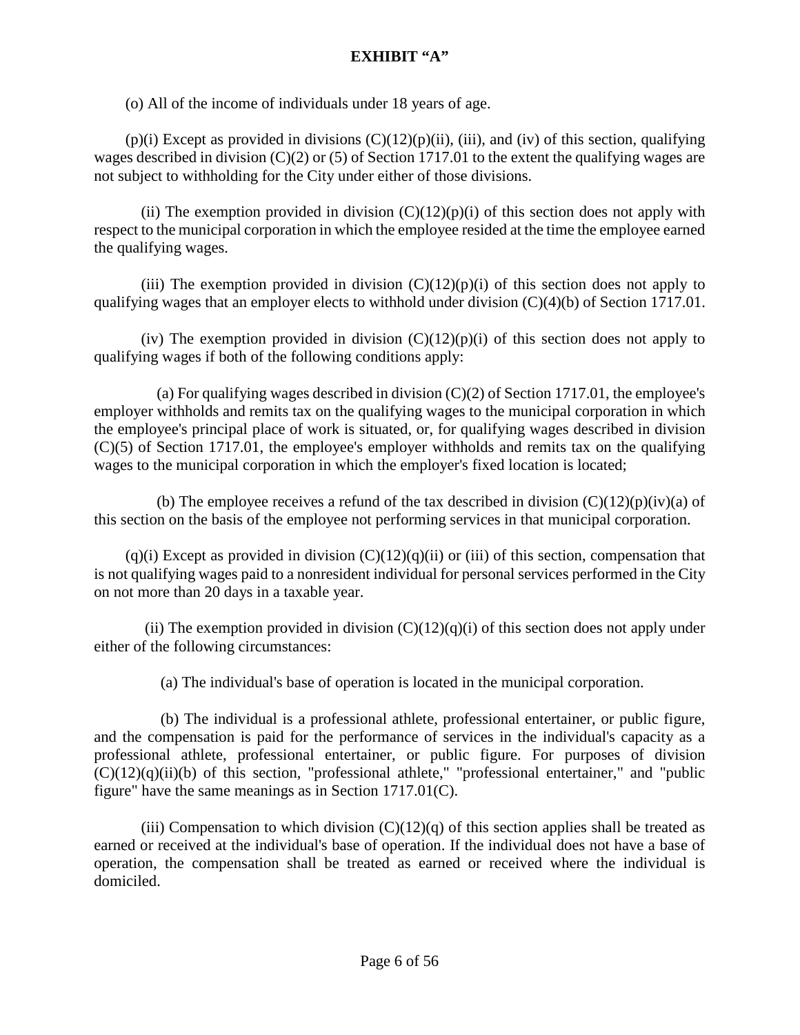**EXHIBIT "A"**

(o) All of the income of individuals under 18 years of age.

(p)(i) Except as provided in divisions (C)(12)(p)(ii), (iii), and (iv) of this section, qualifying wages described in division (C)(2) or (5) of Section 1717.01 to the extent the qualifying wages are not subject to withholding for the City under either of those divisions.

(ii) The exemption provided in division (C)(12)(p)(i) of this section does not apply with respect to the municipal corporation in which the employee resided at the time the employee earned the qualifying wages.

(iii) The exemption provided in division (C)(12)(p)(i) of this section does not apply to qualifying wages that an employer elects to withhold under division (C)(4)(b) of Section 1717.01.

(iv) The exemption provided in division (C)(12)(p)(i) of this section does not apply to qualifying wages if both of the following conditions apply:

(a) For qualifying wages described in division (C)(2) of Section 1717.01, the employee's employer withholds and remits tax on the qualifying wages to the municipal corporation in which the employee's principal place of work is situated, or, for qualifying wages described in division (C)(5) of Section 1717.01, the employee's employer withholds and remits tax on the qualifying wages to the municipal corporation in which the employer's fixed location is located;

(b) The employee receives a refund of the tax described in division (C)(12)(p)(iv)(a) of this section on the basis of the employee not performing services in that municipal corporation.

(q)(i) Except as provided in division (C)(12)(q)(ii) or (iii) of this section, compensation that is not qualifying wages paid to a nonresident individual for personal services performed in the City on not more than 20 days in a taxable year.

(ii) The exemption provided in division (C)(12)(q)(i) of this section does not apply under either of the following circumstances:

(a) The individual's base of operation is located in the municipal corporation.

(b) The individual is a professional athlete, professional entertainer, or public figure, and the compensation is paid for the performance of services in the individual's capacity as a professional athlete, professional entertainer, or public figure. For purposes of division (C)(12)(q)(ii)(b) of this section, "professional athlete," "professional entertainer," and "public figure" have the same meanings as in Section 1717.01(C).

(iii) Compensation to which division (C)(12)(q) of this section applies shall be treated as earned or received at the individual's base of operation. If the individual does not have a base of operation, the compensation shall be treated as earned or received where the individual is domiciled.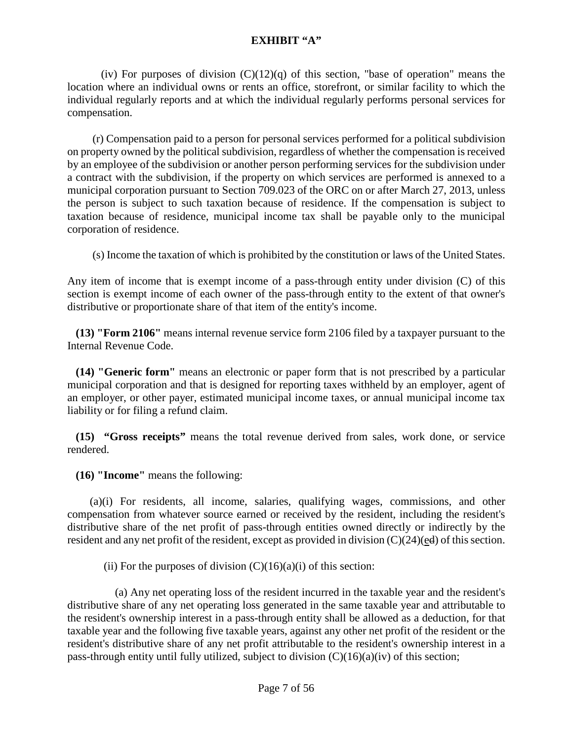# EXHIBIT "A"

(iv) For purposes of division (C)(12)(q) of this section, "base of operation" means the location where an individual owns or rents an office, storefront, or similar facility to which the individual regularly reports and at which the individual regularly performs personal services for compensation.

(r) Compensation paid to a person for personal services performed for a political subdivision on property owned by the political subdivision, regardless of whether the compensation is received by an employee of the subdivision or another person performing services for the subdivision under a contract with the subdivision, if the property on which services are performed is annexed to a municipal corporation pursuant to Section 709.023 of the ORC on or after March 27, 2013, unless the person is subject to such taxation because of residence. If the compensation is subject to taxation because of residence, municipal income tax shall be payable only to the municipal corporation of residence.

(s) Income the taxation of which is prohibited by the constitution or laws of the United States.

Any item of income that is exempt income of a pass-through entity under division (C) of this section is exempt income of each owner of the pass-through entity to the extent of that owner's distributive or proportionate share of that item of the entity's income.

**(13) "Form 2106"** means internal revenue service form 2106 filed by a taxpayer pursuant to the Internal Revenue Code.

**(14) "Generic form"** means an electronic or paper form that is not prescribed by a particular municipal corporation and that is designed for reporting taxes withheld by an employer, agent of an employer, or other payer, estimated municipal income taxes, or annual municipal income tax liability or for filing a refund claim.

**(15) "Gross receipts"** means the total revenue derived from sales, work done, or service rendered.

**(16) "Income"** means the following:

(a)(i) For residents, all income, salaries, qualifying wages, commissions, and other compensation from whatever source earned or received by the resident, including the resident's distributive share of the net profit of pass-through entities owned directly or indirectly by the resident and any net profit of the resident, except as provided in division (C)(24)(ed) of this section.

(ii) For the purposes of division (C)(16)(a)(i) of this section:

(a) Any net operating loss of the resident incurred in the taxable year and the resident's distributive share of any net operating loss generated in the same taxable year and attributable to the resident's ownership interest in a pass-through entity shall be allowed as a deduction, for that taxable year and the following five taxable years, against any other net profit of the resident or the resident's distributive share of any net profit attributable to the resident's ownership interest in a pass-through entity until fully utilized, subject to division (C)(16)(a)(iv) of this section;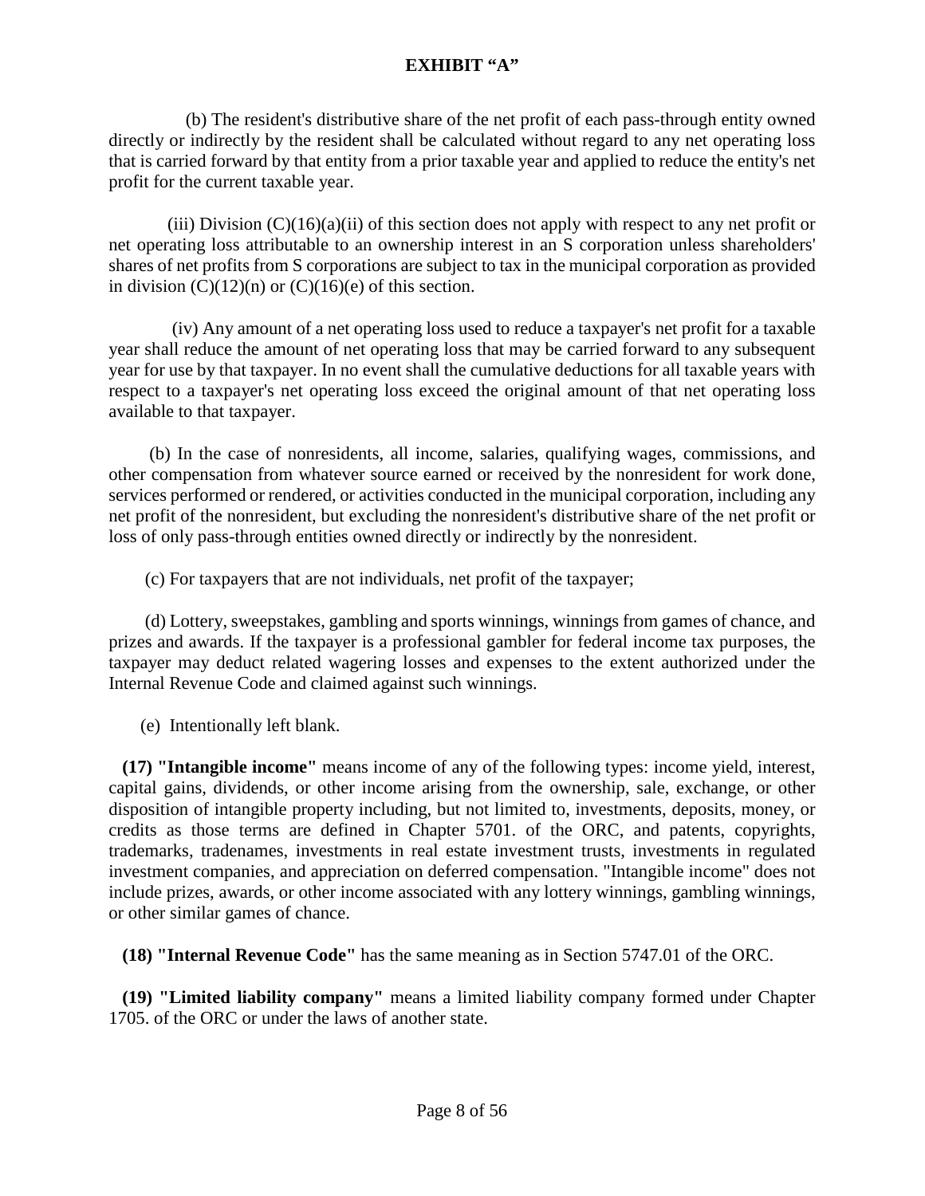**EXHIBIT "A"**

(b) The resident's distributive share of the net profit of each pass-through entity owned directly or indirectly by the resident shall be calculated without regard to any net operating loss that is carried forward by that entity from a prior taxable year and applied to reduce the entity's net profit for the current taxable year.

(iii) Division (C)(16)(a)(ii) of this section does not apply with respect to any net profit or net operating loss attributable to an ownership interest in an S corporation unless shareholders' shares of net profits from S corporations are subject to tax in the municipal corporation as provided in division (C)(12)(n) or (C)(16)(e) of this section.

(iv) Any amount of a net operating loss used to reduce a taxpayer's net profit for a taxable year shall reduce the amount of net operating loss that may be carried forward to any subsequent year for use by that taxpayer. In no event shall the cumulative deductions for all taxable years with respect to a taxpayer's net operating loss exceed the original amount of that net operating loss available to that taxpayer.

(b) In the case of nonresidents, all income, salaries, qualifying wages, commissions, and other compensation from whatever source earned or received by the nonresident for work done, services performed or rendered, or activities conducted in the municipal corporation, including any net profit of the nonresident, but excluding the nonresident's distributive share of the net profit or loss of only pass-through entities owned directly or indirectly by the nonresident.

(c) For taxpayers that are not individuals, net profit of the taxpayer;

(d) Lottery, sweepstakes, gambling and sports winnings, winnings from games of chance, and prizes and awards. If the taxpayer is a professional gambler for federal income tax purposes, the taxpayer may deduct related wagering losses and expenses to the extent authorized under the Internal Revenue Code and claimed against such winnings.

(e) Intentionally left blank.

**(17) "Intangible income"** means income of any of the following types: income yield, interest, capital gains, dividends, or other income arising from the ownership, sale, exchange, or other disposition of intangible property including, but not limited to, investments, deposits, money, or credits as those terms are defined in Chapter 5701. of the ORC, and patents, copyrights, trademarks, tradenames, investments in real estate investment trusts, investments in regulated investment companies, and appreciation on deferred compensation. "Intangible income" does not include prizes, awards, or other income associated with any lottery winnings, gambling winnings, or other similar games of chance.

**(18) "Internal Revenue Code"** has the same meaning as in Section 5747.01 of the ORC.

**(19) "Limited liability company"** means a limited liability company formed under Chapter 1705. of the ORC or under the laws of another state.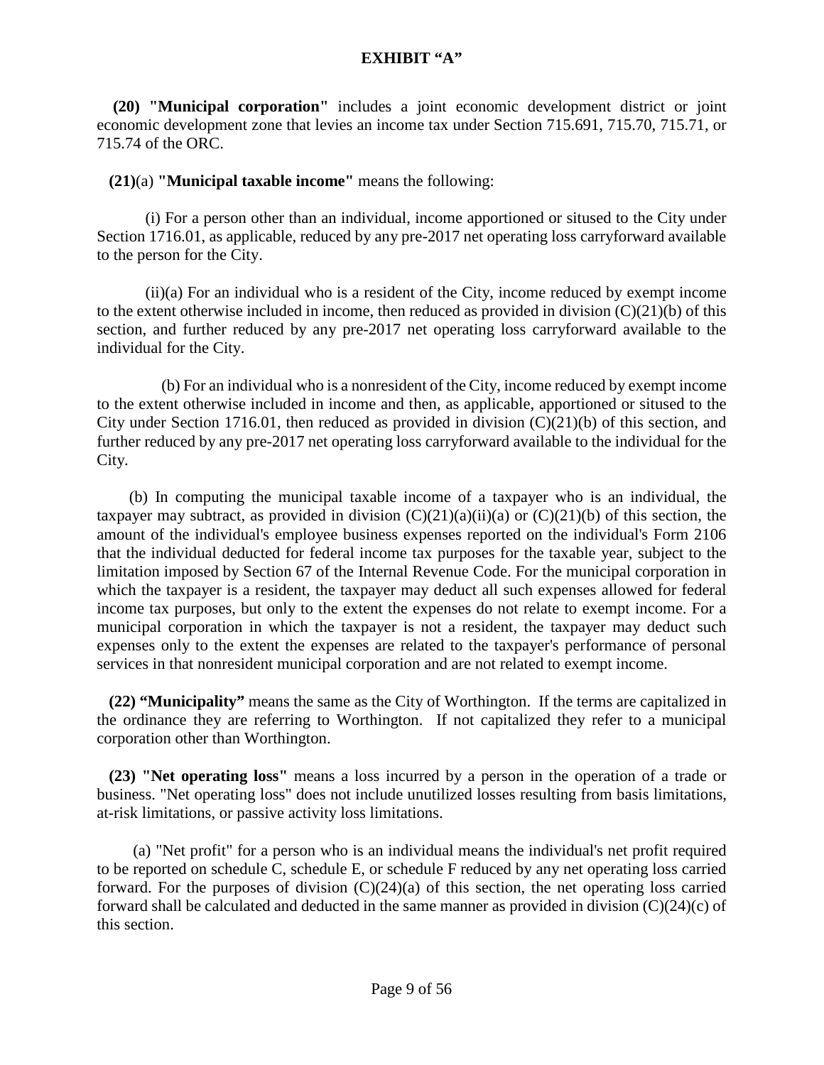**EXHIBIT "A"**

**(20) "Municipal corporation"** includes a joint economic development district or joint economic development zone that levies an income tax under Section 715.691, 715.70, 715.71, or 715.74 of the ORC.

**(21)**(a) **"Municipal taxable income"** means the following:

(i) For a person other than an individual, income apportioned or sitused to the City under Section 1716.01, as applicable, reduced by any pre-2017 net operating loss carryforward available to the person for the City.

(ii)(a) For an individual who is a resident of the City, income reduced by exempt income to the extent otherwise included in income, then reduced as provided in division (C)(21)(b) of this section, and further reduced by any pre-2017 net operating loss carryforward available to the individual for the City.

(b) For an individual who is a nonresident of the City, income reduced by exempt income to the extent otherwise included in income and then, as applicable, apportioned or sitused to the City under Section 1716.01, then reduced as provided in division (C)(21)(b) of this section, and further reduced by any pre-2017 net operating loss carryforward available to the individual for the City.

(b) In computing the municipal taxable income of a taxpayer who is an individual, the taxpayer may subtract, as provided in division (C)(21)(a)(ii)(a) or (C)(21)(b) of this section, the amount of the individual's employee business expenses reported on the individual's Form 2106 that the individual deducted for federal income tax purposes for the taxable year, subject to the limitation imposed by Section 67 of the Internal Revenue Code. For the municipal corporation in which the taxpayer is a resident, the taxpayer may deduct all such expenses allowed for federal income tax purposes, but only to the extent the expenses do not relate to exempt income. For a municipal corporation in which the taxpayer is not a resident, the taxpayer may deduct such expenses only to the extent the expenses are related to the taxpayer's performance of personal services in that nonresident municipal corporation and are not related to exempt income.

**(22) "Municipality"** means the same as the City of Worthington. If the terms are capitalized in the ordinance they are referring to Worthington. If not capitalized they refer to a municipal corporation other than Worthington.

**(23) "Net operating loss"** means a loss incurred by a person in the operation of a trade or business. "Net operating loss" does not include unutilized losses resulting from basis limitations, at-risk limitations, or passive activity loss limitations.

(a) "Net profit" for a person who is an individual means the individual's net profit required to be reported on schedule C, schedule E, or schedule F reduced by any net operating loss carried forward. For the purposes of division (C)(24)(a) of this section, the net operating loss carried forward shall be calculated and deducted in the same manner as provided in division (C)(24)(c) of this section.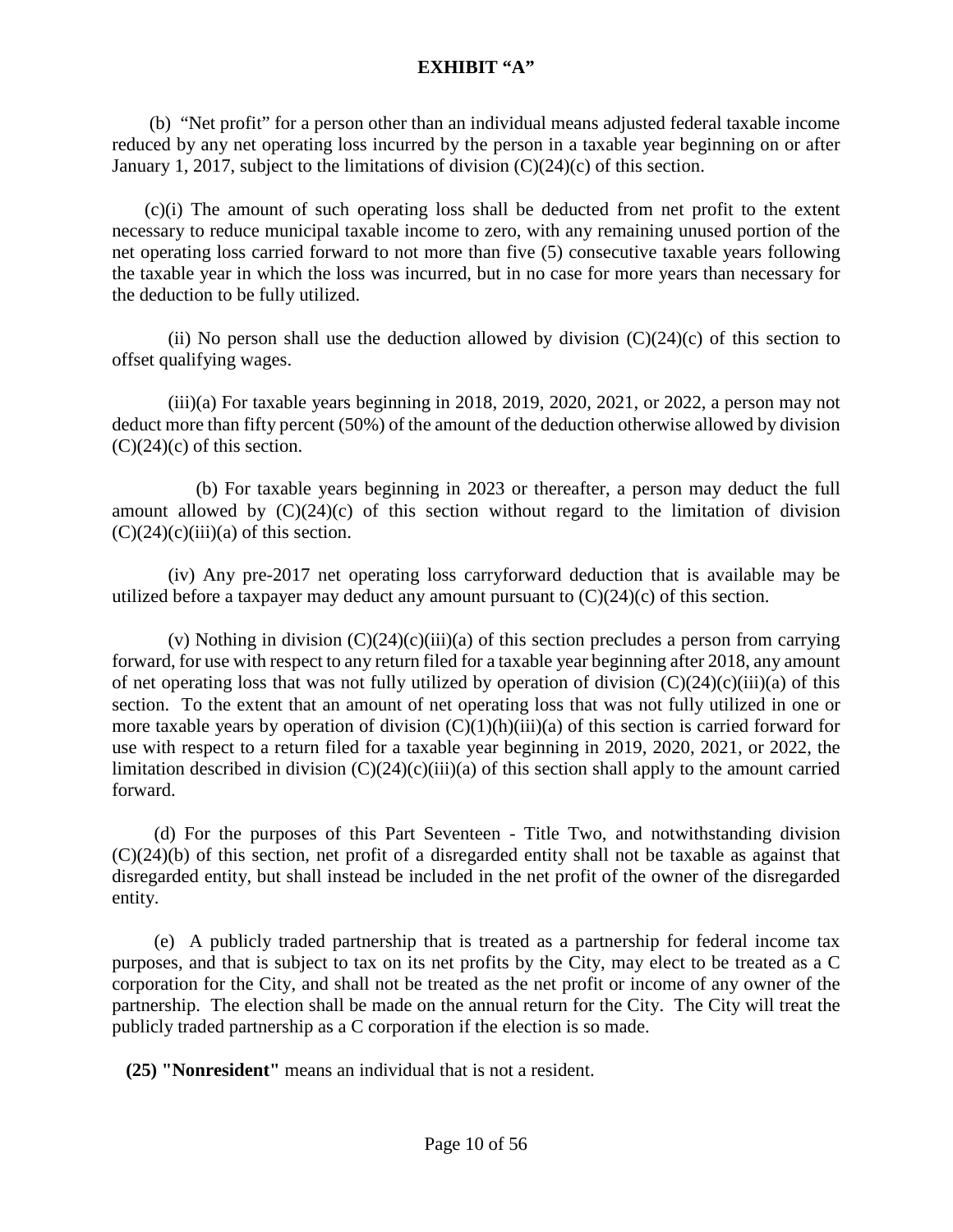**EXHIBIT "A"**

(b) "Net profit" for a person other than an individual means adjusted federal taxable income reduced by any net operating loss incurred by the person in a taxable year beginning on or after January 1, 2017, subject to the limitations of division (C)(24)(c) of this section.

(c)(i) The amount of such operating loss shall be deducted from net profit to the extent necessary to reduce municipal taxable income to zero, with any remaining unused portion of the net operating loss carried forward to not more than five (5) consecutive taxable years following the taxable year in which the loss was incurred, but in no case for more years than necessary for the deduction to be fully utilized.

(ii) No person shall use the deduction allowed by division (C)(24)(c) of this section to offset qualifying wages.

(iii)(a) For taxable years beginning in 2018, 2019, 2020, 2021, or 2022, a person may not deduct more than fifty percent (50%) of the amount of the deduction otherwise allowed by division (C)(24)(c) of this section.

(b) For taxable years beginning in 2023 or thereafter, a person may deduct the full amount allowed by (C)(24)(c) of this section without regard to the limitation of division (C)(24)(c)(iii)(a) of this section.

(iv) Any pre-2017 net operating loss carryforward deduction that is available may be utilized before a taxpayer may deduct any amount pursuant to (C)(24)(c) of this section.

(v) Nothing in division (C)(24)(c)(iii)(a) of this section precludes a person from carrying forward, for use with respect to any return filed for a taxable year beginning after 2018, any amount of net operating loss that was not fully utilized by operation of division (C)(24)(c)(iii)(a) of this section. To the extent that an amount of net operating loss that was not fully utilized in one or more taxable years by operation of division (C)(1)(h)(iii)(a) of this section is carried forward for use with respect to a return filed for a taxable year beginning in 2019, 2020, 2021, or 2022, the limitation described in division (C)(24)(c)(iii)(a) of this section shall apply to the amount carried forward.

(d) For the purposes of this Part Seventeen - Title Two, and notwithstanding division (C)(24)(b) of this section, net profit of a disregarded entity shall not be taxable as against that disregarded entity, but shall instead be included in the net profit of the owner of the disregarded entity.

(e) A publicly traded partnership that is treated as a partnership for federal income tax purposes, and that is subject to tax on its net profits by the City, may elect to be treated as a C corporation for the City, and shall not be treated as the net profit or income of any owner of the partnership. The election shall be made on the annual return for the City. The City will treat the publicly traded partnership as a C corporation if the election is so made.

**(25) "Nonresident"** means an individual that is not a resident.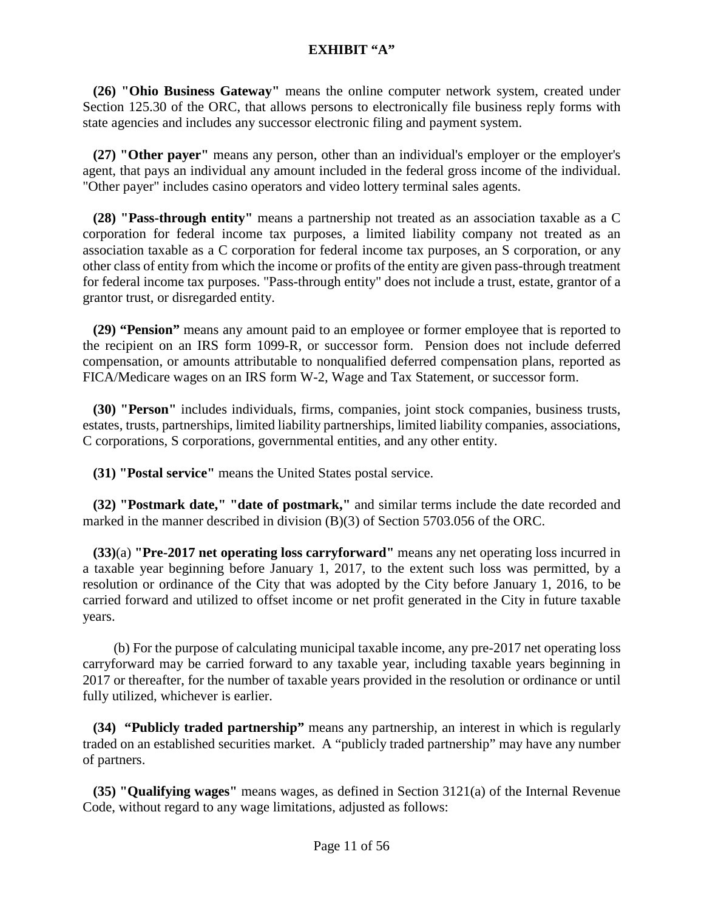**EXHIBIT "A"**

**(26) "Ohio Business Gateway"** means the online computer network system, created under Section 125.30 of the ORC, that allows persons to electronically file business reply forms with state agencies and includes any successor electronic filing and payment system.

**(27) "Other payer"** means any person, other than an individual's employer or the employer's agent, that pays an individual any amount included in the federal gross income of the individual. "Other payer" includes casino operators and video lottery terminal sales agents.

**(28) "Pass-through entity"** means a partnership not treated as an association taxable as a C corporation for federal income tax purposes, a limited liability company not treated as an association taxable as a C corporation for federal income tax purposes, an S corporation, or any other class of entity from which the income or profits of the entity are given pass-through treatment for federal income tax purposes. "Pass-through entity" does not include a trust, estate, grantor of a grantor trust, or disregarded entity.

**(29) "Pension"** means any amount paid to an employee or former employee that is reported to the recipient on an IRS form 1099-R, or successor form. Pension does not include deferred compensation, or amounts attributable to nonqualified deferred compensation plans, reported as FICA/Medicare wages on an IRS form W-2, Wage and Tax Statement, or successor form.

**(30) "Person"** includes individuals, firms, companies, joint stock companies, business trusts, estates, trusts, partnerships, limited liability partnerships, limited liability companies, associations, C corporations, S corporations, governmental entities, and any other entity.

**(31) "Postal service"** means the United States postal service.

**(32) "Postmark date," "date of postmark,"** and similar terms include the date recorded and marked in the manner described in division (B)(3) of Section 5703.056 of the ORC.

**(33)**(a) **"Pre-2017 net operating loss carryforward"** means any net operating loss incurred in a taxable year beginning before January 1, 2017, to the extent such loss was permitted, by a resolution or ordinance of the City that was adopted by the City before January 1, 2016, to be carried forward and utilized to offset income or net profit generated in the City in future taxable years.

(b) For the purpose of calculating municipal taxable income, any pre-2017 net operating loss carryforward may be carried forward to any taxable year, including taxable years beginning in 2017 or thereafter, for the number of taxable years provided in the resolution or ordinance or until fully utilized, whichever is earlier.

**(34) "Publicly traded partnership"** means any partnership, an interest in which is regularly traded on an established securities market. A "publicly traded partnership" may have any number of partners.

**(35) "Qualifying wages"** means wages, as defined in Section 3121(a) of the Internal Revenue Code, without regard to any wage limitations, adjusted as follows: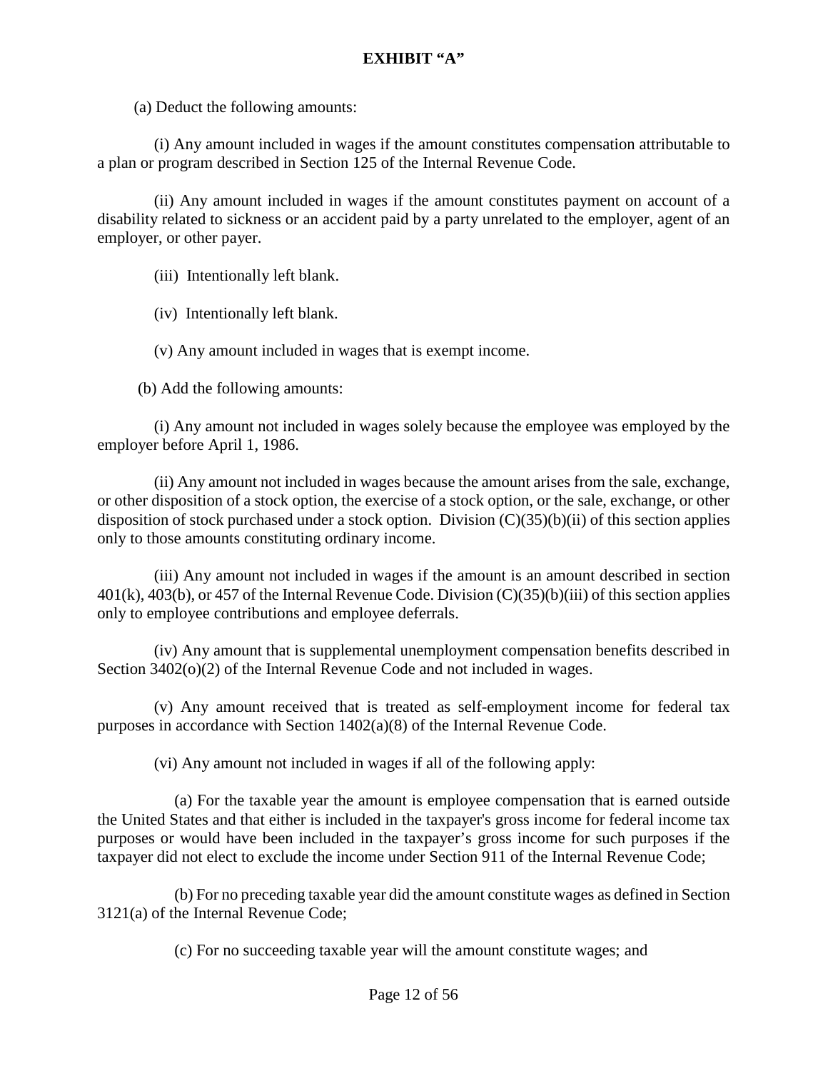## EXHIBIT "A"

(a) Deduct the following amounts:

(i) Any amount included in wages if the amount constitutes compensation attributable to a plan or program described in Section 125 of the Internal Revenue Code.

(ii) Any amount included in wages if the amount constitutes payment on account of a disability related to sickness or an accident paid by a party unrelated to the employer, agent of an employer, or other payer.

(iii) Intentionally left blank.

(iv) Intentionally left blank.

(v) Any amount included in wages that is exempt income.

(b) Add the following amounts:

(i) Any amount not included in wages solely because the employee was employed by the employer before April 1, 1986.

(ii) Any amount not included in wages because the amount arises from the sale, exchange, or other disposition of a stock option, the exercise of a stock option, or the sale, exchange, or other disposition of stock purchased under a stock option. Division (C)(35)(b)(ii) of this section applies only to those amounts constituting ordinary income.

(iii) Any amount not included in wages if the amount is an amount described in section 401(k), 403(b), or 457 of the Internal Revenue Code. Division (C)(35)(b)(iii) of this section applies only to employee contributions and employee deferrals.

(iv) Any amount that is supplemental unemployment compensation benefits described in Section 3402(o)(2) of the Internal Revenue Code and not included in wages.

(v) Any amount received that is treated as self-employment income for federal tax purposes in accordance with Section 1402(a)(8) of the Internal Revenue Code.

(vi) Any amount not included in wages if all of the following apply:

(a) For the taxable year the amount is employee compensation that is earned outside the United States and that either is included in the taxpayer's gross income for federal income tax purposes or would have been included in the taxpayer's gross income for such purposes if the taxpayer did not elect to exclude the income under Section 911 of the Internal Revenue Code;

(b) For no preceding taxable year did the amount constitute wages as defined in Section 3121(a) of the Internal Revenue Code;

(c) For no succeeding taxable year will the amount constitute wages; and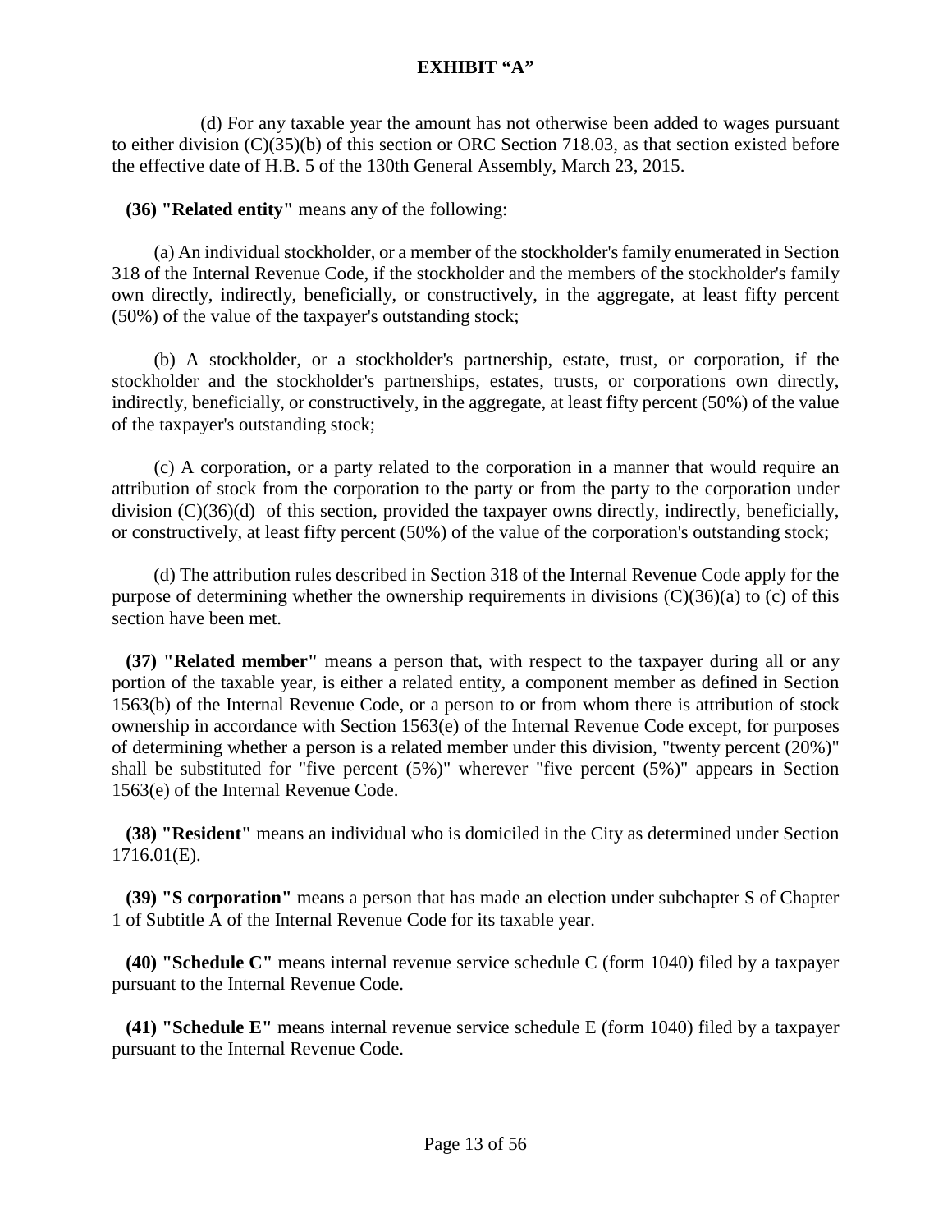# EXHIBIT "A"

(d) For any taxable year the amount has not otherwise been added to wages pursuant to either division (C)(35)(b) of this section or ORC Section 718.03, as that section existed before the effective date of H.B. 5 of the 130th General Assembly, March 23, 2015.

**(36) "Related entity"** means any of the following:

(a) An individual stockholder, or a member of the stockholder's family enumerated in Section 318 of the Internal Revenue Code, if the stockholder and the members of the stockholder's family own directly, indirectly, beneficially, or constructively, in the aggregate, at least fifty percent (50%) of the value of the taxpayer's outstanding stock;

(b) A stockholder, or a stockholder's partnership, estate, trust, or corporation, if the stockholder and the stockholder's partnerships, estates, trusts, or corporations own directly, indirectly, beneficially, or constructively, in the aggregate, at least fifty percent (50%) of the value of the taxpayer's outstanding stock;

(c) A corporation, or a party related to the corporation in a manner that would require an attribution of stock from the corporation to the party or from the party to the corporation under division (C)(36)(d) of this section, provided the taxpayer owns directly, indirectly, beneficially, or constructively, at least fifty percent (50%) of the value of the corporation's outstanding stock;

(d) The attribution rules described in Section 318 of the Internal Revenue Code apply for the purpose of determining whether the ownership requirements in divisions (C)(36)(a) to (c) of this section have been met.

**(37) "Related member"** means a person that, with respect to the taxpayer during all or any portion of the taxable year, is either a related entity, a component member as defined in Section 1563(b) of the Internal Revenue Code, or a person to or from whom there is attribution of stock ownership in accordance with Section 1563(e) of the Internal Revenue Code except, for purposes of determining whether a person is a related member under this division, "twenty percent (20%)" shall be substituted for "five percent (5%)" wherever "five percent (5%)" appears in Section 1563(e) of the Internal Revenue Code.

**(38) "Resident"** means an individual who is domiciled in the City as determined under Section 1716.01(E).

**(39) "S corporation"** means a person that has made an election under subchapter S of Chapter 1 of Subtitle A of the Internal Revenue Code for its taxable year.

**(40) "Schedule C"** means internal revenue service schedule C (form 1040) filed by a taxpayer pursuant to the Internal Revenue Code.

**(41) "Schedule E"** means internal revenue service schedule E (form 1040) filed by a taxpayer pursuant to the Internal Revenue Code.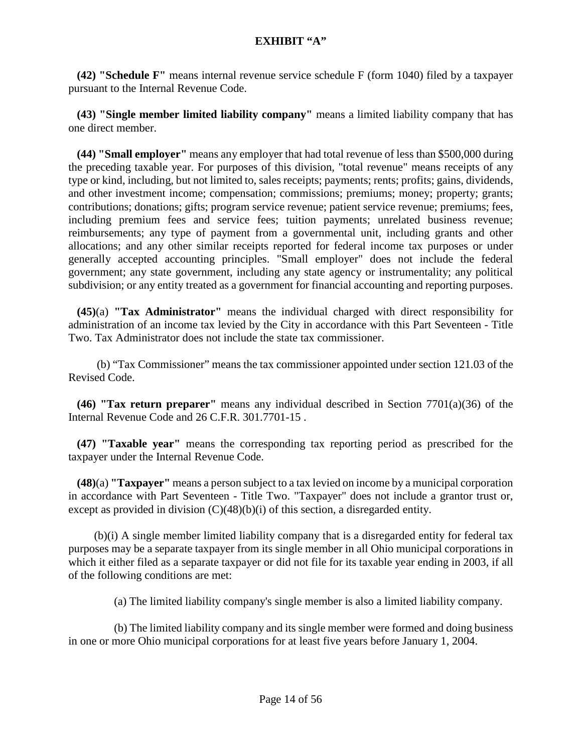**EXHIBIT "A"**

**(42) "Schedule F"** means internal revenue service schedule F (form 1040) filed by a taxpayer pursuant to the Internal Revenue Code.

**(43) "Single member limited liability company"** means a limited liability company that has one direct member.

**(44) "Small employer"** means any employer that had total revenue of less than $500,000 during the preceding taxable year. For purposes of this division, "total revenue" means receipts of any type or kind, including, but not limited to, sales receipts; payments; rents; profits; gains, dividends, and other investment income; compensation; commissions; premiums; money; property; grants; contributions; donations; gifts; program service revenue; patient service revenue; premiums; fees, including premium fees and service fees; tuition payments; unrelated business revenue; reimbursements; any type of payment from a governmental unit, including grants and other allocations; and any other similar receipts reported for federal income tax purposes or under generally accepted accounting principles. "Small employer" does not include the federal government; any state government, including any state agency or instrumentality; any political subdivision; or any entity treated as a government for financial accounting and reporting purposes.

**(45)**(a) **"Tax Administrator"** means the individual charged with direct responsibility for administration of an income tax levied by the City in accordance with this Part Seventeen - Title Two. Tax Administrator does not include the state tax commissioner.

(b) "Tax Commissioner" means the tax commissioner appointed under section 121.03 of the Revised Code.

**(46) "Tax return preparer"** means any individual described in Section 7701(a)(36) of the Internal Revenue Code and 26 C.F.R. 301.7701-15 .

**(47) "Taxable year"** means the corresponding tax reporting period as prescribed for the taxpayer under the Internal Revenue Code.

**(48)**(a) **"Taxpayer"** means a person subject to a tax levied on income by a municipal corporation in accordance with Part Seventeen - Title Two. "Taxpayer" does not include a grantor trust or, except as provided in division (C)(48)(b)(i) of this section, a disregarded entity.

(b)(i) A single member limited liability company that is a disregarded entity for federal tax purposes may be a separate taxpayer from its single member in all Ohio municipal corporations in which it either filed as a separate taxpayer or did not file for its taxable year ending in 2003, if all of the following conditions are met:

(a) The limited liability company's single member is also a limited liability company.

(b) The limited liability company and its single member were formed and doing business in one or more Ohio municipal corporations for at least five years before January 1, 2004.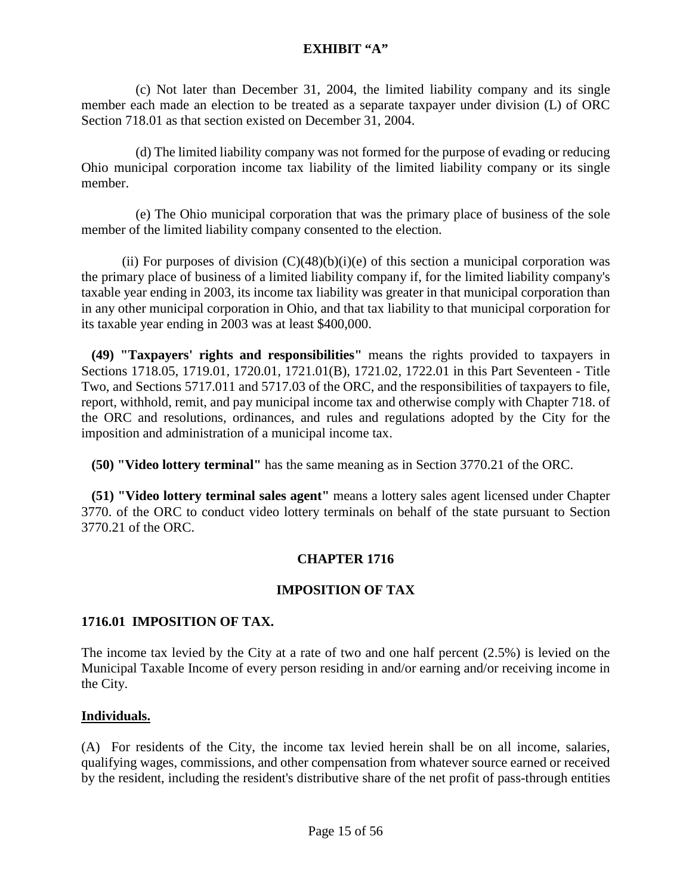**EXHIBIT "A"**

(c) Not later than December 31, 2004, the limited liability company and its single member each made an election to be treated as a separate taxpayer under division (L) of ORC Section 718.01 as that section existed on December 31, 2004.

(d) The limited liability company was not formed for the purpose of evading or reducing Ohio municipal corporation income tax liability of the limited liability company or its single member.

(e) The Ohio municipal corporation that was the primary place of business of the sole member of the limited liability company consented to the election.

(ii) For purposes of division (C)(48)(b)(i)(e) of this section a municipal corporation was the primary place of business of a limited liability company if, for the limited liability company's taxable year ending in 2003, its income tax liability was greater in that municipal corporation than in any other municipal corporation in Ohio, and that tax liability to that municipal corporation for its taxable year ending in 2003 was at least $400,000.

**(49) "Taxpayers' rights and responsibilities"** means the rights provided to taxpayers in Sections 1718.05, 1719.01, 1720.01, 1721.01(B), 1721.02, 1722.01 in this Part Seventeen - Title Two, and Sections 5717.011 and 5717.03 of the ORC, and the responsibilities of taxpayers to file, report, withhold, remit, and pay municipal income tax and otherwise comply with Chapter 718. of the ORC and resolutions, ordinances, and rules and regulations adopted by the City for the imposition and administration of a municipal income tax.

**(50) "Video lottery terminal"** has the same meaning as in Section 3770.21 of the ORC.

**(51) "Video lottery terminal sales agent"** means a lottery sales agent licensed under Chapter 3770. of the ORC to conduct video lottery terminals on behalf of the state pursuant to Section 3770.21 of the ORC.

## CHAPTER 1716

## IMPOSITION OF TAX

### 1716.01 IMPOSITION OF TAX.

The income tax levied by the City at a rate of two and one half percent (2.5%) is levied on the Municipal Taxable Income of every person residing in and/or earning and/or receiving income in the City.

**Individuals.**

(A) For residents of the City, the income tax levied herein shall be on all income, salaries, qualifying wages, commissions, and other compensation from whatever source earned or received by the resident, including the resident's distributive share of the net profit of pass-through entities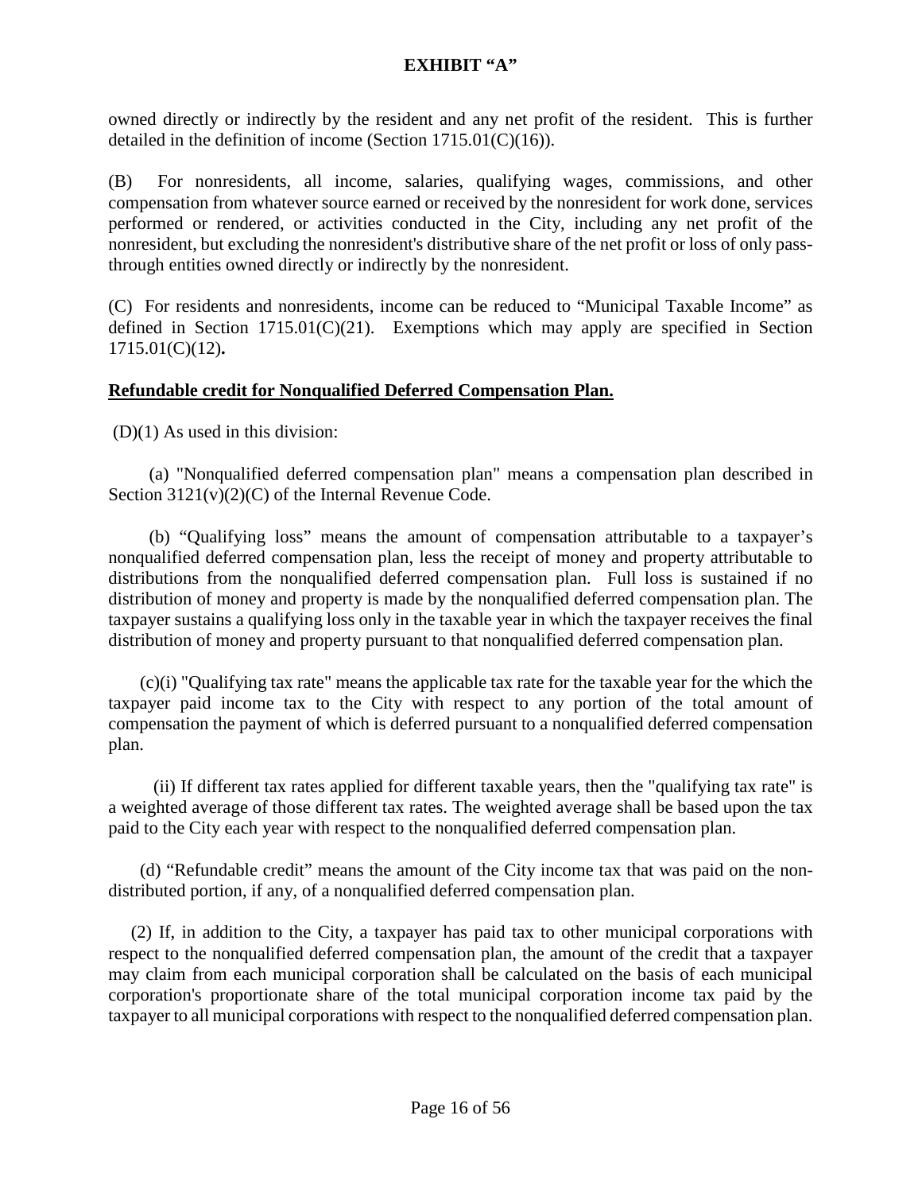owned directly or indirectly by the resident and any net profit of the resident. This is further detailed in the definition of income (Section 1715.01(C)(16)).

(B) For nonresidents, all income, salaries, qualifying wages, commissions, and other compensation from whatever source earned or received by the nonresident for work done, services performed or rendered, or activities conducted in the City, including any net profit of the nonresident, but excluding the nonresident's distributive share of the net profit or loss of only pass-through entities owned directly or indirectly by the nonresident.

(C) For residents and nonresidents, income can be reduced to "Municipal Taxable Income" as defined in Section 1715.01(C)(21). Exemptions which may apply are specified in Section 1715.01(C)(12)**.**

**Refundable credit for Nonqualified Deferred Compensation Plan.**

(D)(1) As used in this division:

(a) "Nonqualified deferred compensation plan" means a compensation plan described in Section 3121(v)(2)(C) of the Internal Revenue Code.

(b) "Qualifying loss" means the amount of compensation attributable to a taxpayer's nonqualified deferred compensation plan, less the receipt of money and property attributable to distributions from the nonqualified deferred compensation plan. Full loss is sustained if no distribution of money and property is made by the nonqualified deferred compensation plan. The taxpayer sustains a qualifying loss only in the taxable year in which the taxpayer receives the final distribution of money and property pursuant to that nonqualified deferred compensation plan.

(c)(i) "Qualifying tax rate" means the applicable tax rate for the taxable year for the which the taxpayer paid income tax to the City with respect to any portion of the total amount of compensation the payment of which is deferred pursuant to a nonqualified deferred compensation plan.

(ii) If different tax rates applied for different taxable years, then the "qualifying tax rate" is a weighted average of those different tax rates. The weighted average shall be based upon the tax paid to the City each year with respect to the nonqualified deferred compensation plan.

(d) "Refundable credit" means the amount of the City income tax that was paid on the non-distributed portion, if any, of a nonqualified deferred compensation plan.

(2) If, in addition to the City, a taxpayer has paid tax to other municipal corporations with respect to the nonqualified deferred compensation plan, the amount of the credit that a taxpayer may claim from each municipal corporation shall be calculated on the basis of each municipal corporation's proportionate share of the total municipal corporation income tax paid by the taxpayer to all municipal corporations with respect to the nonqualified deferred compensation plan.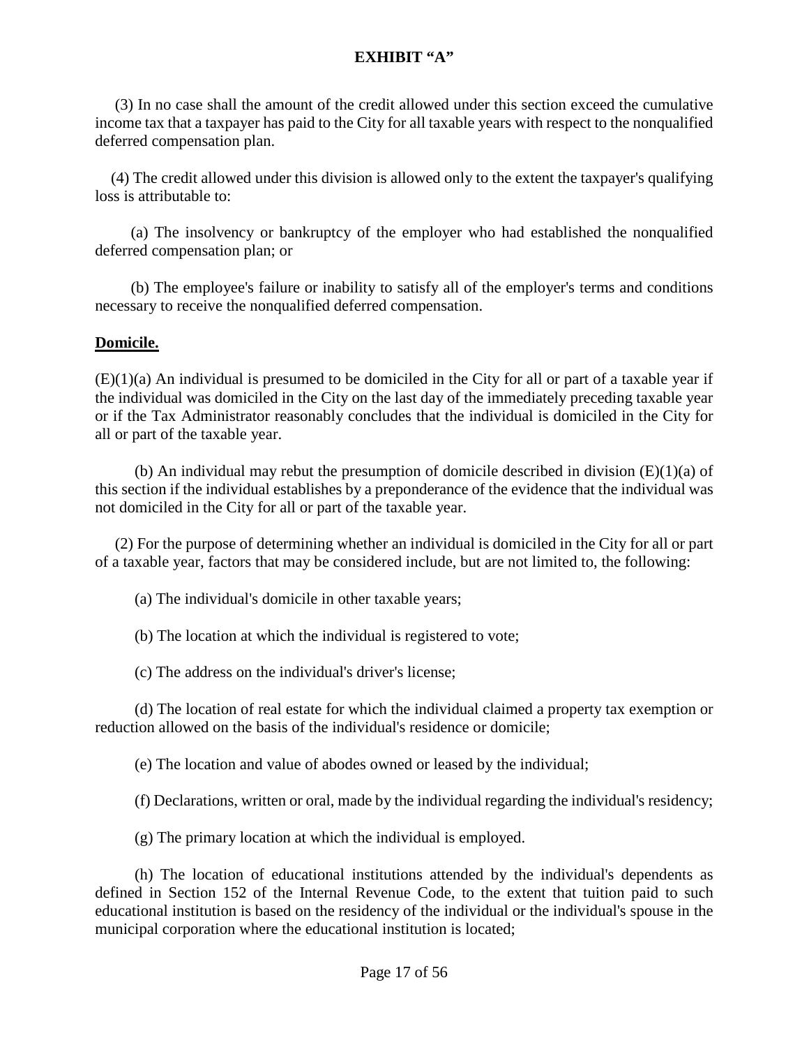**EXHIBIT "A"**

(3) In no case shall the amount of the credit allowed under this section exceed the cumulative income tax that a taxpayer has paid to the City for all taxable years with respect to the nonqualified deferred compensation plan.

(4) The credit allowed under this division is allowed only to the extent the taxpayer's qualifying loss is attributable to:

(a) The insolvency or bankruptcy of the employer who had established the nonqualified deferred compensation plan; or

(b) The employee's failure or inability to satisfy all of the employer's terms and conditions necessary to receive the nonqualified deferred compensation.

**Domicile.**

(E)(1)(a) An individual is presumed to be domiciled in the City for all or part of a taxable year if the individual was domiciled in the City on the last day of the immediately preceding taxable year or if the Tax Administrator reasonably concludes that the individual is domiciled in the City for all or part of the taxable year.

(b) An individual may rebut the presumption of domicile described in division (E)(1)(a) of this section if the individual establishes by a preponderance of the evidence that the individual was not domiciled in the City for all or part of the taxable year.

(2) For the purpose of determining whether an individual is domiciled in the City for all or part of a taxable year, factors that may be considered include, but are not limited to, the following:

(a) The individual's domicile in other taxable years;

(b) The location at which the individual is registered to vote;

(c) The address on the individual's driver's license;

(d) The location of real estate for which the individual claimed a property tax exemption or reduction allowed on the basis of the individual's residence or domicile;

(e) The location and value of abodes owned or leased by the individual;

(f) Declarations, written or oral, made by the individual regarding the individual's residency;

(g) The primary location at which the individual is employed.

(h) The location of educational institutions attended by the individual's dependents as defined in Section 152 of the Internal Revenue Code, to the extent that tuition paid to such educational institution is based on the residency of the individual or the individual's spouse in the municipal corporation where the educational institution is located;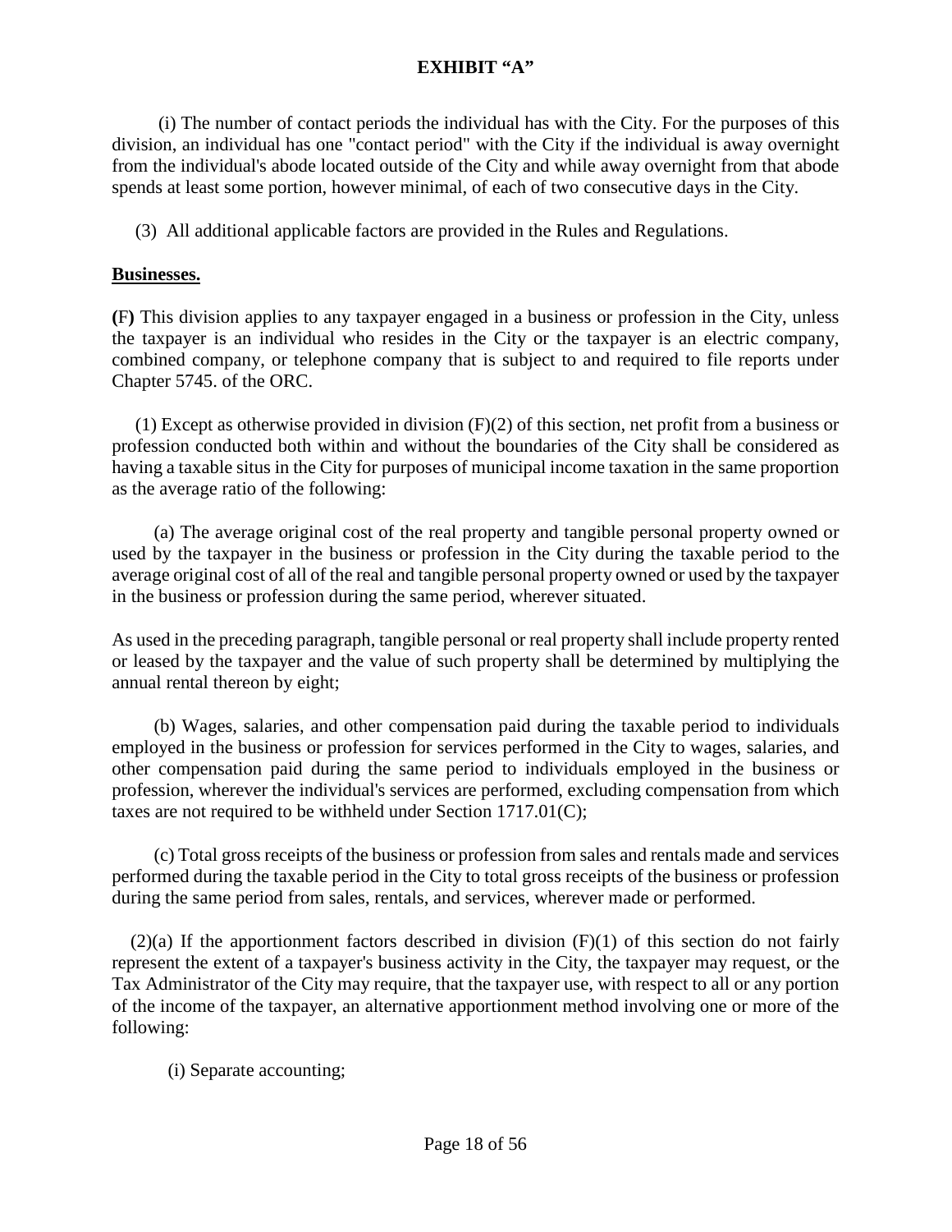(i) The number of contact periods the individual has with the City. For the purposes of this division, an individual has one "contact period" with the City if the individual is away overnight from the individual's abode located outside of the City and while away overnight from that abode spends at least some portion, however minimal, of each of two consecutive days in the City.

(3) All additional applicable factors are provided in the Rules and Regulations.

**Businesses.**

**(F)** This division applies to any taxpayer engaged in a business or profession in the City, unless the taxpayer is an individual who resides in the City or the taxpayer is an electric company, combined company, or telephone company that is subject to and required to file reports under Chapter 5745. of the ORC.

(1) Except as otherwise provided in division (F)(2) of this section, net profit from a business or profession conducted both within and without the boundaries of the City shall be considered as having a taxable situs in the City for purposes of municipal income taxation in the same proportion as the average ratio of the following:

(a) The average original cost of the real property and tangible personal property owned or used by the taxpayer in the business or profession in the City during the taxable period to the average original cost of all of the real and tangible personal property owned or used by the taxpayer in the business or profession during the same period, wherever situated.

As used in the preceding paragraph, tangible personal or real property shall include property rented or leased by the taxpayer and the value of such property shall be determined by multiplying the annual rental thereon by eight;

(b) Wages, salaries, and other compensation paid during the taxable period to individuals employed in the business or profession for services performed in the City to wages, salaries, and other compensation paid during the same period to individuals employed in the business or profession, wherever the individual's services are performed, excluding compensation from which taxes are not required to be withheld under Section 1717.01(C);

(c) Total gross receipts of the business or profession from sales and rentals made and services performed during the taxable period in the City to total gross receipts of the business or profession during the same period from sales, rentals, and services, wherever made or performed.

(2)(a) If the apportionment factors described in division (F)(1) of this section do not fairly represent the extent of a taxpayer's business activity in the City, the taxpayer may request, or the Tax Administrator of the City may require, that the taxpayer use, with respect to all or any portion of the income of the taxpayer, an alternative apportionment method involving one or more of the following:

(i) Separate accounting;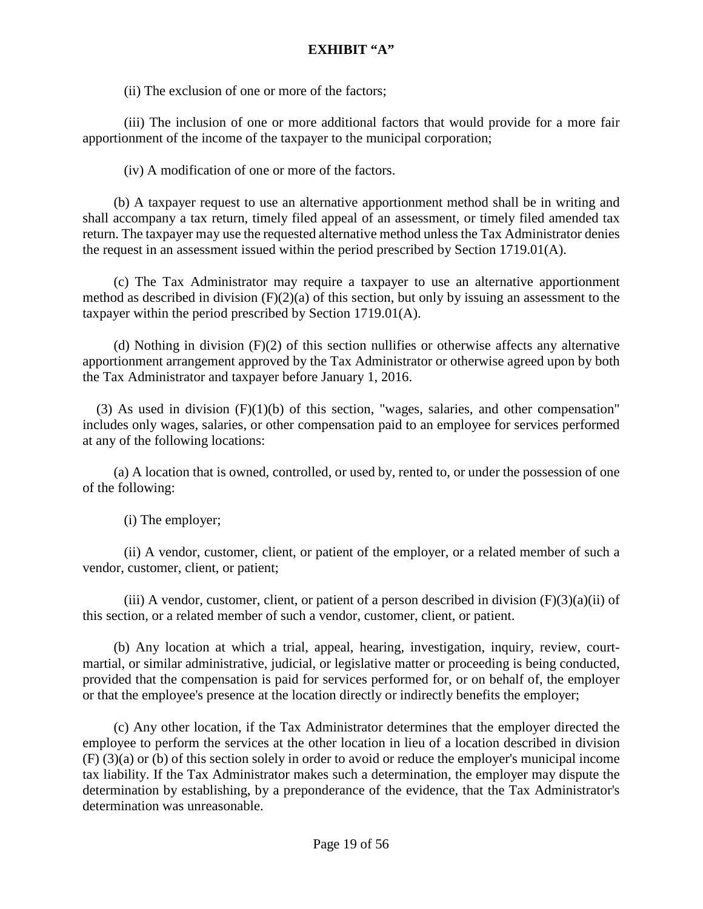**EXHIBIT "A"**

(ii) The exclusion of one or more of the factors;

(iii) The inclusion of one or more additional factors that would provide for a more fair apportionment of the income of the taxpayer to the municipal corporation;

(iv) A modification of one or more of the factors.

(b) A taxpayer request to use an alternative apportionment method shall be in writing and shall accompany a tax return, timely filed appeal of an assessment, or timely filed amended tax return. The taxpayer may use the requested alternative method unless the Tax Administrator denies the request in an assessment issued within the period prescribed by Section 1719.01(A).

(c) The Tax Administrator may require a taxpayer to use an alternative apportionment method as described in division (F)(2)(a) of this section, but only by issuing an assessment to the taxpayer within the period prescribed by Section 1719.01(A).

(d) Nothing in division (F)(2) of this section nullifies or otherwise affects any alternative apportionment arrangement approved by the Tax Administrator or otherwise agreed upon by both the Tax Administrator and taxpayer before January 1, 2016.

(3) As used in division (F)(1)(b) of this section, "wages, salaries, and other compensation" includes only wages, salaries, or other compensation paid to an employee for services performed at any of the following locations:

(a) A location that is owned, controlled, or used by, rented to, or under the possession of one of the following:

(i) The employer;

(ii) A vendor, customer, client, or patient of the employer, or a related member of such a vendor, customer, client, or patient;

(iii) A vendor, customer, client, or patient of a person described in division (F)(3)(a)(ii) of this section, or a related member of such a vendor, customer, client, or patient.

(b) Any location at which a trial, appeal, hearing, investigation, inquiry, review, court-martial, or similar administrative, judicial, or legislative matter or proceeding is being conducted, provided that the compensation is paid for services performed for, or on behalf of, the employer or that the employee's presence at the location directly or indirectly benefits the employer;

(c) Any other location, if the Tax Administrator determines that the employer directed the employee to perform the services at the other location in lieu of a location described in division (F) (3)(a) or (b) of this section solely in order to avoid or reduce the employer's municipal income tax liability. If the Tax Administrator makes such a determination, the employer may dispute the determination by establishing, by a preponderance of the evidence, that the Tax Administrator's determination was unreasonable.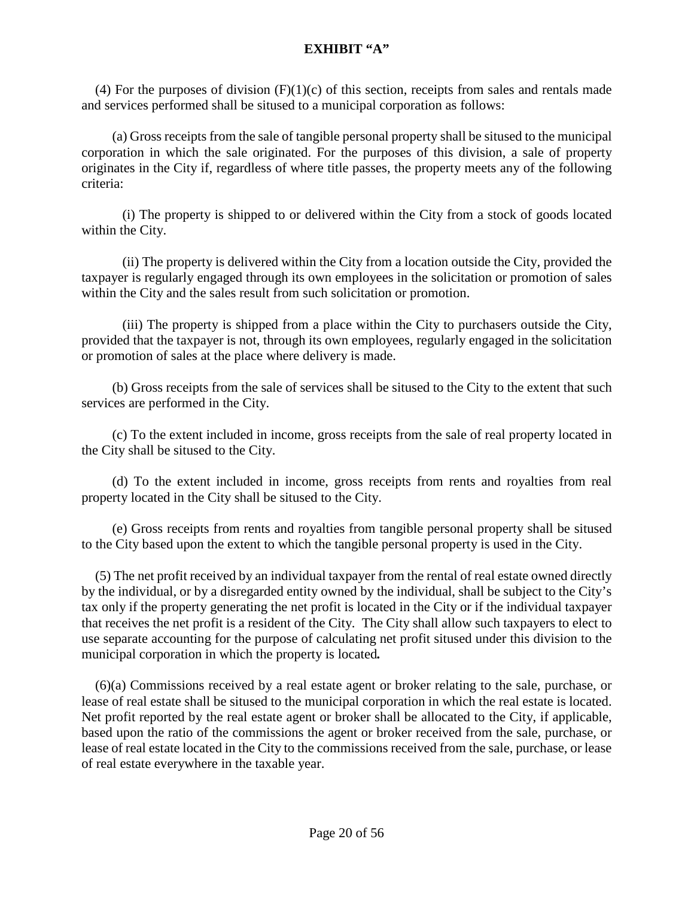**EXHIBIT "A"**

(4) For the purposes of division (F)(1)(c) of this section, receipts from sales and rentals made and services performed shall be sitused to a municipal corporation as follows:

(a) Gross receipts from the sale of tangible personal property shall be sitused to the municipal corporation in which the sale originated. For the purposes of this division, a sale of property originates in the City if, regardless of where title passes, the property meets any of the following criteria:

(i) The property is shipped to or delivered within the City from a stock of goods located within the City.

(ii) The property is delivered within the City from a location outside the City, provided the taxpayer is regularly engaged through its own employees in the solicitation or promotion of sales within the City and the sales result from such solicitation or promotion.

(iii) The property is shipped from a place within the City to purchasers outside the City, provided that the taxpayer is not, through its own employees, regularly engaged in the solicitation or promotion of sales at the place where delivery is made.

(b) Gross receipts from the sale of services shall be sitused to the City to the extent that such services are performed in the City.

(c) To the extent included in income, gross receipts from the sale of real property located in the City shall be sitused to the City.

(d) To the extent included in income, gross receipts from rents and royalties from real property located in the City shall be sitused to the City.

(e) Gross receipts from rents and royalties from tangible personal property shall be sitused to the City based upon the extent to which the tangible personal property is used in the City.

(5) The net profit received by an individual taxpayer from the rental of real estate owned directly by the individual, or by a disregarded entity owned by the individual, shall be subject to the City's tax only if the property generating the net profit is located in the City or if the individual taxpayer that receives the net profit is a resident of the City. The City shall allow such taxpayers to elect to use separate accounting for the purpose of calculating net profit sitused under this division to the municipal corporation in which the property is located**.**

(6)(a) Commissions received by a real estate agent or broker relating to the sale, purchase, or lease of real estate shall be sitused to the municipal corporation in which the real estate is located. Net profit reported by the real estate agent or broker shall be allocated to the City, if applicable, based upon the ratio of the commissions the agent or broker received from the sale, purchase, or lease of real estate located in the City to the commissions received from the sale, purchase, or lease of real estate everywhere in the taxable year.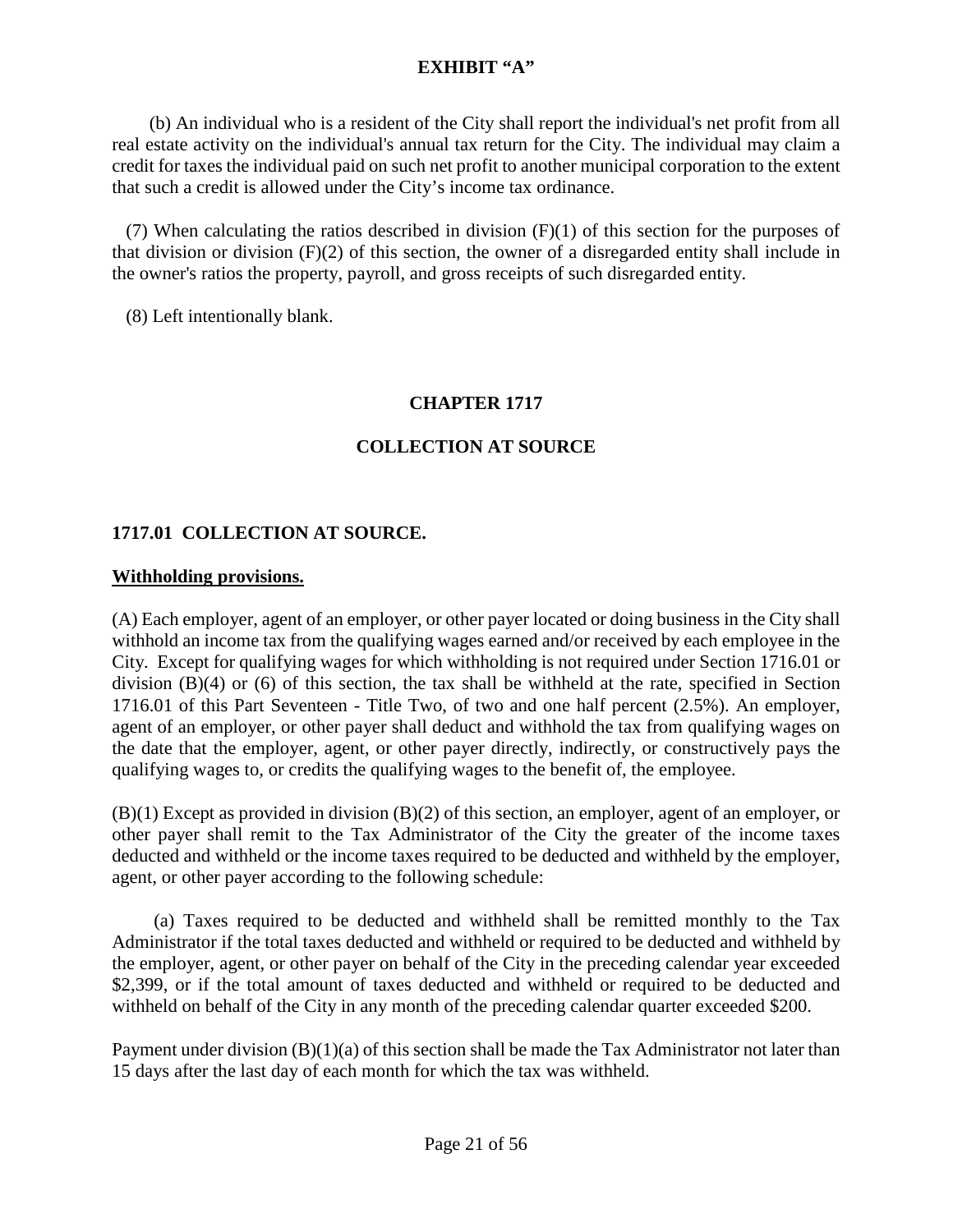(b) An individual who is a resident of the City shall report the individual's net profit from all real estate activity on the individual's annual tax return for the City. The individual may claim a credit for taxes the individual paid on such net profit to another municipal corporation to the extent that such a credit is allowed under the City's income tax ordinance.

(7) When calculating the ratios described in division (F)(1) of this section for the purposes of that division or division (F)(2) of this section, the owner of a disregarded entity shall include in the owner's ratios the property, payroll, and gross receipts of such disregarded entity.

(8) Left intentionally blank.

# CHAPTER 1717

# COLLECTION AT SOURCE

## 1717.01 COLLECTION AT SOURCE.

**Withholding provisions.**

(A) Each employer, agent of an employer, or other payer located or doing business in the City shall withhold an income tax from the qualifying wages earned and/or received by each employee in the City. Except for qualifying wages for which withholding is not required under Section 1716.01 or division (B)(4) or (6) of this section, the tax shall be withheld at the rate, specified in Section 1716.01 of this Part Seventeen - Title Two, of two and one half percent (2.5%). An employer, agent of an employer, or other payer shall deduct and withhold the tax from qualifying wages on the date that the employer, agent, or other payer directly, indirectly, or constructively pays the qualifying wages to, or credits the qualifying wages to the benefit of, the employee.

(B)(1) Except as provided in division (B)(2) of this section, an employer, agent of an employer, or other payer shall remit to the Tax Administrator of the City the greater of the income taxes deducted and withheld or the income taxes required to be deducted and withheld by the employer, agent, or other payer according to the following schedule:

(a) Taxes required to be deducted and withheld shall be remitted monthly to the Tax Administrator if the total taxes deducted and withheld or required to be deducted and withheld by the employer, agent, or other payer on behalf of the City in the preceding calendar year exceeded $2,399, or if the total amount of taxes deducted and withheld or required to be deducted and withheld on behalf of the City in any month of the preceding calendar quarter exceeded $200.

Payment under division (B)(1)(a) of this section shall be made the Tax Administrator not later than 15 days after the last day of each month for which the tax was withheld.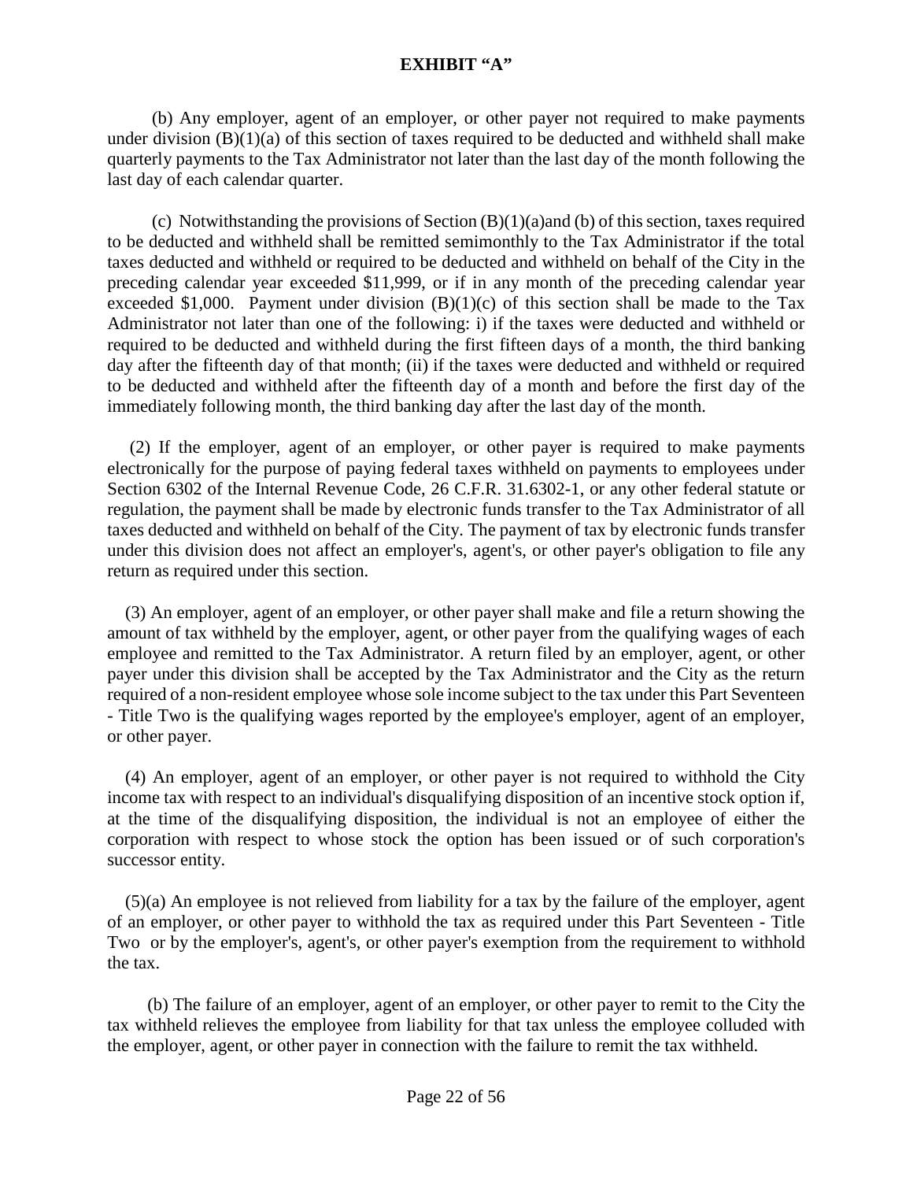**EXHIBIT "A"**

(b) Any employer, agent of an employer, or other payer not required to make payments under division (B)(1)(a) of this section of taxes required to be deducted and withheld shall make quarterly payments to the Tax Administrator not later than the last day of the month following the last day of each calendar quarter.

(c) Notwithstanding the provisions of Section (B)(1)(a)and (b) of this section, taxes required to be deducted and withheld shall be remitted semimonthly to the Tax Administrator if the total taxes deducted and withheld or required to be deducted and withheld on behalf of the City in the preceding calendar year exceeded $11,999, or if in any month of the preceding calendar year exceeded $1,000. Payment under division (B)(1)(c) of this section shall be made to the Tax Administrator not later than one of the following: i) if the taxes were deducted and withheld or required to be deducted and withheld during the first fifteen days of a month, the third banking day after the fifteenth day of that month; (ii) if the taxes were deducted and withheld or required to be deducted and withheld after the fifteenth day of a month and before the first day of the immediately following month, the third banking day after the last day of the month.

(2) If the employer, agent of an employer, or other payer is required to make payments electronically for the purpose of paying federal taxes withheld on payments to employees under Section 6302 of the Internal Revenue Code, 26 C.F.R. 31.6302-1, or any other federal statute or regulation, the payment shall be made by electronic funds transfer to the Tax Administrator of all taxes deducted and withheld on behalf of the City. The payment of tax by electronic funds transfer under this division does not affect an employer's, agent's, or other payer's obligation to file any return as required under this section.

(3) An employer, agent of an employer, or other payer shall make and file a return showing the amount of tax withheld by the employer, agent, or other payer from the qualifying wages of each employee and remitted to the Tax Administrator. A return filed by an employer, agent, or other payer under this division shall be accepted by the Tax Administrator and the City as the return required of a non-resident employee whose sole income subject to the tax under this Part Seventeen - Title Two is the qualifying wages reported by the employee's employer, agent of an employer, or other payer.

(4) An employer, agent of an employer, or other payer is not required to withhold the City income tax with respect to an individual's disqualifying disposition of an incentive stock option if, at the time of the disqualifying disposition, the individual is not an employee of either the corporation with respect to whose stock the option has been issued or of such corporation's successor entity.

(5)(a) An employee is not relieved from liability for a tax by the failure of the employer, agent of an employer, or other payer to withhold the tax as required under this Part Seventeen - Title Two or by the employer's, agent's, or other payer's exemption from the requirement to withhold the tax.

(b) The failure of an employer, agent of an employer, or other payer to remit to the City the tax withheld relieves the employee from liability for that tax unless the employee colluded with the employer, agent, or other payer in connection with the failure to remit the tax withheld.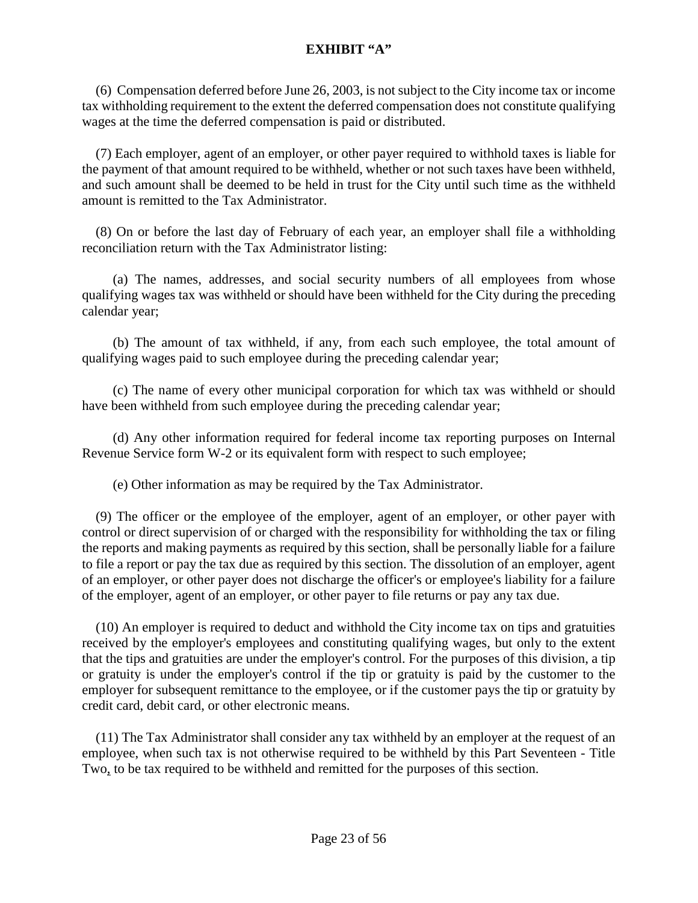**EXHIBIT "A"**

(6) Compensation deferred before June 26, 2003, is not subject to the City income tax or income tax withholding requirement to the extent the deferred compensation does not constitute qualifying wages at the time the deferred compensation is paid or distributed.

(7) Each employer, agent of an employer, or other payer required to withhold taxes is liable for the payment of that amount required to be withheld, whether or not such taxes have been withheld, and such amount shall be deemed to be held in trust for the City until such time as the withheld amount is remitted to the Tax Administrator.

(8) On or before the last day of February of each year, an employer shall file a withholding reconciliation return with the Tax Administrator listing:

(a) The names, addresses, and social security numbers of all employees from whose qualifying wages tax was withheld or should have been withheld for the City during the preceding calendar year;

(b) The amount of tax withheld, if any, from each such employee, the total amount of qualifying wages paid to such employee during the preceding calendar year;

(c) The name of every other municipal corporation for which tax was withheld or should have been withheld from such employee during the preceding calendar year;

(d) Any other information required for federal income tax reporting purposes on Internal Revenue Service form W-2 or its equivalent form with respect to such employee;

(e) Other information as may be required by the Tax Administrator.

(9) The officer or the employee of the employer, agent of an employer, or other payer with control or direct supervision of or charged with the responsibility for withholding the tax or filing the reports and making payments as required by this section, shall be personally liable for a failure to file a report or pay the tax due as required by this section. The dissolution of an employer, agent of an employer, or other payer does not discharge the officer's or employee's liability for a failure of the employer, agent of an employer, or other payer to file returns or pay any tax due.

(10) An employer is required to deduct and withhold the City income tax on tips and gratuities received by the employer's employees and constituting qualifying wages, but only to the extent that the tips and gratuities are under the employer's control. For the purposes of this division, a tip or gratuity is under the employer's control if the tip or gratuity is paid by the customer to the employer for subsequent remittance to the employee, or if the customer pays the tip or gratuity by credit card, debit card, or other electronic means.

(11) The Tax Administrator shall consider any tax withheld by an employer at the request of an employee, when such tax is not otherwise required to be withheld by this Part Seventeen - Title Two, to be tax required to be withheld and remitted for the purposes of this section.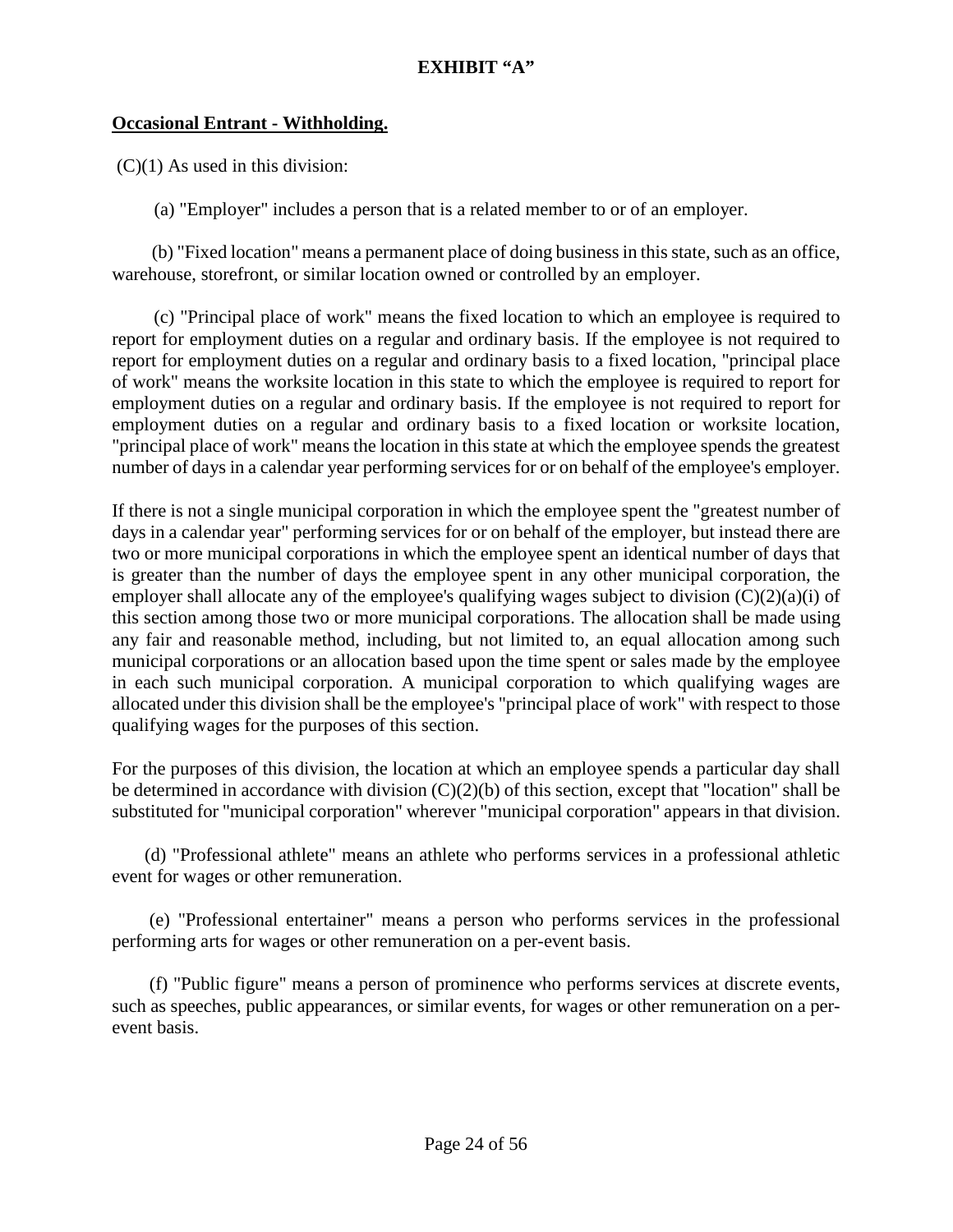**EXHIBIT "A"**

**Occasional Entrant - Withholding.**

(C)(1) As used in this division:

(a) "Employer" includes a person that is a related member to or of an employer.

(b) "Fixed location" means a permanent place of doing business in this state, such as an office, warehouse, storefront, or similar location owned or controlled by an employer.

(c) "Principal place of work" means the fixed location to which an employee is required to report for employment duties on a regular and ordinary basis. If the employee is not required to report for employment duties on a regular and ordinary basis to a fixed location, "principal place of work" means the worksite location in this state to which the employee is required to report for employment duties on a regular and ordinary basis. If the employee is not required to report for employment duties on a regular and ordinary basis to a fixed location or worksite location, "principal place of work" means the location in this state at which the employee spends the greatest number of days in a calendar year performing services for or on behalf of the employee's employer.

If there is not a single municipal corporation in which the employee spent the "greatest number of days in a calendar year" performing services for or on behalf of the employer, but instead there are two or more municipal corporations in which the employee spent an identical number of days that is greater than the number of days the employee spent in any other municipal corporation, the employer shall allocate any of the employee's qualifying wages subject to division (C)(2)(a)(i) of this section among those two or more municipal corporations. The allocation shall be made using any fair and reasonable method, including, but not limited to, an equal allocation among such municipal corporations or an allocation based upon the time spent or sales made by the employee in each such municipal corporation. A municipal corporation to which qualifying wages are allocated under this division shall be the employee's "principal place of work" with respect to those qualifying wages for the purposes of this section.

For the purposes of this division, the location at which an employee spends a particular day shall be determined in accordance with division (C)(2)(b) of this section, except that "location" shall be substituted for "municipal corporation" wherever "municipal corporation" appears in that division.

(d) "Professional athlete" means an athlete who performs services in a professional athletic event for wages or other remuneration.

(e) "Professional entertainer" means a person who performs services in the professional performing arts for wages or other remuneration on a per-event basis.

(f) "Public figure" means a person of prominence who performs services at discrete events, such as speeches, public appearances, or similar events, for wages or other remuneration on a per-event basis.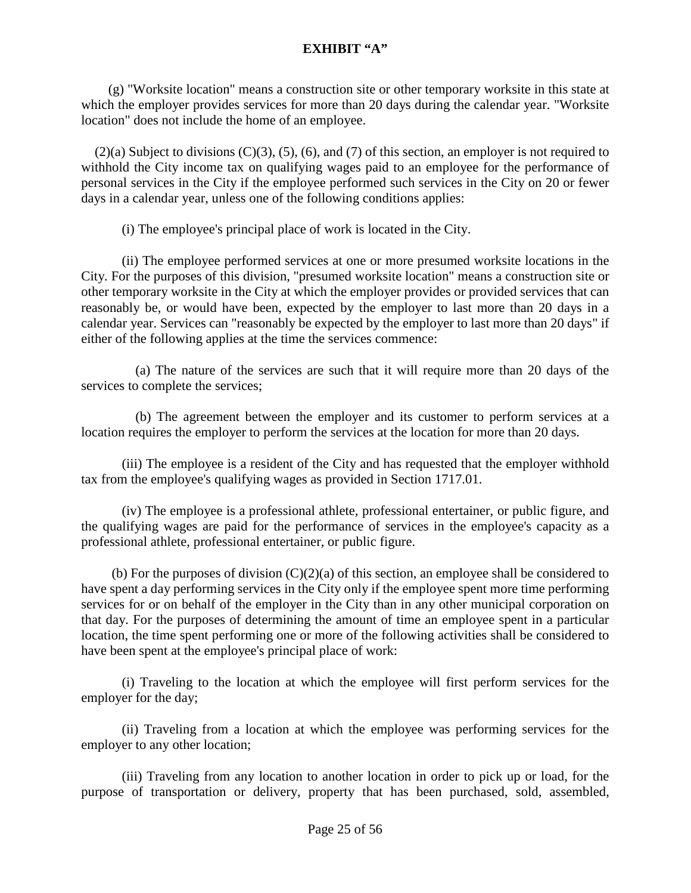**EXHIBIT "A"**

(g) "Worksite location" means a construction site or other temporary worksite in this state at which the employer provides services for more than 20 days during the calendar year. "Worksite location" does not include the home of an employee.

(2)(a) Subject to divisions (C)(3), (5), (6), and (7) of this section, an employer is not required to withhold the City income tax on qualifying wages paid to an employee for the performance of personal services in the City if the employee performed such services in the City on 20 or fewer days in a calendar year, unless one of the following conditions applies:

(i) The employee's principal place of work is located in the City.

(ii) The employee performed services at one or more presumed worksite locations in the City. For the purposes of this division, "presumed worksite location" means a construction site or other temporary worksite in the City at which the employer provides or provided services that can reasonably be, or would have been, expected by the employer to last more than 20 days in a calendar year. Services can "reasonably be expected by the employer to last more than 20 days" if either of the following applies at the time the services commence:

(a) The nature of the services are such that it will require more than 20 days of the services to complete the services;

(b) The agreement between the employer and its customer to perform services at a location requires the employer to perform the services at the location for more than 20 days.

(iii) The employee is a resident of the City and has requested that the employer withhold tax from the employee's qualifying wages as provided in Section 1717.01.

(iv) The employee is a professional athlete, professional entertainer, or public figure, and the qualifying wages are paid for the performance of services in the employee's capacity as a professional athlete, professional entertainer, or public figure.

(b) For the purposes of division (C)(2)(a) of this section, an employee shall be considered to have spent a day performing services in the City only if the employee spent more time performing services for or on behalf of the employer in the City than in any other municipal corporation on that day. For the purposes of determining the amount of time an employee spent in a particular location, the time spent performing one or more of the following activities shall be considered to have been spent at the employee's principal place of work:

(i) Traveling to the location at which the employee will first perform services for the employer for the day;

(ii) Traveling from a location at which the employee was performing services for the employer to any other location;

(iii) Traveling from any location to another location in order to pick up or load, for the purpose of transportation or delivery, property that has been purchased, sold, assembled,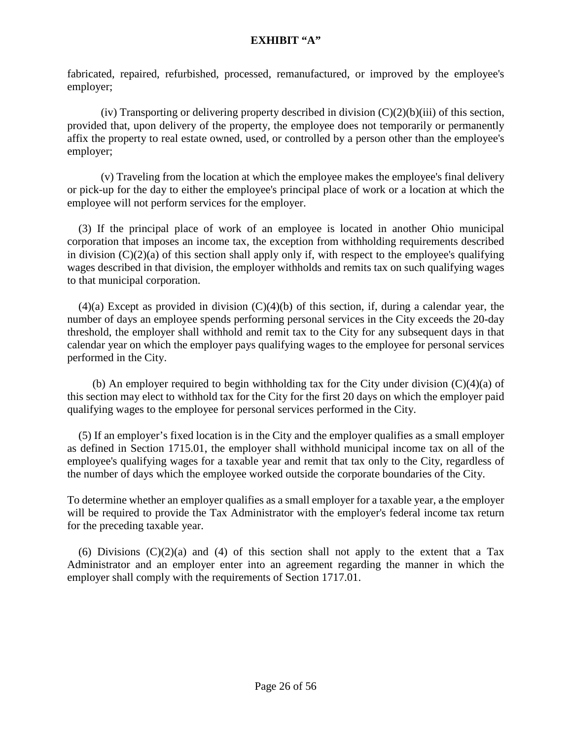**EXHIBIT "A"**

fabricated, repaired, refurbished, processed, remanufactured, or improved by the employee's employer;

(iv) Transporting or delivering property described in division (C)(2)(b)(iii) of this section, provided that, upon delivery of the property, the employee does not temporarily or permanently affix the property to real estate owned, used, or controlled by a person other than the employee's employer;

(v) Traveling from the location at which the employee makes the employee's final delivery or pick-up for the day to either the employee's principal place of work or a location at which the employee will not perform services for the employer.

(3) If the principal place of work of an employee is located in another Ohio municipal corporation that imposes an income tax, the exception from withholding requirements described in division (C)(2)(a) of this section shall apply only if, with respect to the employee's qualifying wages described in that division, the employer withholds and remits tax on such qualifying wages to that municipal corporation.

(4)(a) Except as provided in division (C)(4)(b) of this section, if, during a calendar year, the number of days an employee spends performing personal services in the City exceeds the 20-day threshold, the employer shall withhold and remit tax to the City for any subsequent days in that calendar year on which the employer pays qualifying wages to the employee for personal services performed in the City.

(b) An employer required to begin withholding tax for the City under division (C)(4)(a) of this section may elect to withhold tax for the City for the first 20 days on which the employer paid qualifying wages to the employee for personal services performed in the City.

(5) If an employer's fixed location is in the City and the employer qualifies as a small employer as defined in Section 1715.01, the employer shall withhold municipal income tax on all of the employee's qualifying wages for a taxable year and remit that tax only to the City, regardless of the number of days which the employee worked outside the corporate boundaries of the City.

To determine whether an employer qualifies as a small employer for a taxable year, ~~a~~ the employer will be required to provide the Tax Administrator with the employer's federal income tax return for the preceding taxable year.

(6) Divisions (C)(2)(a) and (4) of this section shall not apply to the extent that a Tax Administrator and an employer enter into an agreement regarding the manner in which the employer shall comply with the requirements of Section 1717.01.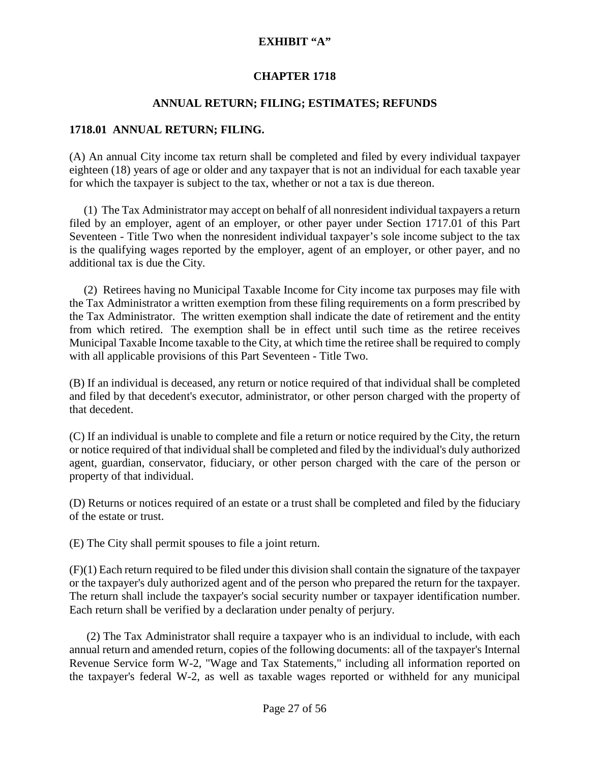# EXHIBIT "A"

## CHAPTER 1718

### ANNUAL RETURN; FILING; ESTIMATES; REFUNDS

**1718.01 ANNUAL RETURN; FILING.**

(A) An annual City income tax return shall be completed and filed by every individual taxpayer eighteen (18) years of age or older and any taxpayer that is not an individual for each taxable year for which the taxpayer is subject to the tax, whether or not a tax is due thereon.

(1) The Tax Administrator may accept on behalf of all nonresident individual taxpayers a return filed by an employer, agent of an employer, or other payer under Section 1717.01 of this Part Seventeen - Title Two when the nonresident individual taxpayer's sole income subject to the tax is the qualifying wages reported by the employer, agent of an employer, or other payer, and no additional tax is due the City.

(2) Retirees having no Municipal Taxable Income for City income tax purposes may file with the Tax Administrator a written exemption from these filing requirements on a form prescribed by the Tax Administrator. The written exemption shall indicate the date of retirement and the entity from which retired. The exemption shall be in effect until such time as the retiree receives Municipal Taxable Income taxable to the City, at which time the retiree shall be required to comply with all applicable provisions of this Part Seventeen - Title Two.

(B) If an individual is deceased, any return or notice required of that individual shall be completed and filed by that decedent's executor, administrator, or other person charged with the property of that decedent.

(C) If an individual is unable to complete and file a return or notice required by the City, the return or notice required of that individual shall be completed and filed by the individual's duly authorized agent, guardian, conservator, fiduciary, or other person charged with the care of the person or property of that individual.

(D) Returns or notices required of an estate or a trust shall be completed and filed by the fiduciary of the estate or trust.

(E) The City shall permit spouses to file a joint return.

(F)(1) Each return required to be filed under this division shall contain the signature of the taxpayer or the taxpayer's duly authorized agent and of the person who prepared the return for the taxpayer. The return shall include the taxpayer's social security number or taxpayer identification number. Each return shall be verified by a declaration under penalty of perjury.

(2) The Tax Administrator shall require a taxpayer who is an individual to include, with each annual return and amended return, copies of the following documents: all of the taxpayer's Internal Revenue Service form W-2, "Wage and Tax Statements," including all information reported on the taxpayer's federal W-2, as well as taxable wages reported or withheld for any municipal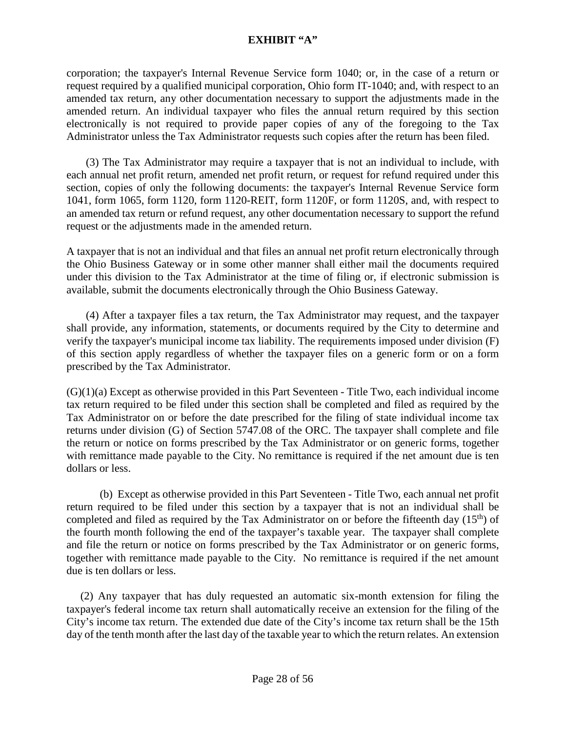corporation; the taxpayer's Internal Revenue Service form 1040; or, in the case of a return or request required by a qualified municipal corporation, Ohio form IT-1040; and, with respect to an amended tax return, any other documentation necessary to support the adjustments made in the amended return. An individual taxpayer who files the annual return required by this section electronically is not required to provide paper copies of any of the foregoing to the Tax Administrator unless the Tax Administrator requests such copies after the return has been filed.

(3) The Tax Administrator may require a taxpayer that is not an individual to include, with each annual net profit return, amended net profit return, or request for refund required under this section, copies of only the following documents: the taxpayer's Internal Revenue Service form 1041, form 1065, form 1120, form 1120-REIT, form 1120F, or form 1120S, and, with respect to an amended tax return or refund request, any other documentation necessary to support the refund request or the adjustments made in the amended return.

A taxpayer that is not an individual and that files an annual net profit return electronically through the Ohio Business Gateway or in some other manner shall either mail the documents required under this division to the Tax Administrator at the time of filing or, if electronic submission is available, submit the documents electronically through the Ohio Business Gateway.

(4) After a taxpayer files a tax return, the Tax Administrator may request, and the taxpayer shall provide, any information, statements, or documents required by the City to determine and verify the taxpayer's municipal income tax liability. The requirements imposed under division (F) of this section apply regardless of whether the taxpayer files on a generic form or on a form prescribed by the Tax Administrator.

(G)(1)(a) Except as otherwise provided in this Part Seventeen - Title Two, each individual income tax return required to be filed under this section shall be completed and filed as required by the Tax Administrator on or before the date prescribed for the filing of state individual income tax returns under division (G) of Section 5747.08 of the ORC. The taxpayer shall complete and file the return or notice on forms prescribed by the Tax Administrator or on generic forms, together with remittance made payable to the City. No remittance is required if the net amount due is ten dollars or less.

(b) Except as otherwise provided in this Part Seventeen - Title Two, each annual net profit return required to be filed under this section by a taxpayer that is not an individual shall be completed and filed as required by the Tax Administrator on or before the fifteenth day (15th) of the fourth month following the end of the taxpayer's taxable year. The taxpayer shall complete and file the return or notice on forms prescribed by the Tax Administrator or on generic forms, together with remittance made payable to the City. No remittance is required if the net amount due is ten dollars or less.

(2) Any taxpayer that has duly requested an automatic six-month extension for filing the taxpayer's federal income tax return shall automatically receive an extension for the filing of the City's income tax return. The extended due date of the City's income tax return shall be the 15th day of the tenth month after the last day of the taxable year to which the return relates. An extension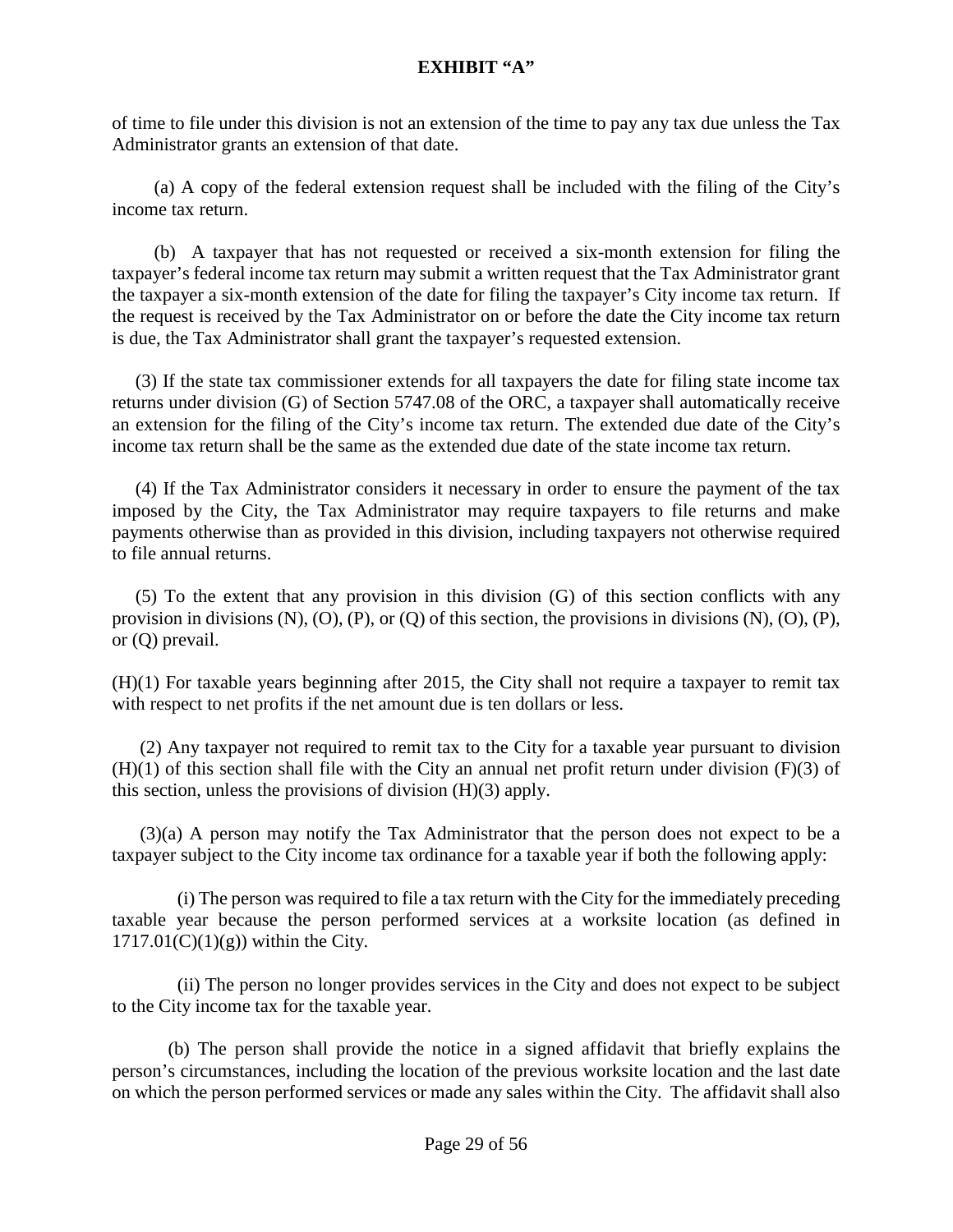**EXHIBIT "A"**

of time to file under this division is not an extension of the time to pay any tax due unless the Tax Administrator grants an extension of that date.

(a) A copy of the federal extension request shall be included with the filing of the City's income tax return.

(b) A taxpayer that has not requested or received a six-month extension for filing the taxpayer's federal income tax return may submit a written request that the Tax Administrator grant the taxpayer a six-month extension of the date for filing the taxpayer's City income tax return. If the request is received by the Tax Administrator on or before the date the City income tax return is due, the Tax Administrator shall grant the taxpayer's requested extension.

(3) If the state tax commissioner extends for all taxpayers the date for filing state income tax returns under division (G) of Section 5747.08 of the ORC, a taxpayer shall automatically receive an extension for the filing of the City's income tax return. The extended due date of the City's income tax return shall be the same as the extended due date of the state income tax return.

(4) If the Tax Administrator considers it necessary in order to ensure the payment of the tax imposed by the City, the Tax Administrator may require taxpayers to file returns and make payments otherwise than as provided in this division, including taxpayers not otherwise required to file annual returns.

(5) To the extent that any provision in this division (G) of this section conflicts with any provision in divisions (N), (O), (P), or (Q) of this section, the provisions in divisions (N), (O), (P), or (Q) prevail.

(H)(1) For taxable years beginning after 2015, the City shall not require a taxpayer to remit tax with respect to net profits if the net amount due is ten dollars or less.

(2) Any taxpayer not required to remit tax to the City for a taxable year pursuant to division (H)(1) of this section shall file with the City an annual net profit return under division (F)(3) of this section, unless the provisions of division (H)(3) apply.

(3)(a) A person may notify the Tax Administrator that the person does not expect to be a taxpayer subject to the City income tax ordinance for a taxable year if both the following apply:

(i) The person was required to file a tax return with the City for the immediately preceding taxable year because the person performed services at a worksite location (as defined in 1717.01(C)(1)(g)) within the City.

(ii) The person no longer provides services in the City and does not expect to be subject to the City income tax for the taxable year.

(b) The person shall provide the notice in a signed affidavit that briefly explains the person's circumstances, including the location of the previous worksite location and the last date on which the person performed services or made any sales within the City. The affidavit shall also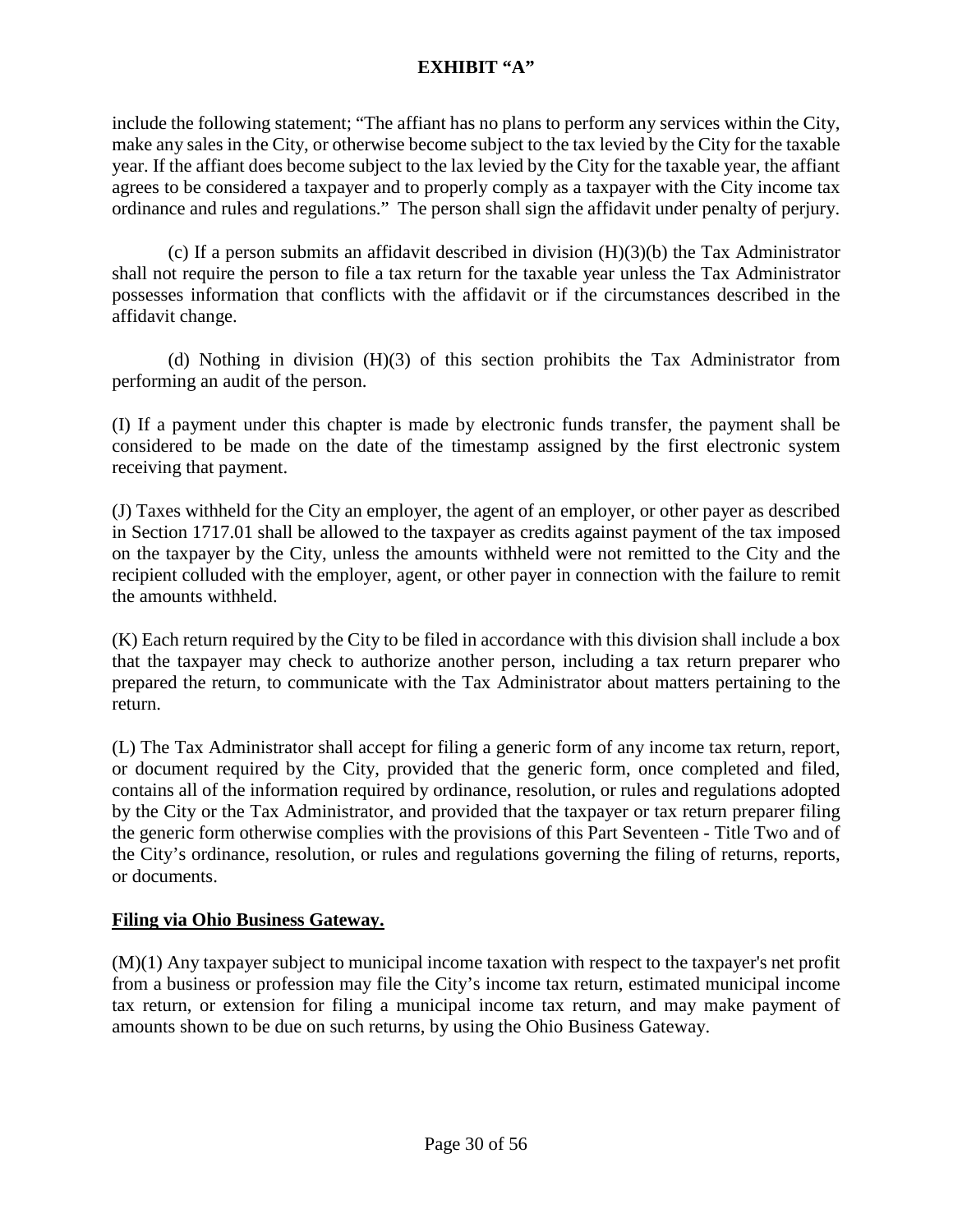include the following statement; "The affiant has no plans to perform any services within the City, make any sales in the City, or otherwise become subject to the tax levied by the City for the taxable year. If the affiant does become subject to the lax levied by the City for the taxable year, the affiant agrees to be considered a taxpayer and to properly comply as a taxpayer with the City income tax ordinance and rules and regulations." The person shall sign the affidavit under penalty of perjury.

(c) If a person submits an affidavit described in division (H)(3)(b) the Tax Administrator shall not require the person to file a tax return for the taxable year unless the Tax Administrator possesses information that conflicts with the affidavit or if the circumstances described in the affidavit change.

(d) Nothing in division (H)(3) of this section prohibits the Tax Administrator from performing an audit of the person.

(I) If a payment under this chapter is made by electronic funds transfer, the payment shall be considered to be made on the date of the timestamp assigned by the first electronic system receiving that payment.

(J) Taxes withheld for the City an employer, the agent of an employer, or other payer as described in Section 1717.01 shall be allowed to the taxpayer as credits against payment of the tax imposed on the taxpayer by the City, unless the amounts withheld were not remitted to the City and the recipient colluded with the employer, agent, or other payer in connection with the failure to remit the amounts withheld.

(K) Each return required by the City to be filed in accordance with this division shall include a box that the taxpayer may check to authorize another person, including a tax return preparer who prepared the return, to communicate with the Tax Administrator about matters pertaining to the return.

(L) The Tax Administrator shall accept for filing a generic form of any income tax return, report, or document required by the City, provided that the generic form, once completed and filed, contains all of the information required by ordinance, resolution, or rules and regulations adopted by the City or the Tax Administrator, and provided that the taxpayer or tax return preparer filing the generic form otherwise complies with the provisions of this Part Seventeen - Title Two and of the City's ordinance, resolution, or rules and regulations governing the filing of returns, reports, or documents.

**Filing via Ohio Business Gateway.**

(M)(1) Any taxpayer subject to municipal income taxation with respect to the taxpayer's net profit from a business or profession may file the City's income tax return, estimated municipal income tax return, or extension for filing a municipal income tax return, and may make payment of amounts shown to be due on such returns, by using the Ohio Business Gateway.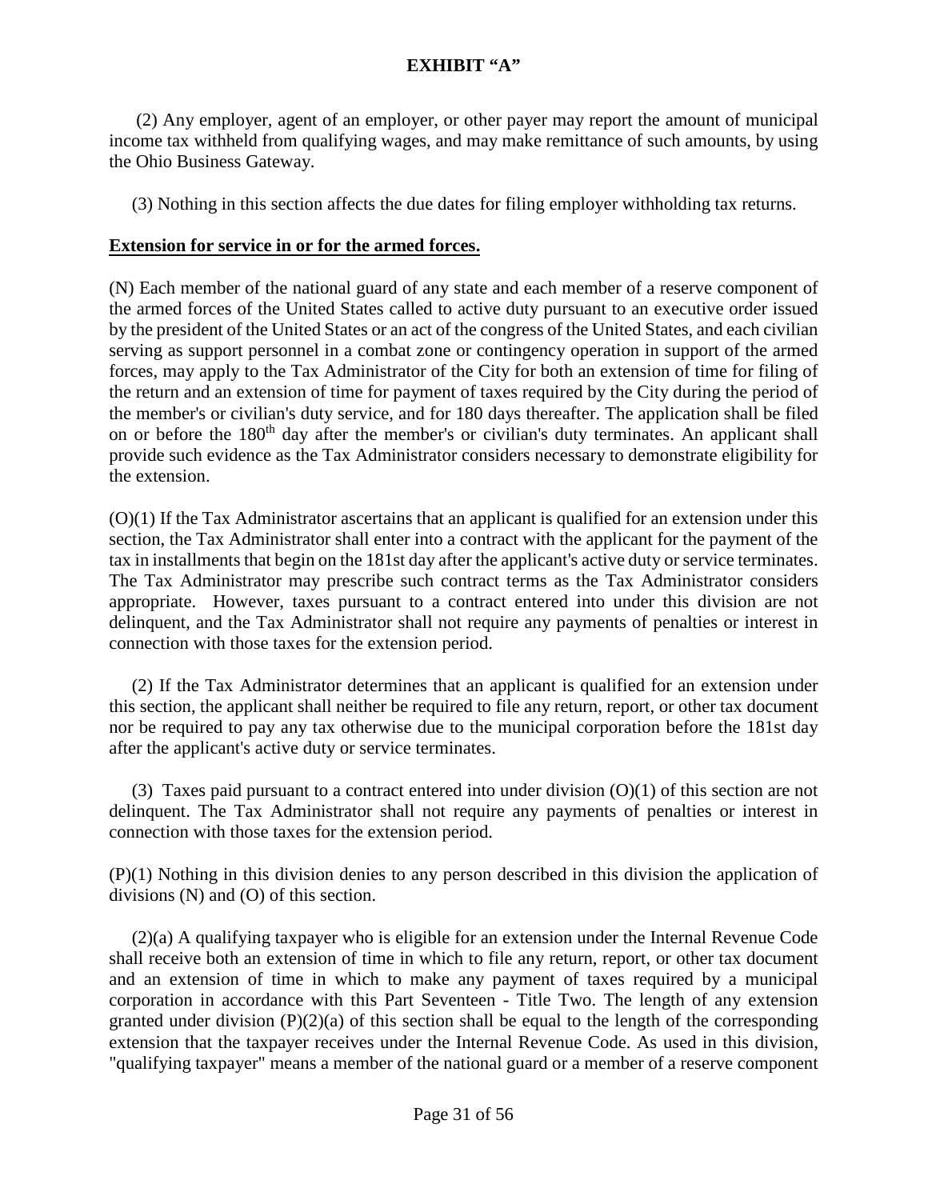**EXHIBIT "A"**

(2) Any employer, agent of an employer, or other payer may report the amount of municipal income tax withheld from qualifying wages, and may make remittance of such amounts, by using the Ohio Business Gateway.

(3) Nothing in this section affects the due dates for filing employer withholding tax returns.

**Extension for service in or for the armed forces.**

(N) Each member of the national guard of any state and each member of a reserve component of the armed forces of the United States called to active duty pursuant to an executive order issued by the president of the United States or an act of the congress of the United States, and each civilian serving as support personnel in a combat zone or contingency operation in support of the armed forces, may apply to the Tax Administrator of the City for both an extension of time for filing of the return and an extension of time for payment of taxes required by the City during the period of the member's or civilian's duty service, and for 180 days thereafter. The application shall be filed on or before the 180th day after the member's or civilian's duty terminates. An applicant shall provide such evidence as the Tax Administrator considers necessary to demonstrate eligibility for the extension.

(O)(1) If the Tax Administrator ascertains that an applicant is qualified for an extension under this section, the Tax Administrator shall enter into a contract with the applicant for the payment of the tax in installments that begin on the 181st day after the applicant's active duty or service terminates. The Tax Administrator may prescribe such contract terms as the Tax Administrator considers appropriate. However, taxes pursuant to a contract entered into under this division are not delinquent, and the Tax Administrator shall not require any payments of penalties or interest in connection with those taxes for the extension period.

(2) If the Tax Administrator determines that an applicant is qualified for an extension under this section, the applicant shall neither be required to file any return, report, or other tax document nor be required to pay any tax otherwise due to the municipal corporation before the 181st day after the applicant's active duty or service terminates.

(3) Taxes paid pursuant to a contract entered into under division (O)(1) of this section are not delinquent. The Tax Administrator shall not require any payments of penalties or interest in connection with those taxes for the extension period.

(P)(1) Nothing in this division denies to any person described in this division the application of divisions (N) and (O) of this section.

(2)(a) A qualifying taxpayer who is eligible for an extension under the Internal Revenue Code shall receive both an extension of time in which to file any return, report, or other tax document and an extension of time in which to make any payment of taxes required by a municipal corporation in accordance with this Part Seventeen - Title Two. The length of any extension granted under division (P)(2)(a) of this section shall be equal to the length of the corresponding extension that the taxpayer receives under the Internal Revenue Code. As used in this division, "qualifying taxpayer" means a member of the national guard or a member of a reserve component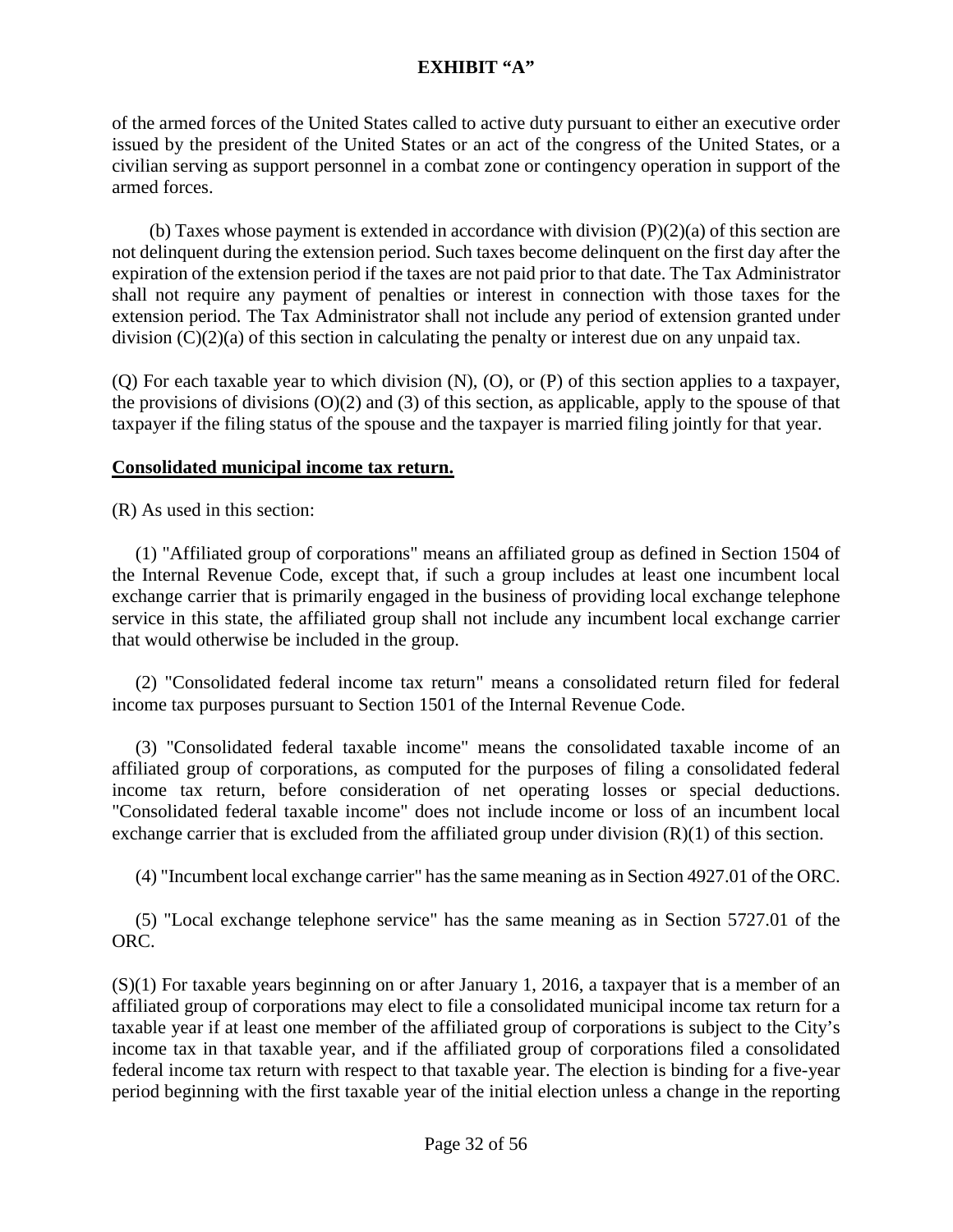of the armed forces of the United States called to active duty pursuant to either an executive order issued by the president of the United States or an act of the congress of the United States, or a civilian serving as support personnel in a combat zone or contingency operation in support of the armed forces.

(b) Taxes whose payment is extended in accordance with division (P)(2)(a) of this section are not delinquent during the extension period. Such taxes become delinquent on the first day after the expiration of the extension period if the taxes are not paid prior to that date. The Tax Administrator shall not require any payment of penalties or interest in connection with those taxes for the extension period. The Tax Administrator shall not include any period of extension granted under division (C)(2)(a) of this section in calculating the penalty or interest due on any unpaid tax.

(Q) For each taxable year to which division (N), (O), or (P) of this section applies to a taxpayer, the provisions of divisions (O)(2) and (3) of this section, as applicable, apply to the spouse of that taxpayer if the filing status of the spouse and the taxpayer is married filing jointly for that year.

**Consolidated municipal income tax return.**

(R) As used in this section:

(1) "Affiliated group of corporations" means an affiliated group as defined in Section 1504 of the Internal Revenue Code, except that, if such a group includes at least one incumbent local exchange carrier that is primarily engaged in the business of providing local exchange telephone service in this state, the affiliated group shall not include any incumbent local exchange carrier that would otherwise be included in the group.

(2) "Consolidated federal income tax return" means a consolidated return filed for federal income tax purposes pursuant to Section 1501 of the Internal Revenue Code.

(3) "Consolidated federal taxable income" means the consolidated taxable income of an affiliated group of corporations, as computed for the purposes of filing a consolidated federal income tax return, before consideration of net operating losses or special deductions. "Consolidated federal taxable income" does not include income or loss of an incumbent local exchange carrier that is excluded from the affiliated group under division (R)(1) of this section.

(4) "Incumbent local exchange carrier" has the same meaning as in Section 4927.01 of the ORC.

(5) "Local exchange telephone service" has the same meaning as in Section 5727.01 of the ORC.

(S)(1) For taxable years beginning on or after January 1, 2016, a taxpayer that is a member of an affiliated group of corporations may elect to file a consolidated municipal income tax return for a taxable year if at least one member of the affiliated group of corporations is subject to the City's income tax in that taxable year, and if the affiliated group of corporations filed a consolidated federal income tax return with respect to that taxable year. The election is binding for a five-year period beginning with the first taxable year of the initial election unless a change in the reporting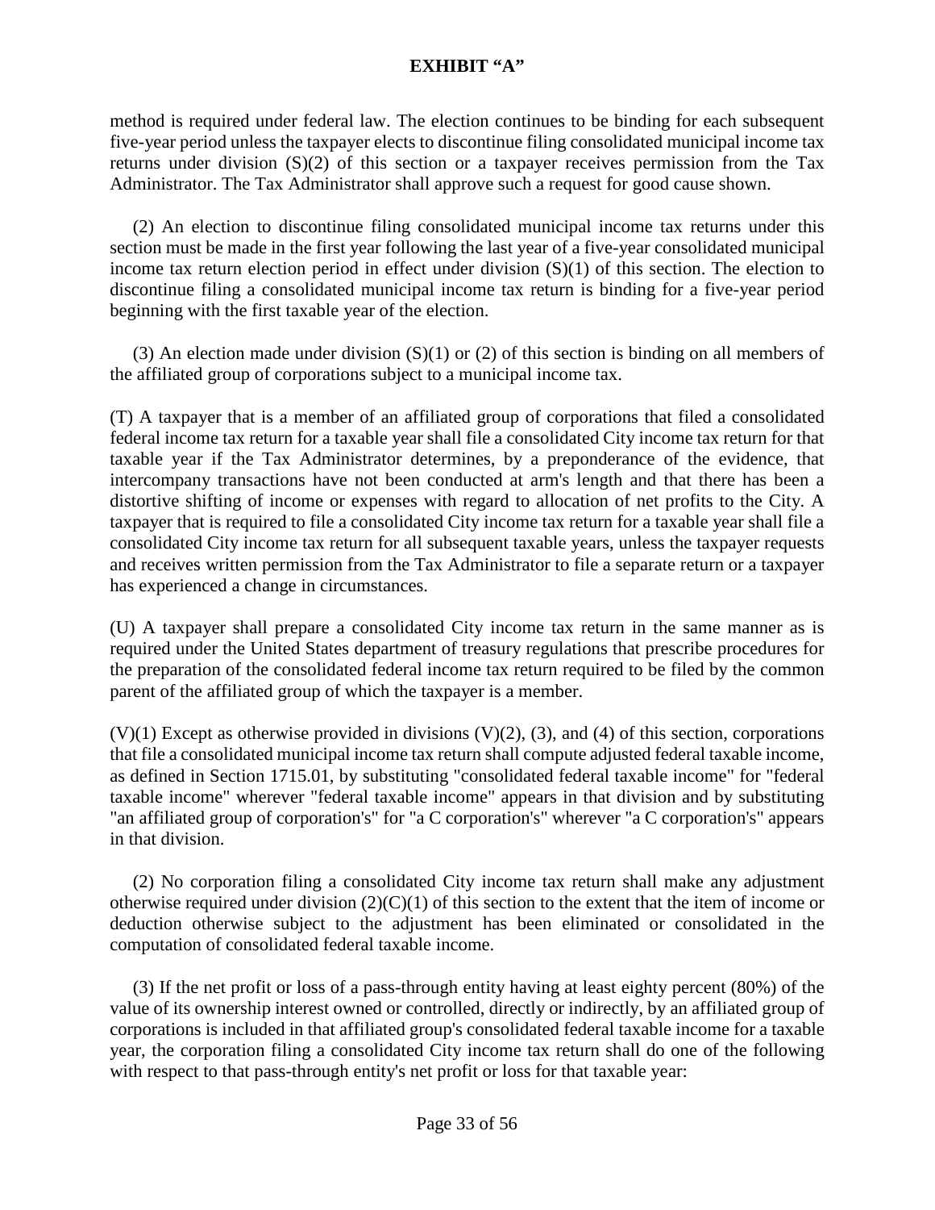method is required under federal law. The election continues to be binding for each subsequent five-year period unless the taxpayer elects to discontinue filing consolidated municipal income tax returns under division (S)(2) of this section or a taxpayer receives permission from the Tax Administrator. The Tax Administrator shall approve such a request for good cause shown.

(2) An election to discontinue filing consolidated municipal income tax returns under this section must be made in the first year following the last year of a five-year consolidated municipal income tax return election period in effect under division (S)(1) of this section. The election to discontinue filing a consolidated municipal income tax return is binding for a five-year period beginning with the first taxable year of the election.

(3) An election made under division (S)(1) or (2) of this section is binding on all members of the affiliated group of corporations subject to a municipal income tax.

(T) A taxpayer that is a member of an affiliated group of corporations that filed a consolidated federal income tax return for a taxable year shall file a consolidated City income tax return for that taxable year if the Tax Administrator determines, by a preponderance of the evidence, that intercompany transactions have not been conducted at arm's length and that there has been a distortive shifting of income or expenses with regard to allocation of net profits to the City. A taxpayer that is required to file a consolidated City income tax return for a taxable year shall file a consolidated City income tax return for all subsequent taxable years, unless the taxpayer requests and receives written permission from the Tax Administrator to file a separate return or a taxpayer has experienced a change in circumstances.

(U) A taxpayer shall prepare a consolidated City income tax return in the same manner as is required under the United States department of treasury regulations that prescribe procedures for the preparation of the consolidated federal income tax return required to be filed by the common parent of the affiliated group of which the taxpayer is a member.

(V)(1) Except as otherwise provided in divisions (V)(2), (3), and (4) of this section, corporations that file a consolidated municipal income tax return shall compute adjusted federal taxable income, as defined in Section 1715.01, by substituting "consolidated federal taxable income" for "federal taxable income" wherever "federal taxable income" appears in that division and by substituting "an affiliated group of corporation's" for "a C corporation's" wherever "a C corporation's" appears in that division.

(2) No corporation filing a consolidated City income tax return shall make any adjustment otherwise required under division (2)(C)(1) of this section to the extent that the item of income or deduction otherwise subject to the adjustment has been eliminated or consolidated in the computation of consolidated federal taxable income.

(3) If the net profit or loss of a pass-through entity having at least eighty percent (80%) of the value of its ownership interest owned or controlled, directly or indirectly, by an affiliated group of corporations is included in that affiliated group's consolidated federal taxable income for a taxable year, the corporation filing a consolidated City income tax return shall do one of the following with respect to that pass-through entity's net profit or loss for that taxable year: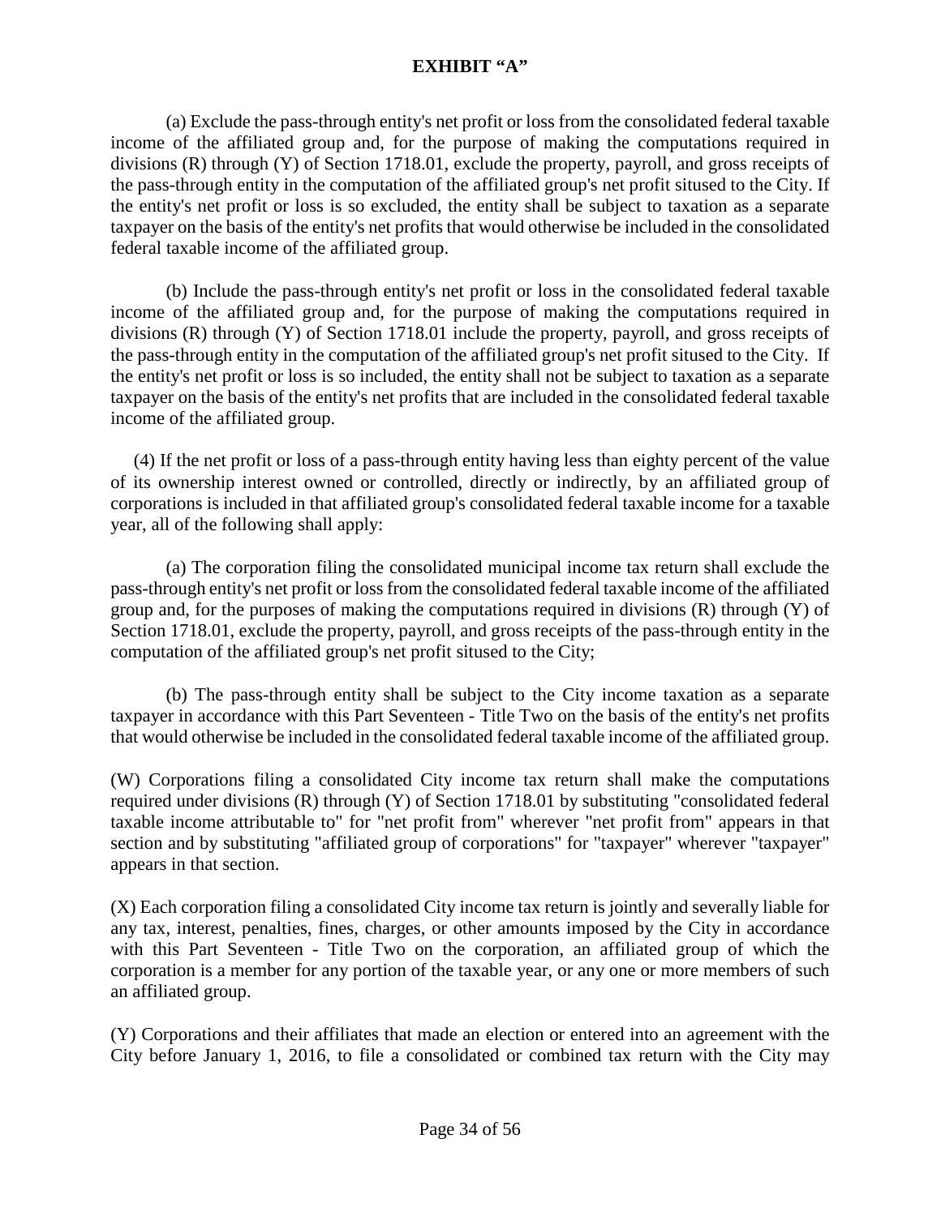**EXHIBIT "A"**

(a) Exclude the pass-through entity's net profit or loss from the consolidated federal taxable income of the affiliated group and, for the purpose of making the computations required in divisions (R) through (Y) of Section 1718.01, exclude the property, payroll, and gross receipts of the pass-through entity in the computation of the affiliated group's net profit sitused to the City. If the entity's net profit or loss is so excluded, the entity shall be subject to taxation as a separate taxpayer on the basis of the entity's net profits that would otherwise be included in the consolidated federal taxable income of the affiliated group.

(b) Include the pass-through entity's net profit or loss in the consolidated federal taxable income of the affiliated group and, for the purpose of making the computations required in divisions (R) through (Y) of Section 1718.01 include the property, payroll, and gross receipts of the pass-through entity in the computation of the affiliated group's net profit sitused to the City. If the entity's net profit or loss is so included, the entity shall not be subject to taxation as a separate taxpayer on the basis of the entity's net profits that are included in the consolidated federal taxable income of the affiliated group.

(4) If the net profit or loss of a pass-through entity having less than eighty percent of the value of its ownership interest owned or controlled, directly or indirectly, by an affiliated group of corporations is included in that affiliated group's consolidated federal taxable income for a taxable year, all of the following shall apply:

(a) The corporation filing the consolidated municipal income tax return shall exclude the pass-through entity's net profit or loss from the consolidated federal taxable income of the affiliated group and, for the purposes of making the computations required in divisions (R) through (Y) of Section 1718.01, exclude the property, payroll, and gross receipts of the pass-through entity in the computation of the affiliated group's net profit sitused to the City;

(b) The pass-through entity shall be subject to the City income taxation as a separate taxpayer in accordance with this Part Seventeen - Title Two on the basis of the entity's net profits that would otherwise be included in the consolidated federal taxable income of the affiliated group.

(W) Corporations filing a consolidated City income tax return shall make the computations required under divisions (R) through (Y) of Section 1718.01 by substituting "consolidated federal taxable income attributable to" for "net profit from" wherever "net profit from" appears in that section and by substituting "affiliated group of corporations" for "taxpayer" wherever "taxpayer" appears in that section.

(X) Each corporation filing a consolidated City income tax return is jointly and severally liable for any tax, interest, penalties, fines, charges, or other amounts imposed by the City in accordance with this Part Seventeen - Title Two on the corporation, an affiliated group of which the corporation is a member for any portion of the taxable year, or any one or more members of such an affiliated group.

(Y) Corporations and their affiliates that made an election or entered into an agreement with the City before January 1, 2016, to file a consolidated or combined tax return with the City may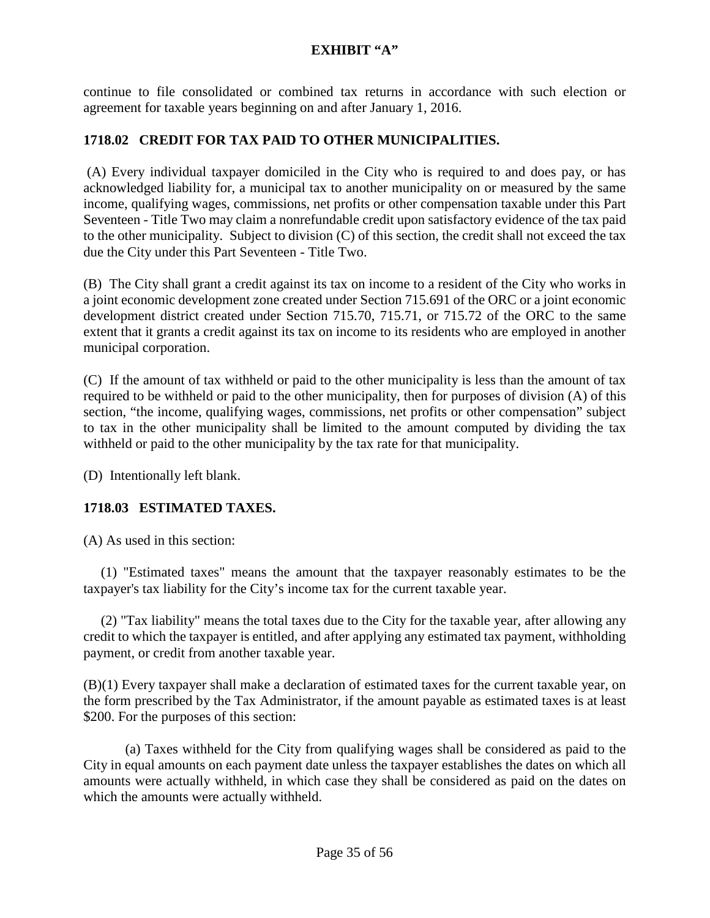continue to file consolidated or combined tax returns in accordance with such election or agreement for taxable years beginning on and after January 1, 2016.

### 1718.02 CREDIT FOR TAX PAID TO OTHER MUNICIPALITIES.

(A) Every individual taxpayer domiciled in the City who is required to and does pay, or has acknowledged liability for, a municipal tax to another municipality on or measured by the same income, qualifying wages, commissions, net profits or other compensation taxable under this Part Seventeen - Title Two may claim a nonrefundable credit upon satisfactory evidence of the tax paid to the other municipality. Subject to division (C) of this section, the credit shall not exceed the tax due the City under this Part Seventeen - Title Two.

(B) The City shall grant a credit against its tax on income to a resident of the City who works in a joint economic development zone created under Section 715.691 of the ORC or a joint economic development district created under Section 715.70, 715.71, or 715.72 of the ORC to the same extent that it grants a credit against its tax on income to its residents who are employed in another municipal corporation.

(C) If the amount of tax withheld or paid to the other municipality is less than the amount of tax required to be withheld or paid to the other municipality, then for purposes of division (A) of this section, "the income, qualifying wages, commissions, net profits or other compensation" subject to tax in the other municipality shall be limited to the amount computed by dividing the tax withheld or paid to the other municipality by the tax rate for that municipality.

(D) Intentionally left blank.

### 1718.03 ESTIMATED TAXES.

(A) As used in this section:

(1) "Estimated taxes" means the amount that the taxpayer reasonably estimates to be the taxpayer's tax liability for the City's income tax for the current taxable year.

(2) "Tax liability" means the total taxes due to the City for the taxable year, after allowing any credit to which the taxpayer is entitled, and after applying any estimated tax payment, withholding payment, or credit from another taxable year.

(B)(1) Every taxpayer shall make a declaration of estimated taxes for the current taxable year, on the form prescribed by the Tax Administrator, if the amount payable as estimated taxes is at least $200. For the purposes of this section:

(a) Taxes withheld for the City from qualifying wages shall be considered as paid to the City in equal amounts on each payment date unless the taxpayer establishes the dates on which all amounts were actually withheld, in which case they shall be considered as paid on the dates on which the amounts were actually withheld.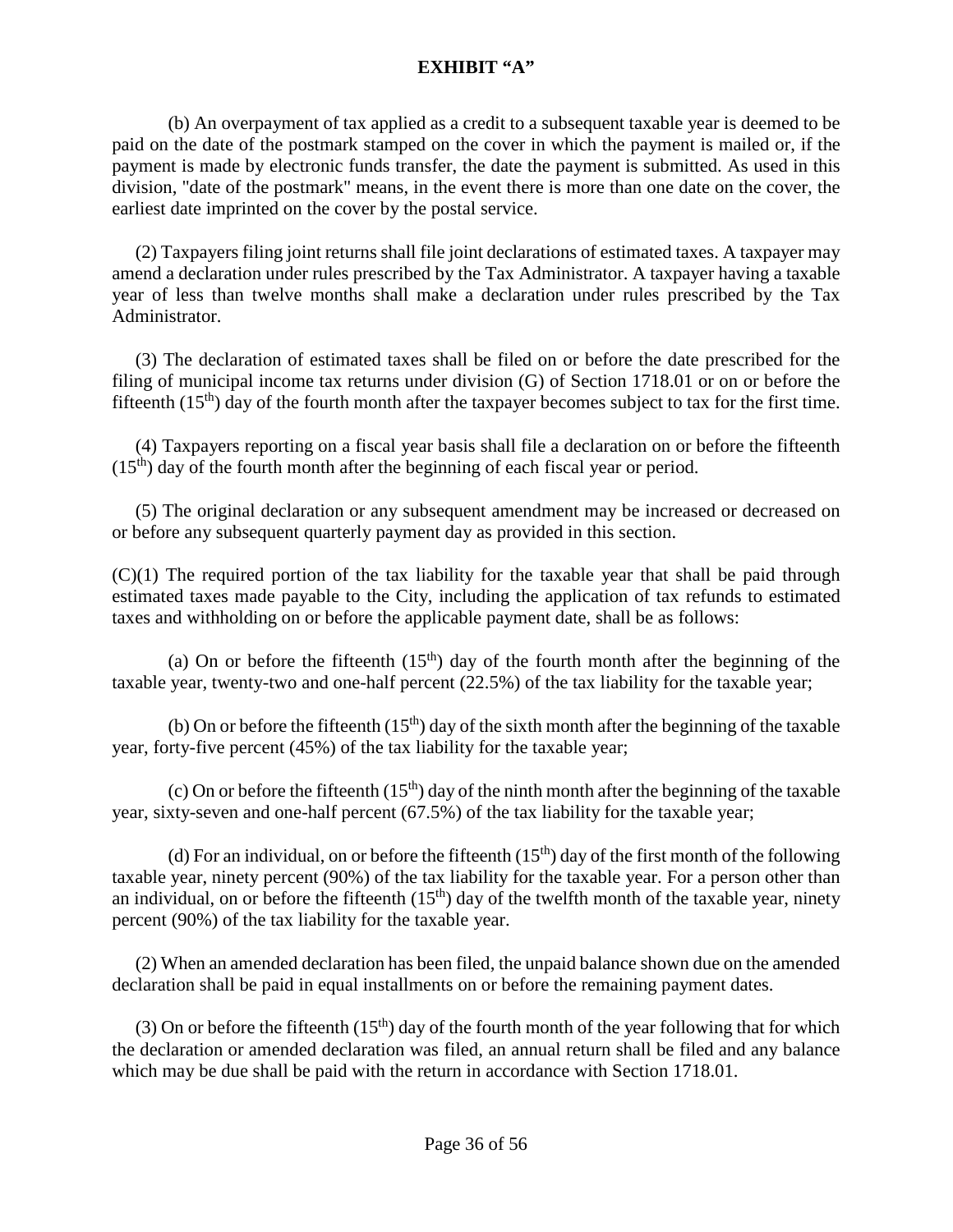**EXHIBIT "A"**

(b) An overpayment of tax applied as a credit to a subsequent taxable year is deemed to be paid on the date of the postmark stamped on the cover in which the payment is mailed or, if the payment is made by electronic funds transfer, the date the payment is submitted. As used in this division, "date of the postmark" means, in the event there is more than one date on the cover, the earliest date imprinted on the cover by the postal service.

(2) Taxpayers filing joint returns shall file joint declarations of estimated taxes. A taxpayer may amend a declaration under rules prescribed by the Tax Administrator. A taxpayer having a taxable year of less than twelve months shall make a declaration under rules prescribed by the Tax Administrator.

(3) The declaration of estimated taxes shall be filed on or before the date prescribed for the filing of municipal income tax returns under division (G) of Section 1718.01 or on or before the fifteenth (15th) day of the fourth month after the taxpayer becomes subject to tax for the first time.

(4) Taxpayers reporting on a fiscal year basis shall file a declaration on or before the fifteenth (15th) day of the fourth month after the beginning of each fiscal year or period.

(5) The original declaration or any subsequent amendment may be increased or decreased on or before any subsequent quarterly payment day as provided in this section.

(C)(1) The required portion of the tax liability for the taxable year that shall be paid through estimated taxes made payable to the City, including the application of tax refunds to estimated taxes and withholding on or before the applicable payment date, shall be as follows:

(a) On or before the fifteenth (15th) day of the fourth month after the beginning of the taxable year, twenty-two and one-half percent (22.5%) of the tax liability for the taxable year;

(b) On or before the fifteenth (15th) day of the sixth month after the beginning of the taxable year, forty-five percent (45%) of the tax liability for the taxable year;

(c) On or before the fifteenth (15th) day of the ninth month after the beginning of the taxable year, sixty-seven and one-half percent (67.5%) of the tax liability for the taxable year;

(d) For an individual, on or before the fifteenth (15th) day of the first month of the following taxable year, ninety percent (90%) of the tax liability for the taxable year. For a person other than an individual, on or before the fifteenth (15th) day of the twelfth month of the taxable year, ninety percent (90%) of the tax liability for the taxable year.

(2) When an amended declaration has been filed, the unpaid balance shown due on the amended declaration shall be paid in equal installments on or before the remaining payment dates.

(3) On or before the fifteenth (15th) day of the fourth month of the year following that for which the declaration or amended declaration was filed, an annual return shall be filed and any balance which may be due shall be paid with the return in accordance with Section 1718.01.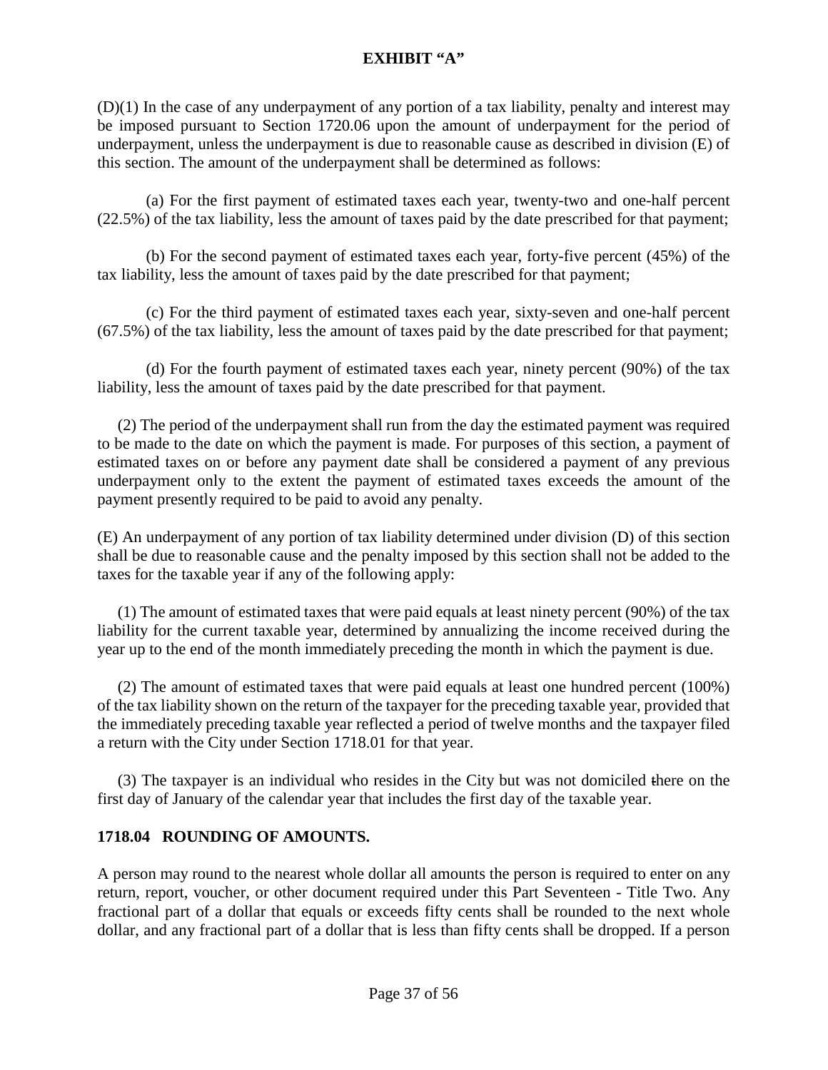**EXHIBIT "A"**

(D)(1) In the case of any underpayment of any portion of a tax liability, penalty and interest may be imposed pursuant to Section 1720.06 upon the amount of underpayment for the period of underpayment, unless the underpayment is due to reasonable cause as described in division (E) of this section. The amount of the underpayment shall be determined as follows:

(a) For the first payment of estimated taxes each year, twenty-two and one-half percent (22.5%) of the tax liability, less the amount of taxes paid by the date prescribed for that payment;

(b) For the second payment of estimated taxes each year, forty-five percent (45%) of the tax liability, less the amount of taxes paid by the date prescribed for that payment;

(c) For the third payment of estimated taxes each year, sixty-seven and one-half percent (67.5%) of the tax liability, less the amount of taxes paid by the date prescribed for that payment;

(d) For the fourth payment of estimated taxes each year, ninety percent (90%) of the tax liability, less the amount of taxes paid by the date prescribed for that payment.

(2) The period of the underpayment shall run from the day the estimated payment was required to be made to the date on which the payment is made. For purposes of this section, a payment of estimated taxes on or before any payment date shall be considered a payment of any previous underpayment only to the extent the payment of estimated taxes exceeds the amount of the payment presently required to be paid to avoid any penalty.

(E) An underpayment of any portion of tax liability determined under division (D) of this section shall be due to reasonable cause and the penalty imposed by this section shall not be added to the taxes for the taxable year if any of the following apply:

(1) The amount of estimated taxes that were paid equals at least ninety percent (90%) of the tax liability for the current taxable year, determined by annualizing the income received during the year up to the end of the month immediately preceding the month in which the payment is due.

(2) The amount of estimated taxes that were paid equals at least one hundred percent (100%) of the tax liability shown on the return of the taxpayer for the preceding taxable year, provided that the immediately preceding taxable year reflected a period of twelve months and the taxpayer filed a return with the City under Section 1718.01 for that year.

(3) The taxpayer is an individual who resides in the City but was not domiciled there on the first day of January of the calendar year that includes the first day of the taxable year.

**1718.04 ROUNDING OF AMOUNTS.**

A person may round to the nearest whole dollar all amounts the person is required to enter on any return, report, voucher, or other document required under this Part Seventeen - Title Two. Any fractional part of a dollar that equals or exceeds fifty cents shall be rounded to the next whole dollar, and any fractional part of a dollar that is less than fifty cents shall be dropped. If a person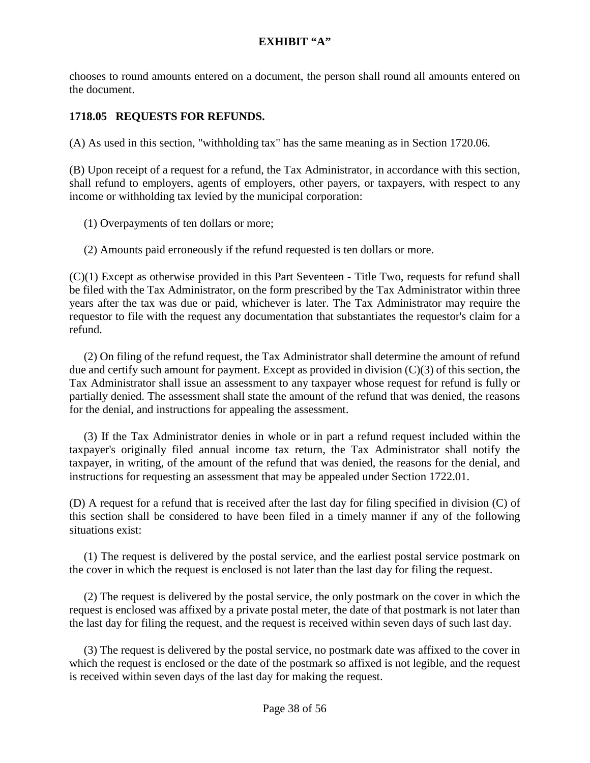chooses to round amounts entered on a document, the person shall round all amounts entered on the document.

**1718.05 REQUESTS FOR REFUNDS.**

(A) As used in this section, "withholding tax" has the same meaning as in Section 1720.06.

(B) Upon receipt of a request for a refund, the Tax Administrator, in accordance with this section, shall refund to employers, agents of employers, other payers, or taxpayers, with respect to any income or withholding tax levied by the municipal corporation:

(1) Overpayments of ten dollars or more;

(2) Amounts paid erroneously if the refund requested is ten dollars or more.

(C)(1) Except as otherwise provided in this Part Seventeen - Title Two, requests for refund shall be filed with the Tax Administrator, on the form prescribed by the Tax Administrator within three years after the tax was due or paid, whichever is later. The Tax Administrator may require the requestor to file with the request any documentation that substantiates the requestor's claim for a refund.

(2) On filing of the refund request, the Tax Administrator shall determine the amount of refund due and certify such amount for payment. Except as provided in division (C)(3) of this section, the Tax Administrator shall issue an assessment to any taxpayer whose request for refund is fully or partially denied. The assessment shall state the amount of the refund that was denied, the reasons for the denial, and instructions for appealing the assessment.

(3) If the Tax Administrator denies in whole or in part a refund request included within the taxpayer's originally filed annual income tax return, the Tax Administrator shall notify the taxpayer, in writing, of the amount of the refund that was denied, the reasons for the denial, and instructions for requesting an assessment that may be appealed under Section 1722.01.

(D) A request for a refund that is received after the last day for filing specified in division (C) of this section shall be considered to have been filed in a timely manner if any of the following situations exist:

(1) The request is delivered by the postal service, and the earliest postal service postmark on the cover in which the request is enclosed is not later than the last day for filing the request.

(2) The request is delivered by the postal service, the only postmark on the cover in which the request is enclosed was affixed by a private postal meter, the date of that postmark is not later than the last day for filing the request, and the request is received within seven days of such last day.

(3) The request is delivered by the postal service, no postmark date was affixed to the cover in which the request is enclosed or the date of the postmark so affixed is not legible, and the request is received within seven days of the last day for making the request.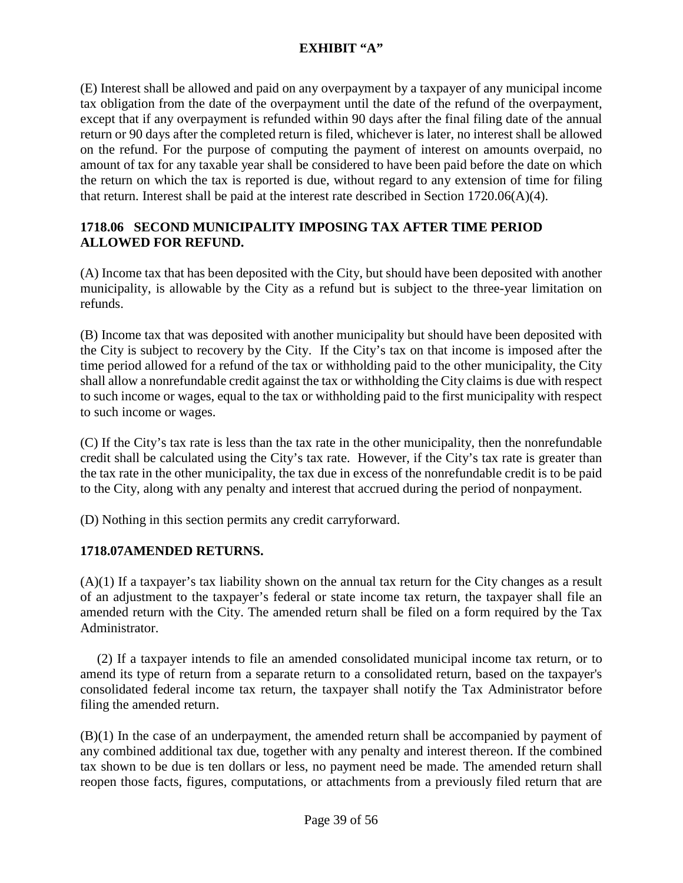**EXHIBIT "A"**

(E) Interest shall be allowed and paid on any overpayment by a taxpayer of any municipal income tax obligation from the date of the overpayment until the date of the refund of the overpayment, except that if any overpayment is refunded within 90 days after the final filing date of the annual return or 90 days after the completed return is filed, whichever is later, no interest shall be allowed on the refund. For the purpose of computing the payment of interest on amounts overpaid, no amount of tax for any taxable year shall be considered to have been paid before the date on which the return on which the tax is reported is due, without regard to any extension of time for filing that return. Interest shall be paid at the interest rate described in Section 1720.06(A)(4).

### 1718.06 SECOND MUNICIPALITY IMPOSING TAX AFTER TIME PERIOD ALLOWED FOR REFUND.

(A) Income tax that has been deposited with the City, but should have been deposited with another municipality, is allowable by the City as a refund but is subject to the three-year limitation on refunds.

(B) Income tax that was deposited with another municipality but should have been deposited with the City is subject to recovery by the City. If the City's tax on that income is imposed after the time period allowed for a refund of the tax or withholding paid to the other municipality, the City shall allow a nonrefundable credit against the tax or withholding the City claims is due with respect to such income or wages, equal to the tax or withholding paid to the first municipality with respect to such income or wages.

(C) If the City's tax rate is less than the tax rate in the other municipality, then the nonrefundable credit shall be calculated using the City's tax rate. However, if the City's tax rate is greater than the tax rate in the other municipality, the tax due in excess of the nonrefundable credit is to be paid to the City, along with any penalty and interest that accrued during the period of nonpayment.

(D) Nothing in this section permits any credit carryforward.

### 1718.07AMENDED RETURNS.

(A)(1) If a taxpayer's tax liability shown on the annual tax return for the City changes as a result of an adjustment to the taxpayer's federal or state income tax return, the taxpayer shall file an amended return with the City. The amended return shall be filed on a form required by the Tax Administrator.

(2) If a taxpayer intends to file an amended consolidated municipal income tax return, or to amend its type of return from a separate return to a consolidated return, based on the taxpayer's consolidated federal income tax return, the taxpayer shall notify the Tax Administrator before filing the amended return.

(B)(1) In the case of an underpayment, the amended return shall be accompanied by payment of any combined additional tax due, together with any penalty and interest thereon. If the combined tax shown to be due is ten dollars or less, no payment need be made. The amended return shall reopen those facts, figures, computations, or attachments from a previously filed return that are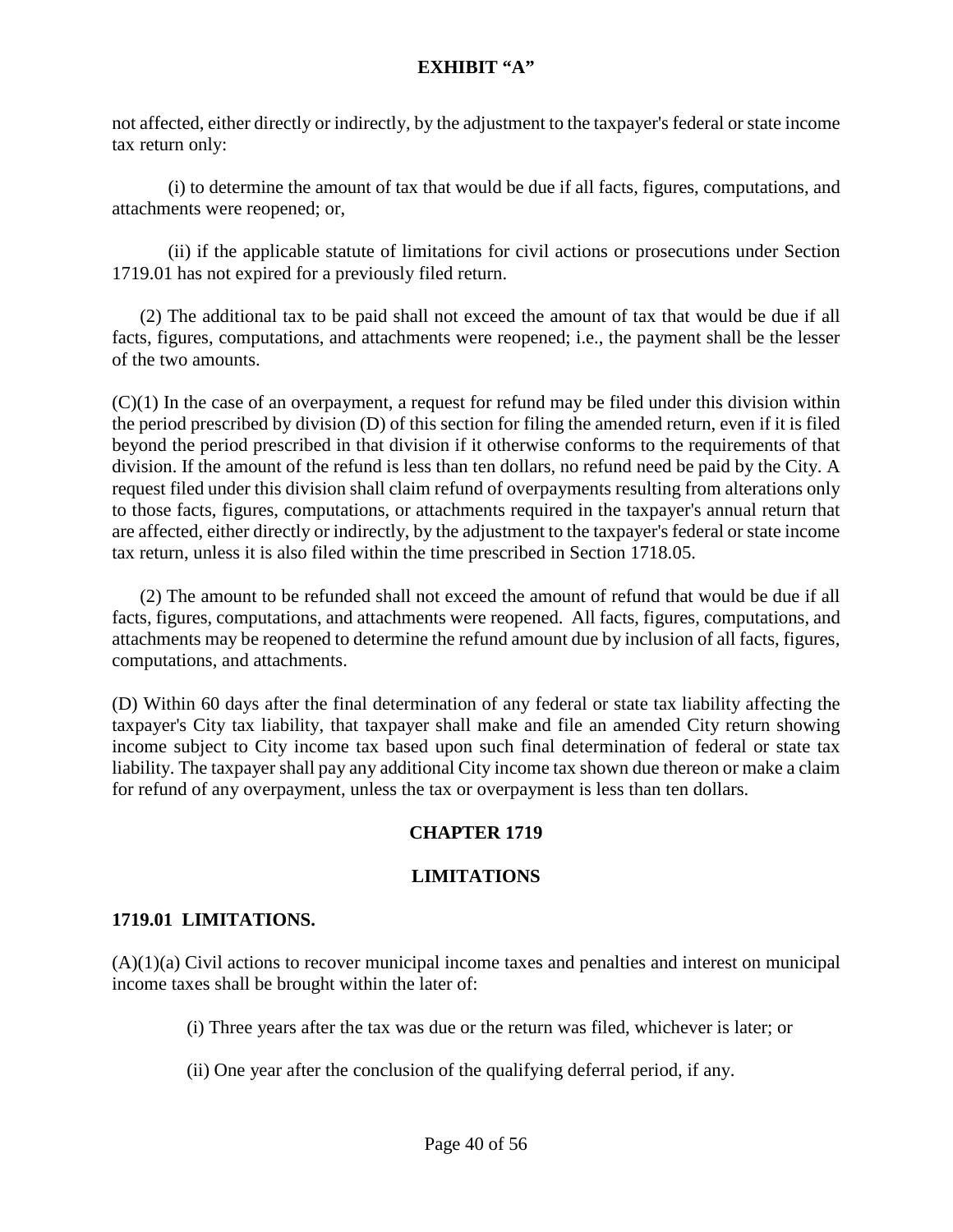not affected, either directly or indirectly, by the adjustment to the taxpayer's federal or state income tax return only:

(i) to determine the amount of tax that would be due if all facts, figures, computations, and attachments were reopened; or,

(ii) if the applicable statute of limitations for civil actions or prosecutions under Section 1719.01 has not expired for a previously filed return.

(2) The additional tax to be paid shall not exceed the amount of tax that would be due if all facts, figures, computations, and attachments were reopened; i.e., the payment shall be the lesser of the two amounts.

(C)(1) In the case of an overpayment, a request for refund may be filed under this division within the period prescribed by division (D) of this section for filing the amended return, even if it is filed beyond the period prescribed in that division if it otherwise conforms to the requirements of that division. If the amount of the refund is less than ten dollars, no refund need be paid by the City. A request filed under this division shall claim refund of overpayments resulting from alterations only to those facts, figures, computations, or attachments required in the taxpayer's annual return that are affected, either directly or indirectly, by the adjustment to the taxpayer's federal or state income tax return, unless it is also filed within the time prescribed in Section 1718.05.

(2) The amount to be refunded shall not exceed the amount of refund that would be due if all facts, figures, computations, and attachments were reopened. All facts, figures, computations, and attachments may be reopened to determine the refund amount due by inclusion of all facts, figures, computations, and attachments.

(D) Within 60 days after the final determination of any federal or state tax liability affecting the taxpayer's City tax liability, that taxpayer shall make and file an amended City return showing income subject to City income tax based upon such final determination of federal or state tax liability. The taxpayer shall pay any additional City income tax shown due thereon or make a claim for refund of any overpayment, unless the tax or overpayment is less than ten dollars.

## CHAPTER 1719

## LIMITATIONS

### 1719.01 LIMITATIONS.

(A)(1)(a) Civil actions to recover municipal income taxes and penalties and interest on municipal income taxes shall be brought within the later of:

(i) Three years after the tax was due or the return was filed, whichever is later; or

(ii) One year after the conclusion of the qualifying deferral period, if any.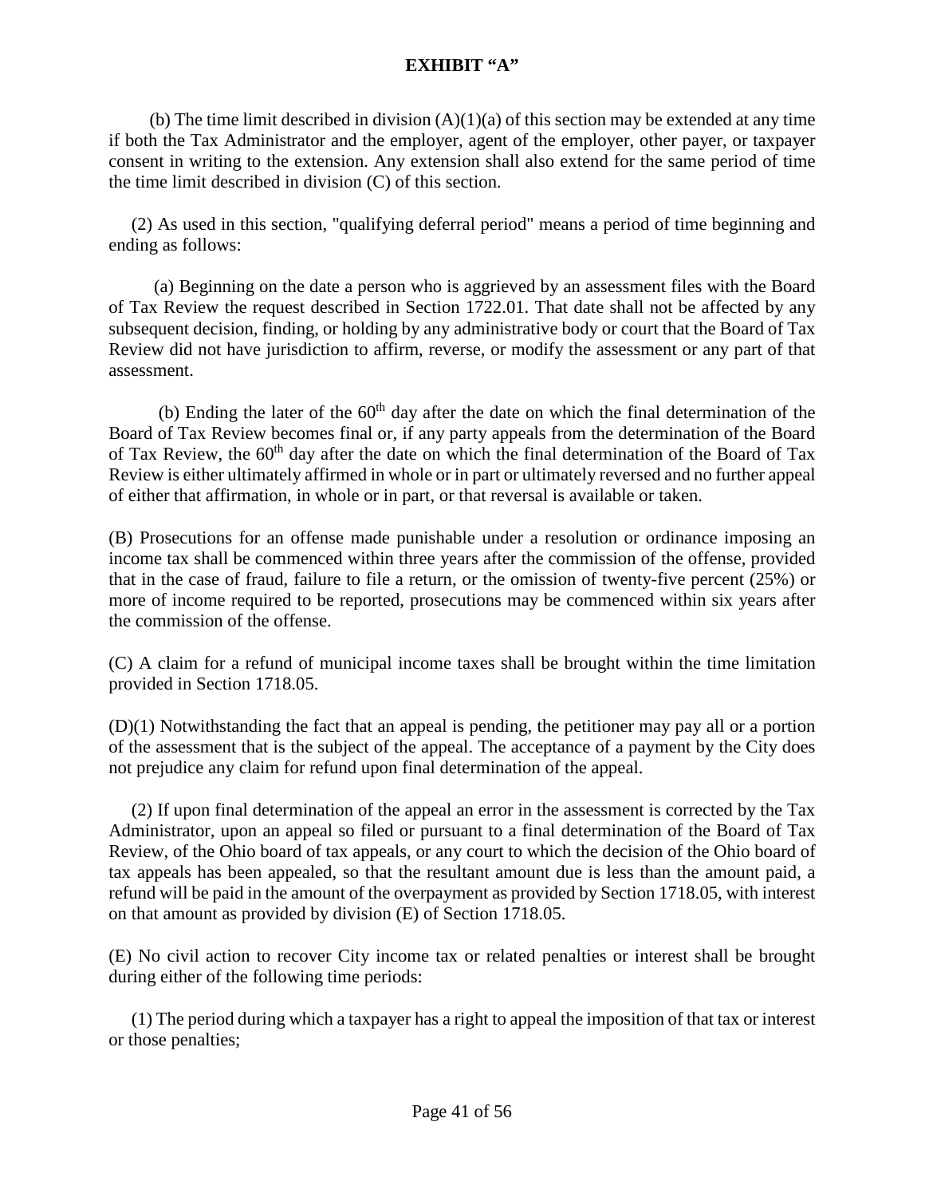**EXHIBIT "A"**

(b) The time limit described in division (A)(1)(a) of this section may be extended at any time if both the Tax Administrator and the employer, agent of the employer, other payer, or taxpayer consent in writing to the extension. Any extension shall also extend for the same period of time the time limit described in division (C) of this section.

(2) As used in this section, "qualifying deferral period" means a period of time beginning and ending as follows:

(a) Beginning on the date a person who is aggrieved by an assessment files with the Board of Tax Review the request described in Section 1722.01. That date shall not be affected by any subsequent decision, finding, or holding by any administrative body or court that the Board of Tax Review did not have jurisdiction to affirm, reverse, or modify the assessment or any part of that assessment.

(b) Ending the later of the 60th day after the date on which the final determination of the Board of Tax Review becomes final or, if any party appeals from the determination of the Board of Tax Review, the 60th day after the date on which the final determination of the Board of Tax Review is either ultimately affirmed in whole or in part or ultimately reversed and no further appeal of either that affirmation, in whole or in part, or that reversal is available or taken.

(B) Prosecutions for an offense made punishable under a resolution or ordinance imposing an income tax shall be commenced within three years after the commission of the offense, provided that in the case of fraud, failure to file a return, or the omission of twenty-five percent (25%) or more of income required to be reported, prosecutions may be commenced within six years after the commission of the offense.

(C) A claim for a refund of municipal income taxes shall be brought within the time limitation provided in Section 1718.05.

(D)(1) Notwithstanding the fact that an appeal is pending, the petitioner may pay all or a portion of the assessment that is the subject of the appeal. The acceptance of a payment by the City does not prejudice any claim for refund upon final determination of the appeal.

(2) If upon final determination of the appeal an error in the assessment is corrected by the Tax Administrator, upon an appeal so filed or pursuant to a final determination of the Board of Tax Review, of the Ohio board of tax appeals, or any court to which the decision of the Ohio board of tax appeals has been appealed, so that the resultant amount due is less than the amount paid, a refund will be paid in the amount of the overpayment as provided by Section 1718.05, with interest on that amount as provided by division (E) of Section 1718.05.

(E) No civil action to recover City income tax or related penalties or interest shall be brought during either of the following time periods:

(1) The period during which a taxpayer has a right to appeal the imposition of that tax or interest or those penalties;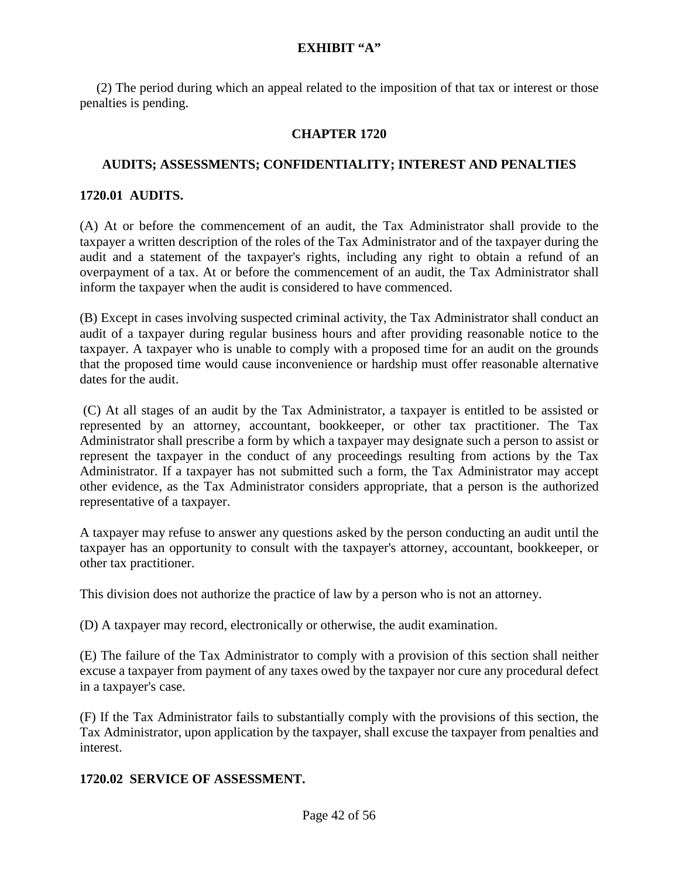(2) The period during which an appeal related to the imposition of that tax or interest or those penalties is pending.

## CHAPTER 1720

## AUDITS; ASSESSMENTS; CONFIDENTIALITY; INTEREST AND PENALTIES

### 1720.01 AUDITS.

(A) At or before the commencement of an audit, the Tax Administrator shall provide to the taxpayer a written description of the roles of the Tax Administrator and of the taxpayer during the audit and a statement of the taxpayer's rights, including any right to obtain a refund of an overpayment of a tax. At or before the commencement of an audit, the Tax Administrator shall inform the taxpayer when the audit is considered to have commenced.

(B) Except in cases involving suspected criminal activity, the Tax Administrator shall conduct an audit of a taxpayer during regular business hours and after providing reasonable notice to the taxpayer. A taxpayer who is unable to comply with a proposed time for an audit on the grounds that the proposed time would cause inconvenience or hardship must offer reasonable alternative dates for the audit.

(C) At all stages of an audit by the Tax Administrator, a taxpayer is entitled to be assisted or represented by an attorney, accountant, bookkeeper, or other tax practitioner. The Tax Administrator shall prescribe a form by which a taxpayer may designate such a person to assist or represent the taxpayer in the conduct of any proceedings resulting from actions by the Tax Administrator. If a taxpayer has not submitted such a form, the Tax Administrator may accept other evidence, as the Tax Administrator considers appropriate, that a person is the authorized representative of a taxpayer.

A taxpayer may refuse to answer any questions asked by the person conducting an audit until the taxpayer has an opportunity to consult with the taxpayer's attorney, accountant, bookkeeper, or other tax practitioner.

This division does not authorize the practice of law by a person who is not an attorney.

(D) A taxpayer may record, electronically or otherwise, the audit examination.

(E) The failure of the Tax Administrator to comply with a provision of this section shall neither excuse a taxpayer from payment of any taxes owed by the taxpayer nor cure any procedural defect in a taxpayer's case.

(F) If the Tax Administrator fails to substantially comply with the provisions of this section, the Tax Administrator, upon application by the taxpayer, shall excuse the taxpayer from penalties and interest.

### 1720.02 SERVICE OF ASSESSMENT.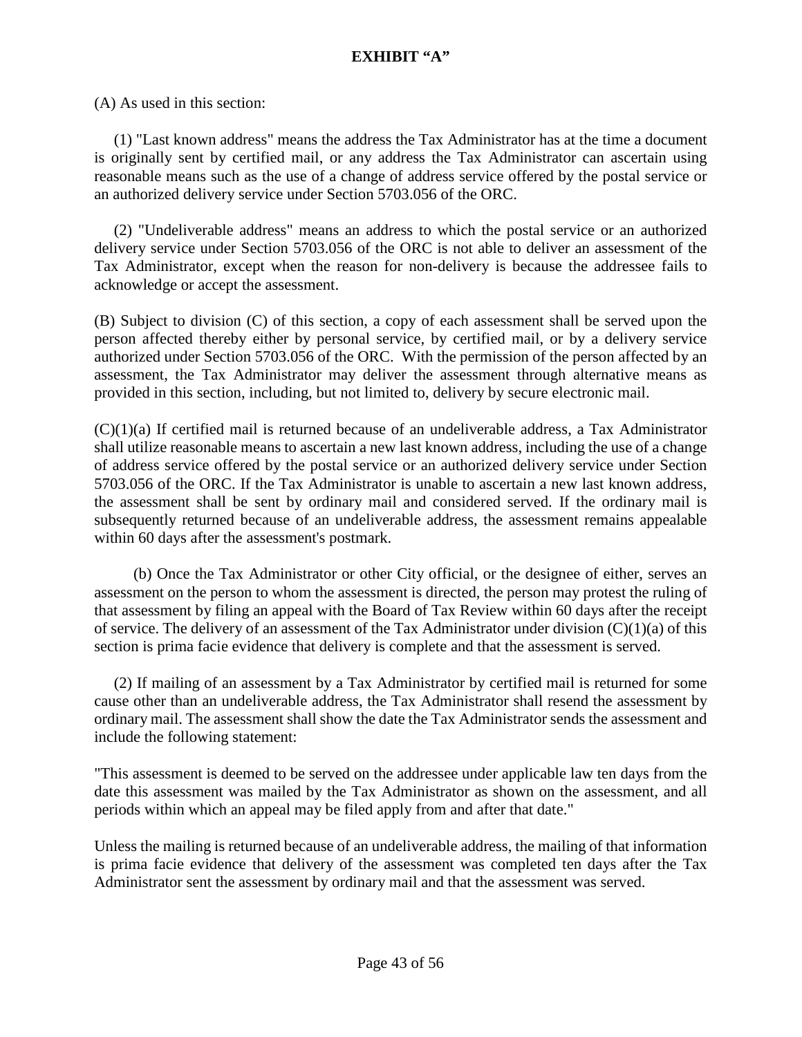**EXHIBIT "A"**

(A) As used in this section:

(1) "Last known address" means the address the Tax Administrator has at the time a document is originally sent by certified mail, or any address the Tax Administrator can ascertain using reasonable means such as the use of a change of address service offered by the postal service or an authorized delivery service under Section 5703.056 of the ORC.

(2) "Undeliverable address" means an address to which the postal service or an authorized delivery service under Section 5703.056 of the ORC is not able to deliver an assessment of the Tax Administrator, except when the reason for non-delivery is because the addressee fails to acknowledge or accept the assessment.

(B) Subject to division (C) of this section, a copy of each assessment shall be served upon the person affected thereby either by personal service, by certified mail, or by a delivery service authorized under Section 5703.056 of the ORC. With the permission of the person affected by an assessment, the Tax Administrator may deliver the assessment through alternative means as provided in this section, including, but not limited to, delivery by secure electronic mail.

(C)(1)(a) If certified mail is returned because of an undeliverable address, a Tax Administrator shall utilize reasonable means to ascertain a new last known address, including the use of a change of address service offered by the postal service or an authorized delivery service under Section 5703.056 of the ORC. If the Tax Administrator is unable to ascertain a new last known address, the assessment shall be sent by ordinary mail and considered served. If the ordinary mail is subsequently returned because of an undeliverable address, the assessment remains appealable within 60 days after the assessment's postmark.

(b) Once the Tax Administrator or other City official, or the designee of either, serves an assessment on the person to whom the assessment is directed, the person may protest the ruling of that assessment by filing an appeal with the Board of Tax Review within 60 days after the receipt of service. The delivery of an assessment of the Tax Administrator under division (C)(1)(a) of this section is prima facie evidence that delivery is complete and that the assessment is served.

(2) If mailing of an assessment by a Tax Administrator by certified mail is returned for some cause other than an undeliverable address, the Tax Administrator shall resend the assessment by ordinary mail. The assessment shall show the date the Tax Administrator sends the assessment and include the following statement:

"This assessment is deemed to be served on the addressee under applicable law ten days from the date this assessment was mailed by the Tax Administrator as shown on the assessment, and all periods within which an appeal may be filed apply from and after that date."

Unless the mailing is returned because of an undeliverable address, the mailing of that information is prima facie evidence that delivery of the assessment was completed ten days after the Tax Administrator sent the assessment by ordinary mail and that the assessment was served.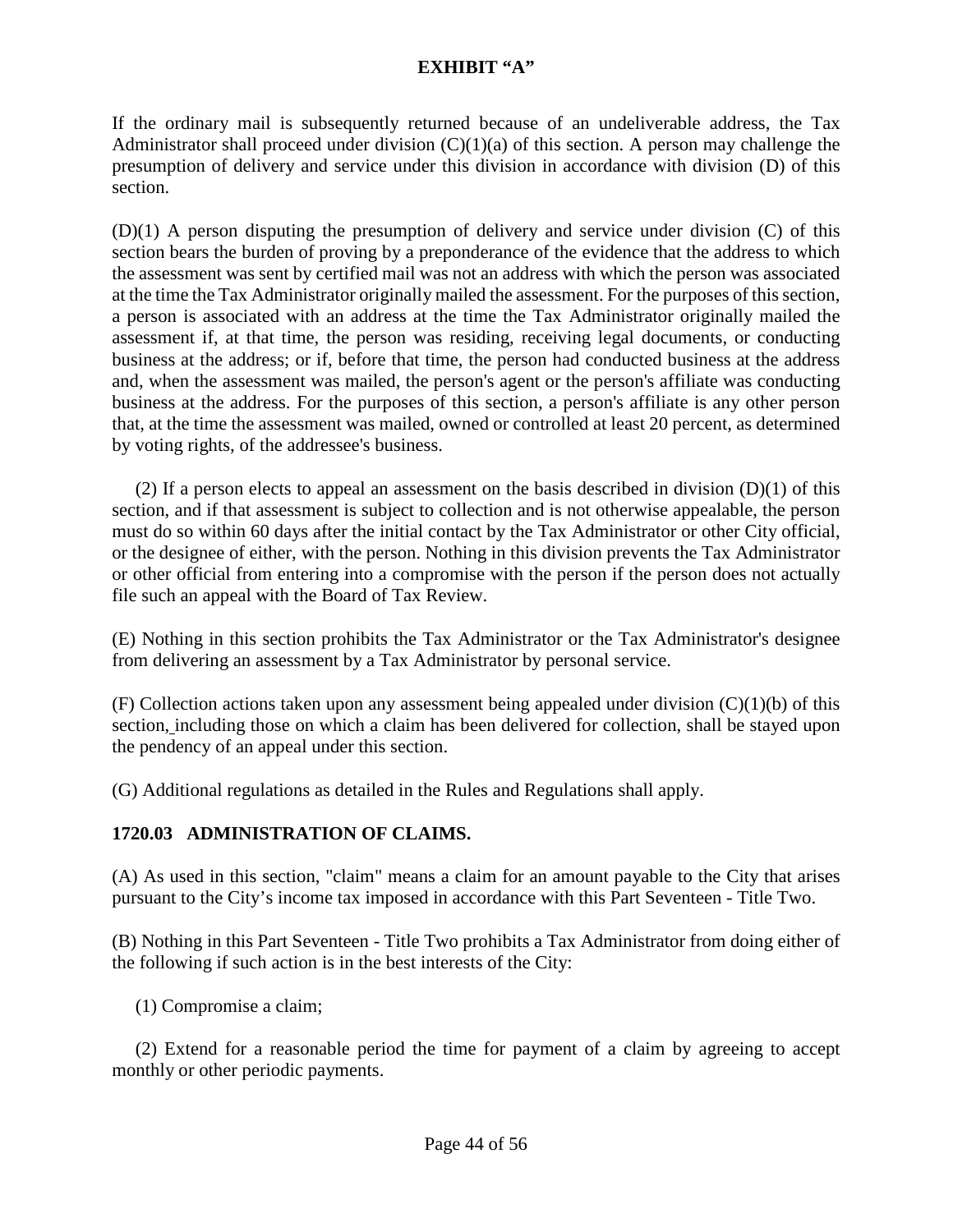**EXHIBIT "A"**

If the ordinary mail is subsequently returned because of an undeliverable address, the Tax Administrator shall proceed under division (C)(1)(a) of this section. A person may challenge the presumption of delivery and service under this division in accordance with division (D) of this section.

(D)(1) A person disputing the presumption of delivery and service under division (C) of this section bears the burden of proving by a preponderance of the evidence that the address to which the assessment was sent by certified mail was not an address with which the person was associated at the time the Tax Administrator originally mailed the assessment. For the purposes of this section, a person is associated with an address at the time the Tax Administrator originally mailed the assessment if, at that time, the person was residing, receiving legal documents, or conducting business at the address; or if, before that time, the person had conducted business at the address and, when the assessment was mailed, the person's agent or the person's affiliate was conducting business at the address. For the purposes of this section, a person's affiliate is any other person that, at the time the assessment was mailed, owned or controlled at least 20 percent, as determined by voting rights, of the addressee's business.

(2) If a person elects to appeal an assessment on the basis described in division (D)(1) of this section, and if that assessment is subject to collection and is not otherwise appealable, the person must do so within 60 days after the initial contact by the Tax Administrator or other City official, or the designee of either, with the person. Nothing in this division prevents the Tax Administrator or other official from entering into a compromise with the person if the person does not actually file such an appeal with the Board of Tax Review.

(E) Nothing in this section prohibits the Tax Administrator or the Tax Administrator's designee from delivering an assessment by a Tax Administrator by personal service.

(F) Collection actions taken upon any assessment being appealed under division (C)(1)(b) of this section, including those on which a claim has been delivered for collection, shall be stayed upon the pendency of an appeal under this section.

(G) Additional regulations as detailed in the Rules and Regulations shall apply.

### 1720.03 ADMINISTRATION OF CLAIMS.

(A) As used in this section, "claim" means a claim for an amount payable to the City that arises pursuant to the City's income tax imposed in accordance with this Part Seventeen - Title Two.

(B) Nothing in this Part Seventeen - Title Two prohibits a Tax Administrator from doing either of the following if such action is in the best interests of the City:

(1) Compromise a claim;

(2) Extend for a reasonable period the time for payment of a claim by agreeing to accept monthly or other periodic payments.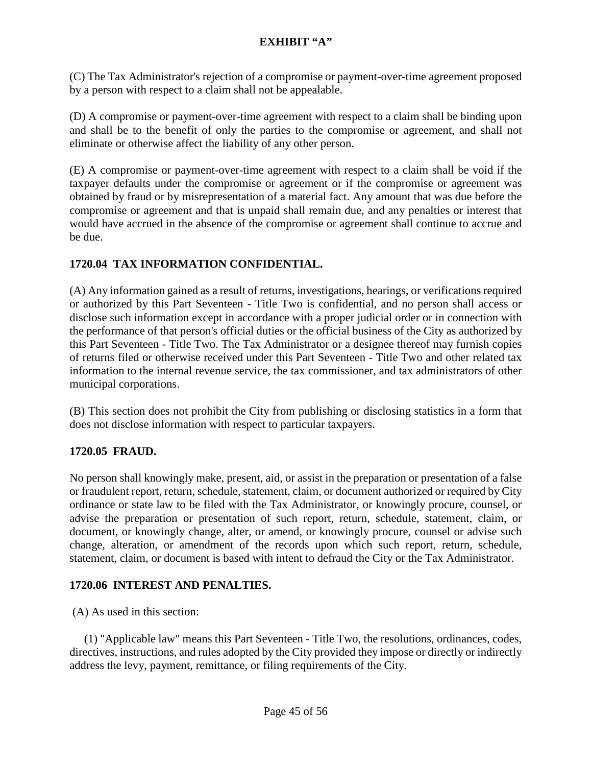(C) The Tax Administrator's rejection of a compromise or payment-over-time agreement proposed by a person with respect to a claim shall not be appealable.

(D) A compromise or payment-over-time agreement with respect to a claim shall be binding upon and shall be to the benefit of only the parties to the compromise or agreement, and shall not eliminate or otherwise affect the liability of any other person.

(E) A compromise or payment-over-time agreement with respect to a claim shall be void if the taxpayer defaults under the compromise or agreement or if the compromise or agreement was obtained by fraud or by misrepresentation of a material fact. Any amount that was due before the compromise or agreement and that is unpaid shall remain due, and any penalties or interest that would have accrued in the absence of the compromise or agreement shall continue to accrue and be due.

**1720.04 TAX INFORMATION CONFIDENTIAL.**

(A) Any information gained as a result of returns, investigations, hearings, or verifications required or authorized by this Part Seventeen - Title Two is confidential, and no person shall access or disclose such information except in accordance with a proper judicial order or in connection with the performance of that person's official duties or the official business of the City as authorized by this Part Seventeen - Title Two. The Tax Administrator or a designee thereof may furnish copies of returns filed or otherwise received under this Part Seventeen - Title Two and other related tax information to the internal revenue service, the tax commissioner, and tax administrators of other municipal corporations.

(B) This section does not prohibit the City from publishing or disclosing statistics in a form that does not disclose information with respect to particular taxpayers.

**1720.05 FRAUD.**

No person shall knowingly make, present, aid, or assist in the preparation or presentation of a false or fraudulent report, return, schedule, statement, claim, or document authorized or required by City ordinance or state law to be filed with the Tax Administrator, or knowingly procure, counsel, or advise the preparation or presentation of such report, return, schedule, statement, claim, or document, or knowingly change, alter, or amend, or knowingly procure, counsel or advise such change, alteration, or amendment of the records upon which such report, return, schedule, statement, claim, or document is based with intent to defraud the City or the Tax Administrator.

**1720.06 INTEREST AND PENALTIES.**

(A) As used in this section:

(1) "Applicable law" means this Part Seventeen - Title Two, the resolutions, ordinances, codes, directives, instructions, and rules adopted by the City provided they impose or directly or indirectly address the levy, payment, remittance, or filing requirements of the City.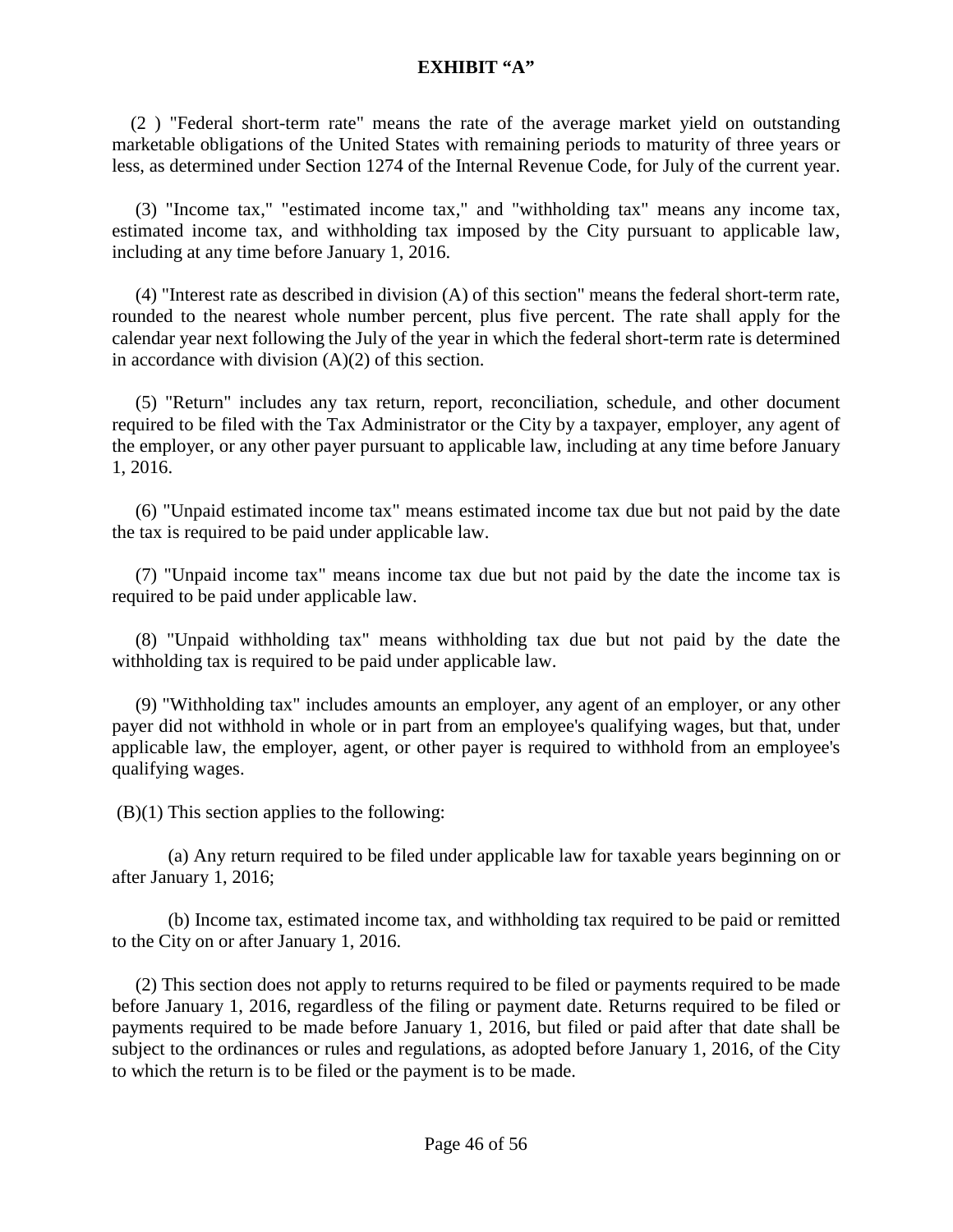# EXHIBIT "A"

(2 ) "Federal short-term rate" means the rate of the average market yield on outstanding marketable obligations of the United States with remaining periods to maturity of three years or less, as determined under Section 1274 of the Internal Revenue Code, for July of the current year.

(3) "Income tax," "estimated income tax," and "withholding tax" means any income tax, estimated income tax, and withholding tax imposed by the City pursuant to applicable law, including at any time before January 1, 2016.

(4) "Interest rate as described in division (A) of this section" means the federal short-term rate, rounded to the nearest whole number percent, plus five percent. The rate shall apply for the calendar year next following the July of the year in which the federal short-term rate is determined in accordance with division (A)(2) of this section.

(5) "Return" includes any tax return, report, reconciliation, schedule, and other document required to be filed with the Tax Administrator or the City by a taxpayer, employer, any agent of the employer, or any other payer pursuant to applicable law, including at any time before January 1, 2016.

(6) "Unpaid estimated income tax" means estimated income tax due but not paid by the date the tax is required to be paid under applicable law.

(7) "Unpaid income tax" means income tax due but not paid by the date the income tax is required to be paid under applicable law.

(8) "Unpaid withholding tax" means withholding tax due but not paid by the date the withholding tax is required to be paid under applicable law.

(9) "Withholding tax" includes amounts an employer, any agent of an employer, or any other payer did not withhold in whole or in part from an employee's qualifying wages, but that, under applicable law, the employer, agent, or other payer is required to withhold from an employee's qualifying wages.

(B)(1) This section applies to the following:

(a) Any return required to be filed under applicable law for taxable years beginning on or after January 1, 2016;

(b) Income tax, estimated income tax, and withholding tax required to be paid or remitted to the City on or after January 1, 2016.

(2) This section does not apply to returns required to be filed or payments required to be made before January 1, 2016, regardless of the filing or payment date. Returns required to be filed or payments required to be made before January 1, 2016, but filed or paid after that date shall be subject to the ordinances or rules and regulations, as adopted before January 1, 2016, of the City to which the return is to be filed or the payment is to be made.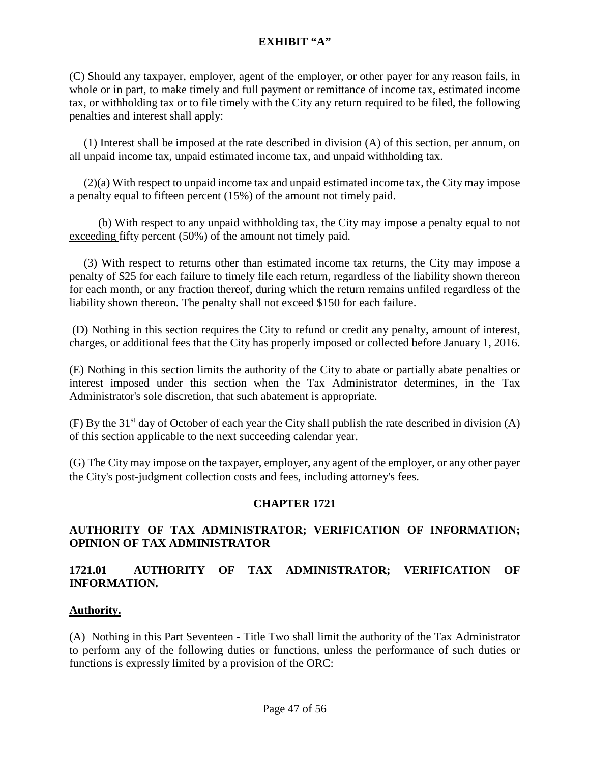(C) Should any taxpayer, employer, agent of the employer, or other payer for any reason fail~~s~~, in whole or in part, to make timely and full payment or remittance of income tax, estimated income tax, or withholding tax or to file timely with the City any return required to be filed, the following penalties and interest shall apply:

(1) Interest shall be imposed at the rate described in division (A) of this section, per annum, on all unpaid income tax, unpaid estimated income tax, and unpaid withholding tax.

(2)(a) With respect to unpaid income tax and unpaid estimated income tax, the City may impose a penalty equal to fifteen percent (15%) of the amount not timely paid.

(b) With respect to any unpaid withholding tax, the City may impose a penalty ~~equal to~~ <u>not exceeding</u> fifty percent (50%) of the amount not timely paid.

(3) With respect to returns other than estimated income tax returns, the City may impose a penalty of $25 for each failure to timely file each return, regardless of the liability shown thereon for each month, or any fraction thereof, during which the return remains unfiled regardless of the liability shown thereon. The penalty shall not exceed $150 for each failure.

(D) Nothing in this section requires the City to refund or credit any penalty, amount of interest, charges, or additional fees that the City has properly imposed or collected before January 1, 2016.

(E) Nothing in this section limits the authority of the City to abate or partially abate penalties or interest imposed under this section when the Tax Administrator determines, in the Tax Administrator's sole discretion, that such abatement is appropriate.

(F) By the 31st day of October of each year the City shall publish the rate described in division (A) of this section applicable to the next succeeding calendar year.

(G) The City may impose on the taxpayer, employer, any agent of the employer, or any other payer the City's post-judgment collection costs and fees, including attorney's fees.

## CHAPTER 1721

## AUTHORITY OF TAX ADMINISTRATOR; VERIFICATION OF INFORMATION; OPINION OF TAX ADMINISTRATOR

### 1721.01 AUTHORITY OF TAX ADMINISTRATOR; VERIFICATION OF INFORMATION.

**<u>Authority.</u>**

(A) Nothing in this Part Seventeen - Title Two shall limit the authority of the Tax Administrator to perform any of the following duties or functions, unless the performance of such duties or functions is expressly limited by a provision of the ORC: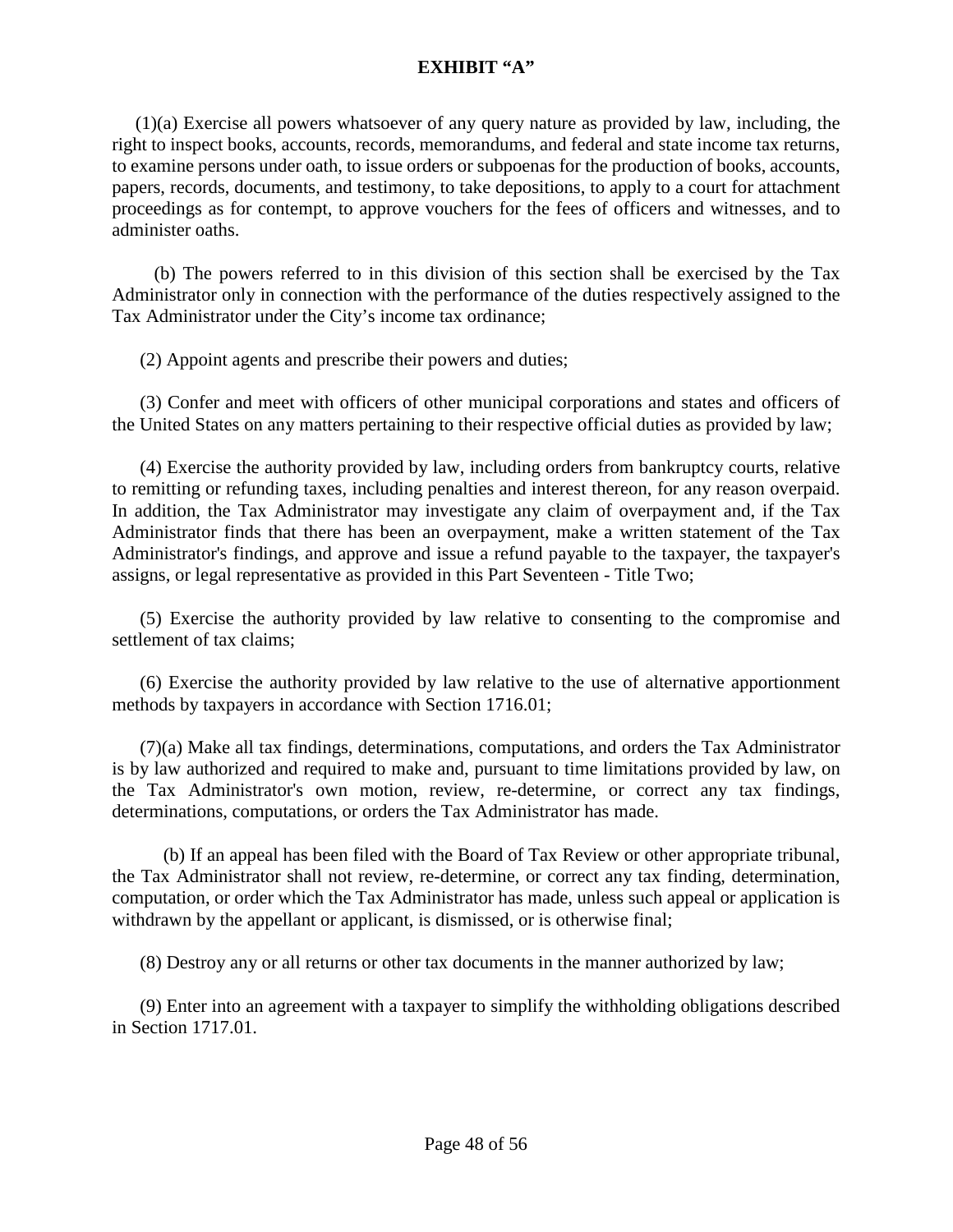**EXHIBIT "A"**

(1)(a) Exercise all powers whatsoever of any query nature as provided by law, including, the right to inspect books, accounts, records, memorandums, and federal and state income tax returns, to examine persons under oath, to issue orders or subpoenas for the production of books, accounts, papers, records, documents, and testimony, to take depositions, to apply to a court for attachment proceedings as for contempt, to approve vouchers for the fees of officers and witnesses, and to administer oaths.

(b) The powers referred to in this division of this section shall be exercised by the Tax Administrator only in connection with the performance of the duties respectively assigned to the Tax Administrator under the City's income tax ordinance;

(2) Appoint agents and prescribe their powers and duties;

(3) Confer and meet with officers of other municipal corporations and states and officers of the United States on any matters pertaining to their respective official duties as provided by law;

(4) Exercise the authority provided by law, including orders from bankruptcy courts, relative to remitting or refunding taxes, including penalties and interest thereon, for any reason overpaid. In addition, the Tax Administrator may investigate any claim of overpayment and, if the Tax Administrator finds that there has been an overpayment, make a written statement of the Tax Administrator's findings, and approve and issue a refund payable to the taxpayer, the taxpayer's assigns, or legal representative as provided in this Part Seventeen - Title Two;

(5) Exercise the authority provided by law relative to consenting to the compromise and settlement of tax claims;

(6) Exercise the authority provided by law relative to the use of alternative apportionment methods by taxpayers in accordance with Section 1716.01;

(7)(a) Make all tax findings, determinations, computations, and orders the Tax Administrator is by law authorized and required to make and, pursuant to time limitations provided by law, on the Tax Administrator's own motion, review, re-determine, or correct any tax findings, determinations, computations, or orders the Tax Administrator has made.

(b) If an appeal has been filed with the Board of Tax Review or other appropriate tribunal, the Tax Administrator shall not review, re-determine, or correct any tax finding, determination, computation, or order which the Tax Administrator has made, unless such appeal or application is withdrawn by the appellant or applicant, is dismissed, or is otherwise final;

(8) Destroy any or all returns or other tax documents in the manner authorized by law;

(9) Enter into an agreement with a taxpayer to simplify the withholding obligations described in Section 1717.01.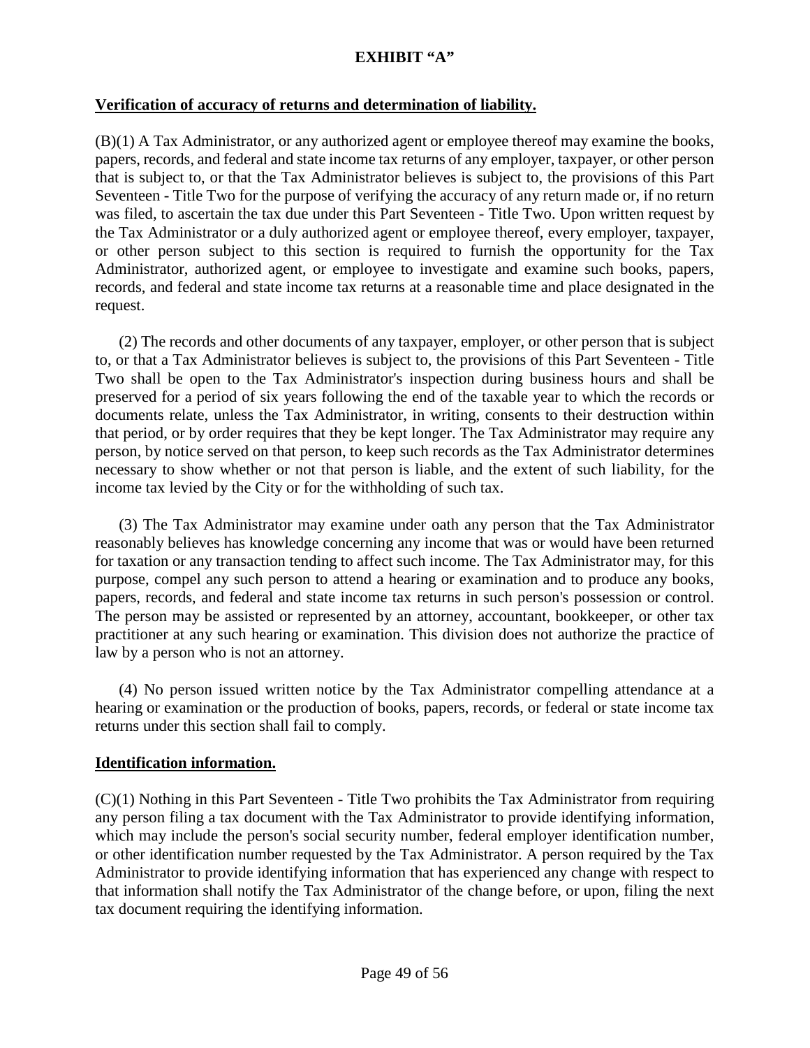**EXHIBIT "A"**

**Verification of accuracy of returns and determination of liability.**

(B)(1) A Tax Administrator, or any authorized agent or employee thereof may examine the books, papers, records, and federal and state income tax returns of any employer, taxpayer, or other person that is subject to, or that the Tax Administrator believes is subject to, the provisions of this Part Seventeen - Title Two for the purpose of verifying the accuracy of any return made or, if no return was filed, to ascertain the tax due under this Part Seventeen - Title Two. Upon written request by the Tax Administrator or a duly authorized agent or employee thereof, every employer, taxpayer, or other person subject to this section is required to furnish the opportunity for the Tax Administrator, authorized agent, or employee to investigate and examine such books, papers, records, and federal and state income tax returns at a reasonable time and place designated in the request.

(2) The records and other documents of any taxpayer, employer, or other person that is subject to, or that a Tax Administrator believes is subject to, the provisions of this Part Seventeen - Title Two shall be open to the Tax Administrator's inspection during business hours and shall be preserved for a period of six years following the end of the taxable year to which the records or documents relate, unless the Tax Administrator, in writing, consents to their destruction within that period, or by order requires that they be kept longer. The Tax Administrator may require any person, by notice served on that person, to keep such records as the Tax Administrator determines necessary to show whether or not that person is liable, and the extent of such liability, for the income tax levied by the City or for the withholding of such tax.

(3) The Tax Administrator may examine under oath any person that the Tax Administrator reasonably believes has knowledge concerning any income that was or would have been returned for taxation or any transaction tending to affect such income. The Tax Administrator may, for this purpose, compel any such person to attend a hearing or examination and to produce any books, papers, records, and federal and state income tax returns in such person's possession or control. The person may be assisted or represented by an attorney, accountant, bookkeeper, or other tax practitioner at any such hearing or examination. This division does not authorize the practice of law by a person who is not an attorney.

(4) No person issued written notice by the Tax Administrator compelling attendance at a hearing or examination or the production of books, papers, records, or federal or state income tax returns under this section shall fail to comply.

**Identification information.**

(C)(1) Nothing in this Part Seventeen - Title Two prohibits the Tax Administrator from requiring any person filing a tax document with the Tax Administrator to provide identifying information, which may include the person's social security number, federal employer identification number, or other identification number requested by the Tax Administrator. A person required by the Tax Administrator to provide identifying information that has experienced any change with respect to that information shall notify the Tax Administrator of the change before, or upon, filing the next tax document requiring the identifying information.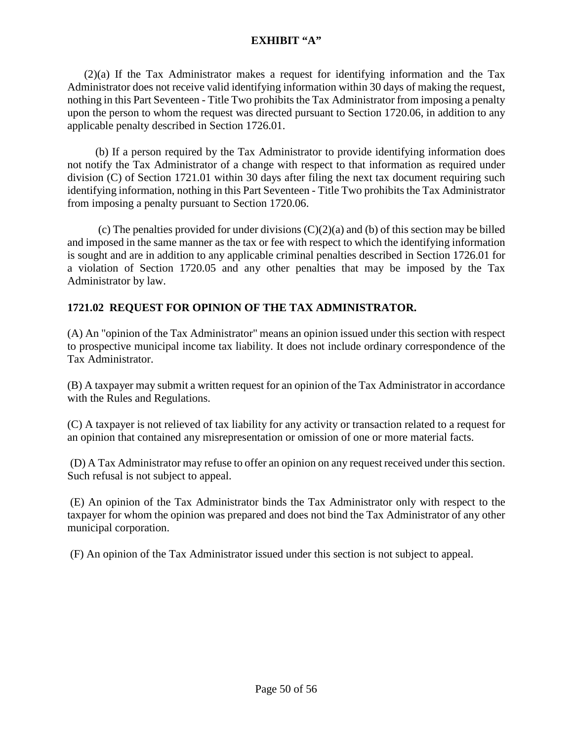**EXHIBIT "A"**

(2)(a) If the Tax Administrator makes a request for identifying information and the Tax Administrator does not receive valid identifying information within 30 days of making the request, nothing in this Part Seventeen - Title Two prohibits the Tax Administrator from imposing a penalty upon the person to whom the request was directed pursuant to Section 1720.06, in addition to any applicable penalty described in Section 1726.01.

(b) If a person required by the Tax Administrator to provide identifying information does not notify the Tax Administrator of a change with respect to that information as required under division (C) of Section 1721.01 within 30 days after filing the next tax document requiring such identifying information, nothing in this Part Seventeen - Title Two prohibits the Tax Administrator from imposing a penalty pursuant to Section 1720.06.

(c) The penalties provided for under divisions (C)(2)(a) and (b) of this section may be billed and imposed in the same manner as the tax or fee with respect to which the identifying information is sought and are in addition to any applicable criminal penalties described in Section 1726.01 for a violation of Section 1720.05 and any other penalties that may be imposed by the Tax Administrator by law.

## 1721.02 REQUEST FOR OPINION OF THE TAX ADMINISTRATOR.

(A) An "opinion of the Tax Administrator" means an opinion issued under this section with respect to prospective municipal income tax liability. It does not include ordinary correspondence of the Tax Administrator.

(B) A taxpayer may submit a written request for an opinion of the Tax Administrator in accordance with the Rules and Regulations.

(C) A taxpayer is not relieved of tax liability for any activity or transaction related to a request for an opinion that contained any misrepresentation or omission of one or more material facts.

(D) A Tax Administrator may refuse to offer an opinion on any request received under this section. Such refusal is not subject to appeal.

(E) An opinion of the Tax Administrator binds the Tax Administrator only with respect to the taxpayer for whom the opinion was prepared and does not bind the Tax Administrator of any other municipal corporation.

(F) An opinion of the Tax Administrator issued under this section is not subject to appeal.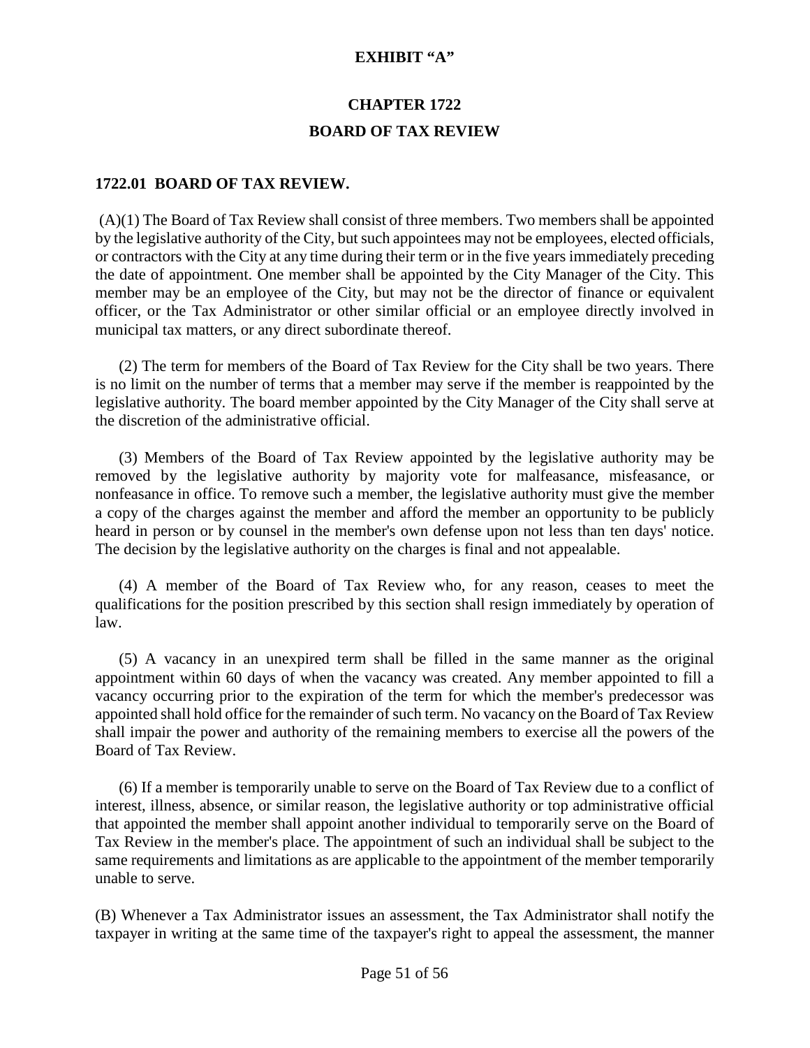**EXHIBIT "A"**

# CHAPTER 1722

# BOARD OF TAX REVIEW

## 1722.01 BOARD OF TAX REVIEW.

(A)(1) The Board of Tax Review shall consist of three members. Two members shall be appointed by the legislative authority of the City, but such appointees may not be employees, elected officials, or contractors with the City at any time during their term or in the five years immediately preceding the date of appointment. One member shall be appointed by the City Manager of the City. This member may be an employee of the City, but may not be the director of finance or equivalent officer, or the Tax Administrator or other similar official or an employee directly involved in municipal tax matters, or any direct subordinate thereof.

(2) The term for members of the Board of Tax Review for the City shall be two years. There is no limit on the number of terms that a member may serve if the member is reappointed by the legislative authority. The board member appointed by the City Manager of the City shall serve at the discretion of the administrative official.

(3) Members of the Board of Tax Review appointed by the legislative authority may be removed by the legislative authority by majority vote for malfeasance, misfeasance, or nonfeasance in office. To remove such a member, the legislative authority must give the member a copy of the charges against the member and afford the member an opportunity to be publicly heard in person or by counsel in the member's own defense upon not less than ten days' notice. The decision by the legislative authority on the charges is final and not appealable.

(4) A member of the Board of Tax Review who, for any reason, ceases to meet the qualifications for the position prescribed by this section shall resign immediately by operation of law.

(5) A vacancy in an unexpired term shall be filled in the same manner as the original appointment within 60 days of when the vacancy was created. Any member appointed to fill a vacancy occurring prior to the expiration of the term for which the member's predecessor was appointed shall hold office for the remainder of such term. No vacancy on the Board of Tax Review shall impair the power and authority of the remaining members to exercise all the powers of the Board of Tax Review.

(6) If a member is temporarily unable to serve on the Board of Tax Review due to a conflict of interest, illness, absence, or similar reason, the legislative authority or top administrative official that appointed the member shall appoint another individual to temporarily serve on the Board of Tax Review in the member's place. The appointment of such an individual shall be subject to the same requirements and limitations as are applicable to the appointment of the member temporarily unable to serve.

(B) Whenever a Tax Administrator issues an assessment, the Tax Administrator shall notify the taxpayer in writing at the same time of the taxpayer's right to appeal the assessment, the manner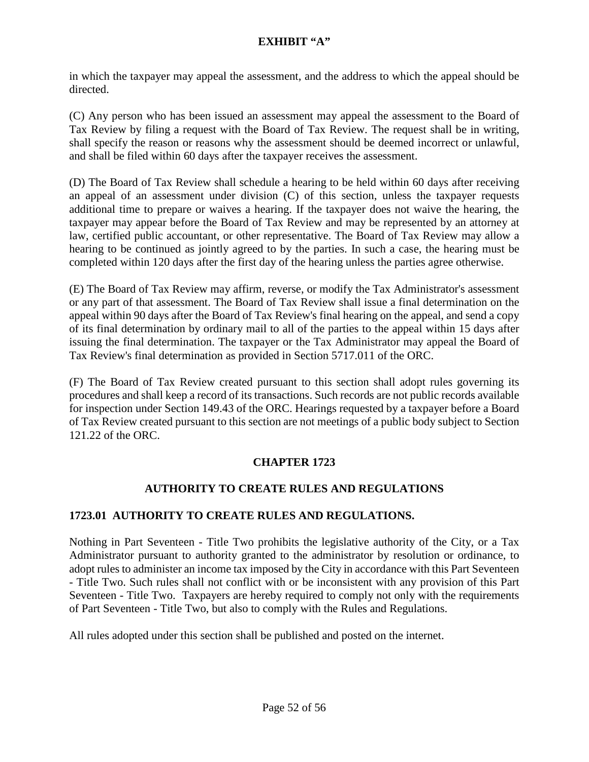in which the taxpayer may appeal the assessment, and the address to which the appeal should be directed.

(C) Any person who has been issued an assessment may appeal the assessment to the Board of Tax Review by filing a request with the Board of Tax Review. The request shall be in writing, shall specify the reason or reasons why the assessment should be deemed incorrect or unlawful, and shall be filed within 60 days after the taxpayer receives the assessment.

(D) The Board of Tax Review shall schedule a hearing to be held within 60 days after receiving an appeal of an assessment under division (C) of this section, unless the taxpayer requests additional time to prepare or waives a hearing. If the taxpayer does not waive the hearing, the taxpayer may appear before the Board of Tax Review and may be represented by an attorney at law, certified public accountant, or other representative. The Board of Tax Review may allow a hearing to be continued as jointly agreed to by the parties. In such a case, the hearing must be completed within 120 days after the first day of the hearing unless the parties agree otherwise.

(E) The Board of Tax Review may affirm, reverse, or modify the Tax Administrator's assessment or any part of that assessment. The Board of Tax Review shall issue a final determination on the appeal within 90 days after the Board of Tax Review's final hearing on the appeal, and send a copy of its final determination by ordinary mail to all of the parties to the appeal within 15 days after issuing the final determination. The taxpayer or the Tax Administrator may appeal the Board of Tax Review's final determination as provided in Section 5717.011 of the ORC.

(F) The Board of Tax Review created pursuant to this section shall adopt rules governing its procedures and shall keep a record of its transactions. Such records are not public records available for inspection under Section 149.43 of the ORC. Hearings requested by a taxpayer before a Board of Tax Review created pursuant to this section are not meetings of a public body subject to Section 121.22 of the ORC.

## CHAPTER 1723

## AUTHORITY TO CREATE RULES AND REGULATIONS

### 1723.01 AUTHORITY TO CREATE RULES AND REGULATIONS.

Nothing in Part Seventeen - Title Two prohibits the legislative authority of the City, or a Tax Administrator pursuant to authority granted to the administrator by resolution or ordinance, to adopt rules to administer an income tax imposed by the City in accordance with this Part Seventeen - Title Two. Such rules shall not conflict with or be inconsistent with any provision of this Part Seventeen - Title Two. Taxpayers are hereby required to comply not only with the requirements of Part Seventeen - Title Two, but also to comply with the Rules and Regulations.

All rules adopted under this section shall be published and posted on the internet.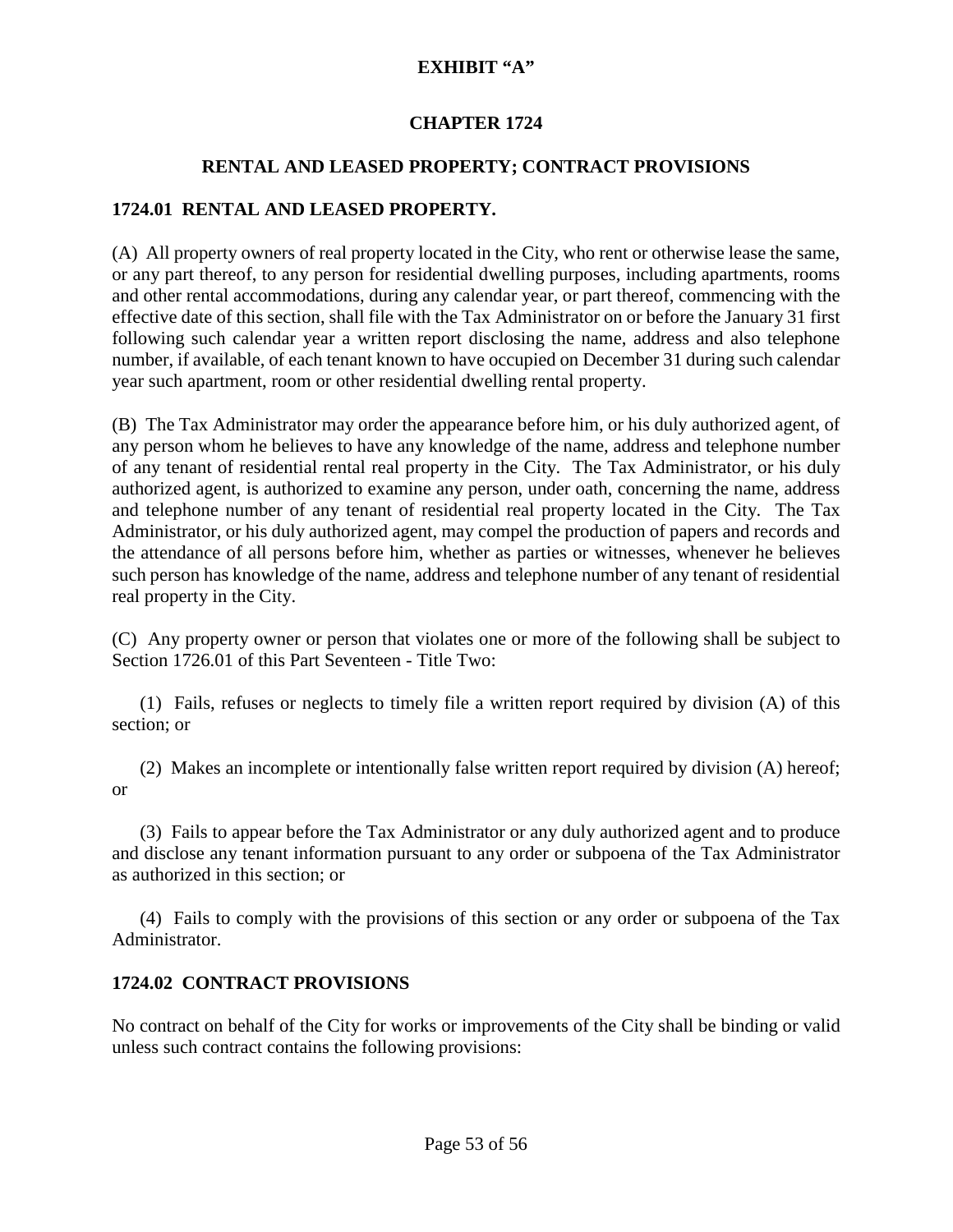**EXHIBIT "A"**

# CHAPTER 1724

## RENTAL AND LEASED PROPERTY; CONTRACT PROVISIONS

### 1724.01 RENTAL AND LEASED PROPERTY.

(A) All property owners of real property located in the City, who rent or otherwise lease the same, or any part thereof, to any person for residential dwelling purposes, including apartments, rooms and other rental accommodations, during any calendar year, or part thereof, commencing with the effective date of this section, shall file with the Tax Administrator on or before the January 31 first following such calendar year a written report disclosing the name, address and also telephone number, if available, of each tenant known to have occupied on December 31 during such calendar year such apartment, room or other residential dwelling rental property.

(B) The Tax Administrator may order the appearance before him, or his duly authorized agent, of any person whom he believes to have any knowledge of the name, address and telephone number of any tenant of residential rental real property in the City. The Tax Administrator, or his duly authorized agent, is authorized to examine any person, under oath, concerning the name, address and telephone number of any tenant of residential real property located in the City. The Tax Administrator, or his duly authorized agent, may compel the production of papers and records and the attendance of all persons before him, whether as parties or witnesses, whenever he believes such person has knowledge of the name, address and telephone number of any tenant of residential real property in the City.

(C) Any property owner or person that violates one or more of the following shall be subject to Section 1726.01 of this Part Seventeen - Title Two:

(1) Fails, refuses or neglects to timely file a written report required by division (A) of this section; or

(2) Makes an incomplete or intentionally false written report required by division (A) hereof; or

(3) Fails to appear before the Tax Administrator or any duly authorized agent and to produce and disclose any tenant information pursuant to any order or subpoena of the Tax Administrator as authorized in this section; or

(4) Fails to comply with the provisions of this section or any order or subpoena of the Tax Administrator.

### 1724.02 CONTRACT PROVISIONS

No contract on behalf of the City for works or improvements of the City shall be binding or valid unless such contract contains the following provisions: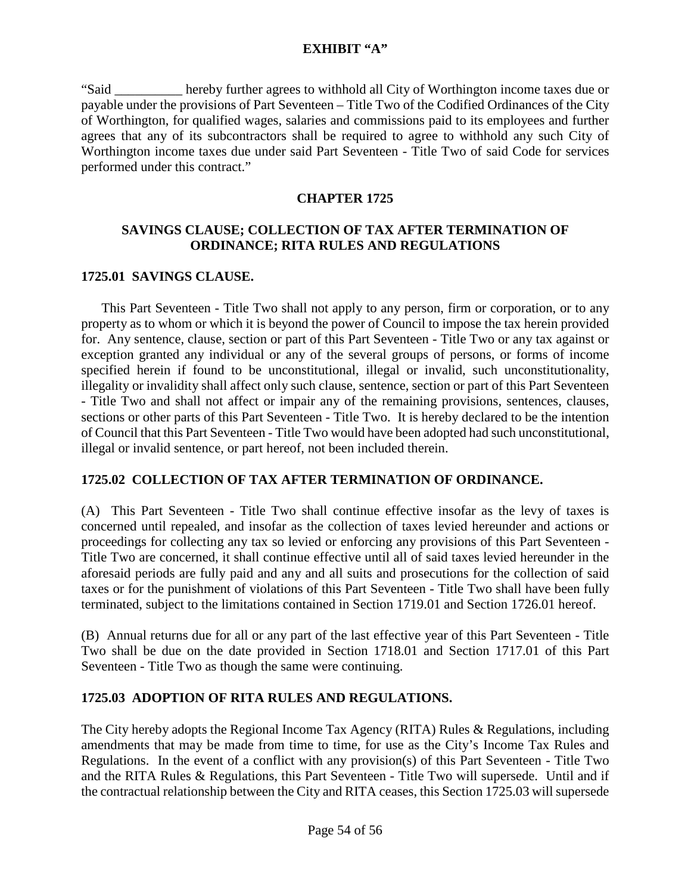**EXHIBIT "A"**

"Said __________ hereby further agrees to withhold all City of Worthington income taxes due or payable under the provisions of Part Seventeen – Title Two of the Codified Ordinances of the City of Worthington, for qualified wages, salaries and commissions paid to its employees and further agrees that any of its subcontractors shall be required to agree to withhold any such City of Worthington income taxes due under said Part Seventeen - Title Two of said Code for services performed under this contract."

## CHAPTER 1725

## SAVINGS CLAUSE; COLLECTION OF TAX AFTER TERMINATION OF ORDINANCE; RITA RULES AND REGULATIONS

### 1725.01 SAVINGS CLAUSE.

This Part Seventeen - Title Two shall not apply to any person, firm or corporation, or to any property as to whom or which it is beyond the power of Council to impose the tax herein provided for. Any sentence, clause, section or part of this Part Seventeen - Title Two or any tax against or exception granted any individual or any of the several groups of persons, or forms of income specified herein if found to be unconstitutional, illegal or invalid, such unconstitutionality, illegality or invalidity shall affect only such clause, sentence, section or part of this Part Seventeen - Title Two and shall not affect or impair any of the remaining provisions, sentences, clauses, sections or other parts of this Part Seventeen - Title Two. It is hereby declared to be the intention of Council that this Part Seventeen - Title Two would have been adopted had such unconstitutional, illegal or invalid sentence, or part hereof, not been included therein.

### 1725.02 COLLECTION OF TAX AFTER TERMINATION OF ORDINANCE.

(A) This Part Seventeen - Title Two shall continue effective insofar as the levy of taxes is concerned until repealed, and insofar as the collection of taxes levied hereunder and actions or proceedings for collecting any tax so levied or enforcing any provisions of this Part Seventeen - Title Two are concerned, it shall continue effective until all of said taxes levied hereunder in the aforesaid periods are fully paid and any and all suits and prosecutions for the collection of said taxes or for the punishment of violations of this Part Seventeen - Title Two shall have been fully terminated, subject to the limitations contained in Section 1719.01 and Section 1726.01 hereof.

(B) Annual returns due for all or any part of the last effective year of this Part Seventeen - Title Two shall be due on the date provided in Section 1718.01 and Section 1717.01 of this Part Seventeen - Title Two as though the same were continuing.

### 1725.03 ADOPTION OF RITA RULES AND REGULATIONS.

The City hereby adopts the Regional Income Tax Agency (RITA) Rules & Regulations, including amendments that may be made from time to time, for use as the City's Income Tax Rules and Regulations. In the event of a conflict with any provision(s) of this Part Seventeen - Title Two and the RITA Rules & Regulations, this Part Seventeen - Title Two will supersede. Until and if the contractual relationship between the City and RITA ceases, this Section 1725.03 will supersede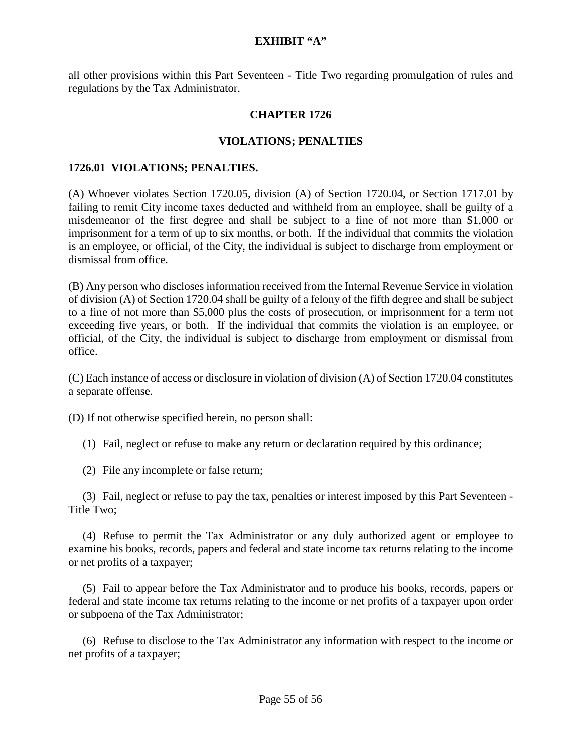all other provisions within this Part Seventeen - Title Two regarding promulgation of rules and regulations by the Tax Administrator.

## CHAPTER 1726

## VIOLATIONS; PENALTIES

### 1726.01 VIOLATIONS; PENALTIES.

(A) Whoever violates Section 1720.05, division (A) of Section 1720.04, or Section 1717.01 by failing to remit City income taxes deducted and withheld from an employee, shall be guilty of a misdemeanor of the first degree and shall be subject to a fine of not more than $1,000 or imprisonment for a term of up to six months, or both. If the individual that commits the violation is an employee, or official, of the City, the individual is subject to discharge from employment or dismissal from office.

(B) Any person who discloses information received from the Internal Revenue Service in violation of division (A) of Section 1720.04 shall be guilty of a felony of the fifth degree and shall be subject to a fine of not more than $5,000 plus the costs of prosecution, or imprisonment for a term not exceeding five years, or both. If the individual that commits the violation is an employee, or official, of the City, the individual is subject to discharge from employment or dismissal from office.

(C) Each instance of access or disclosure in violation of division (A) of Section 1720.04 constitutes a separate offense.

(D) If not otherwise specified herein, no person shall:

(1) Fail, neglect or refuse to make any return or declaration required by this ordinance;

(2) File any incomplete or false return;

(3) Fail, neglect or refuse to pay the tax, penalties or interest imposed by this Part Seventeen - Title Two;

(4) Refuse to permit the Tax Administrator or any duly authorized agent or employee to examine his books, records, papers and federal and state income tax returns relating to the income or net profits of a taxpayer;

(5) Fail to appear before the Tax Administrator and to produce his books, records, papers or federal and state income tax returns relating to the income or net profits of a taxpayer upon order or subpoena of the Tax Administrator;

(6) Refuse to disclose to the Tax Administrator any information with respect to the income or net profits of a taxpayer;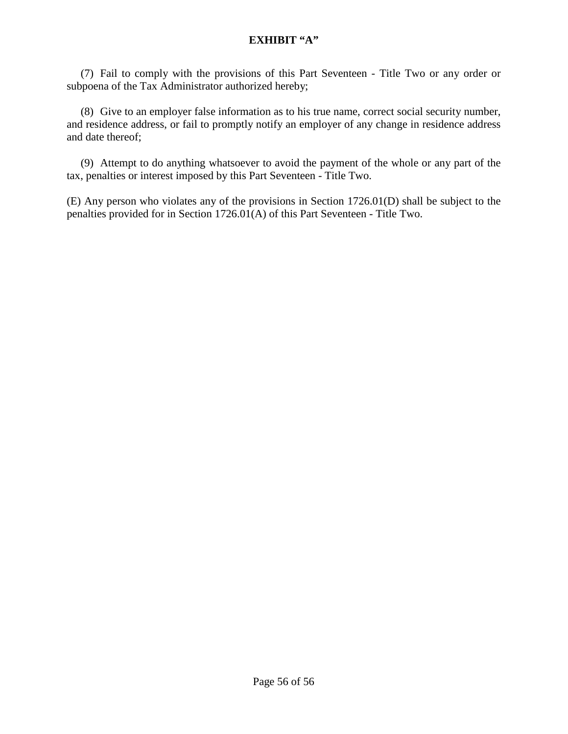(7) Fail to comply with the provisions of this Part Seventeen - Title Two or any order or subpoena of the Tax Administrator authorized hereby;

(8) Give to an employer false information as to his true name, correct social security number, and residence address, or fail to promptly notify an employer of any change in residence address and date thereof;

(9) Attempt to do anything whatsoever to avoid the payment of the whole or any part of the tax, penalties or interest imposed by this Part Seventeen - Title Two.

(E) Any person who violates any of the provisions in Section 1726.01(D) shall be subject to the penalties provided for in Section 1726.01(A) of this Part Seventeen - Title Two.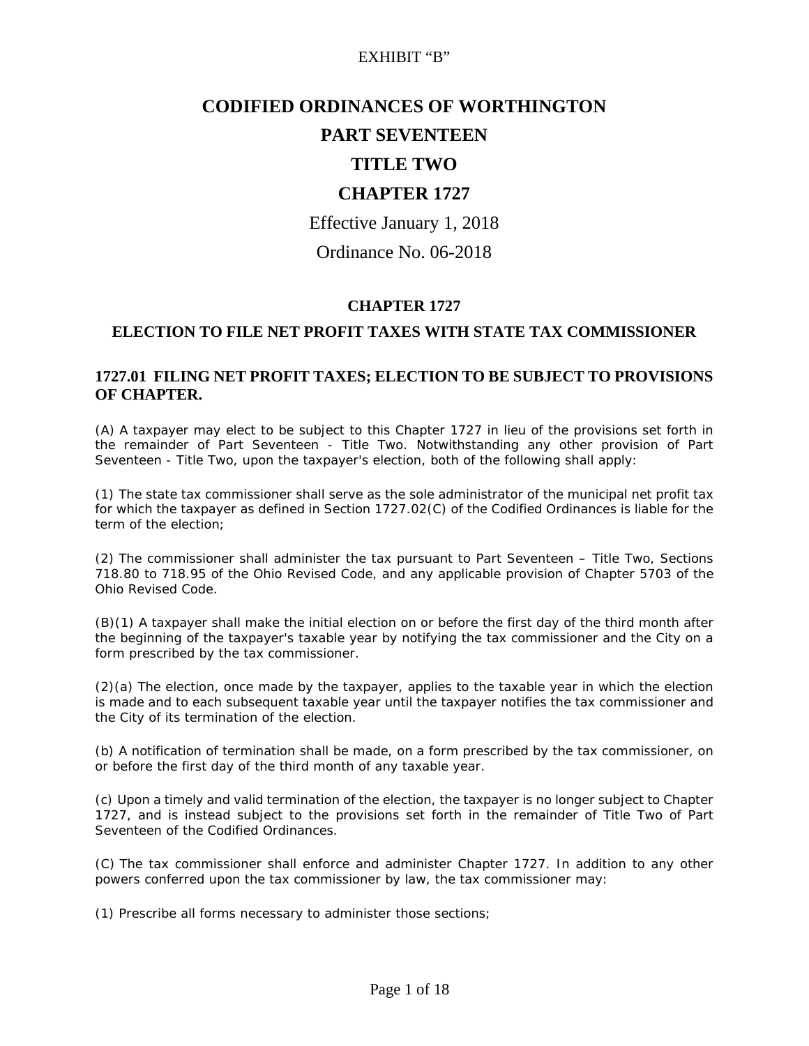EXHIBIT “B”

# CODIFIED ORDINANCES OF WORTHINGTON

# PART SEVENTEEN

# TITLE TWO

# CHAPTER 1727

Effective January 1, 2018

Ordinance No. 06-2018

## CHAPTER 1727

## ELECTION TO FILE NET PROFIT TAXES WITH STATE TAX COMMISSIONER

### 1727.01 FILING NET PROFIT TAXES; ELECTION TO BE SUBJECT TO PROVISIONS OF CHAPTER.

(A) A taxpayer may elect to be subject to this Chapter 1727 in lieu of the provisions set forth in the remainder of Part Seventeen - Title Two. Notwithstanding any other provision of Part Seventeen - Title Two, upon the taxpayer's election, both of the following shall apply:

(1) The state tax commissioner shall serve as the sole administrator of the municipal net profit tax for which the taxpayer as defined in Section 1727.02(C) of the Codified Ordinances is liable for the term of the election;

(2) The commissioner shall administer the tax pursuant to Part Seventeen – Title Two, Sections 718.80 to 718.95 of the Ohio Revised Code, and any applicable provision of Chapter 5703 of the Ohio Revised Code.

(B)(1) A taxpayer shall make the initial election on or before the first day of the third month after the beginning of the taxpayer's taxable year by notifying the tax commissioner and the City on a form prescribed by the tax commissioner.

(2)(a) The election, once made by the taxpayer, applies to the taxable year in which the election is made and to each subsequent taxable year until the taxpayer notifies the tax commissioner and the City of its termination of the election.

(b) A notification of termination shall be made, on a form prescribed by the tax commissioner, on or before the first day of the third month of any taxable year.

(c) Upon a timely and valid termination of the election, the taxpayer is no longer subject to Chapter 1727, and is instead subject to the provisions set forth in the remainder of Title Two of Part Seventeen of the Codified Ordinances.

(C) The tax commissioner shall enforce and administer Chapter 1727. In addition to any other powers conferred upon the tax commissioner by law, the tax commissioner may:

(1) Prescribe all forms necessary to administer those sections;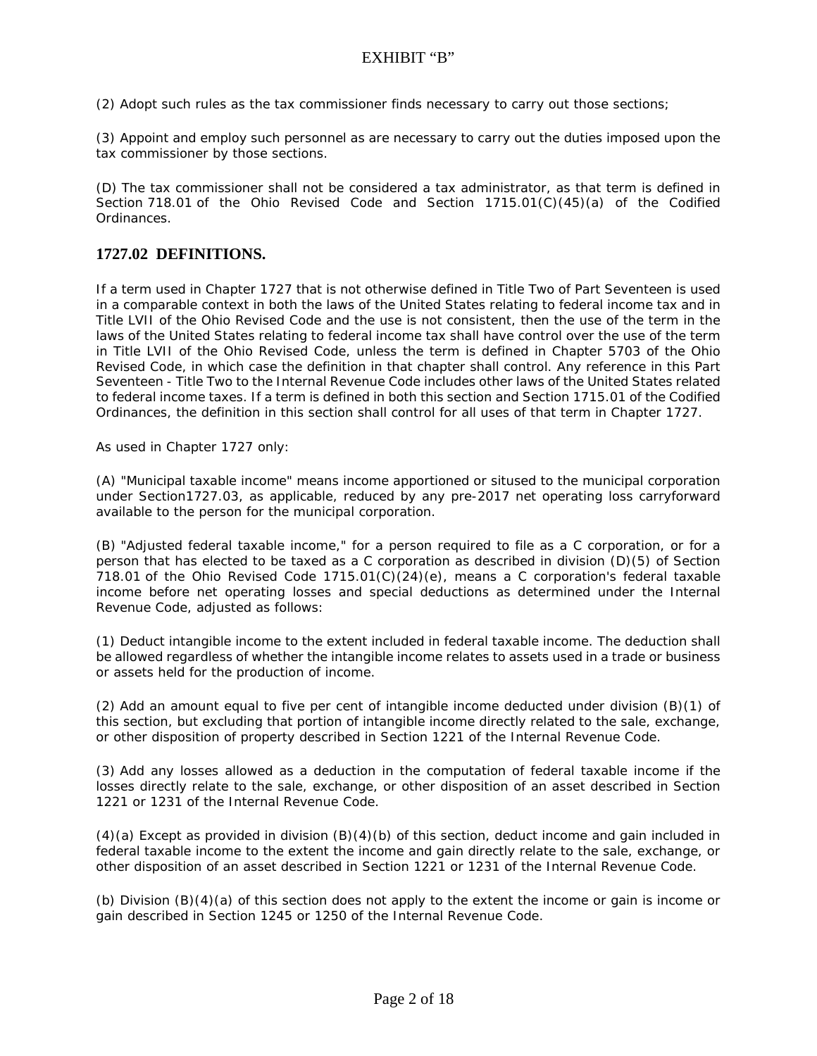(2) Adopt such rules as the tax commissioner finds necessary to carry out those sections;

(3) Appoint and employ such personnel as are necessary to carry out the duties imposed upon the tax commissioner by those sections.

(D) The tax commissioner shall not be considered a tax administrator, as that term is defined in Section 718.01 of the Ohio Revised Code and Section 1715.01(C)(45)(a) of the Codified Ordinances.

## 1727.02 DEFINITIONS.

If a term used in Chapter 1727 that is not otherwise defined in Title Two of Part Seventeen is used in a comparable context in both the laws of the United States relating to federal income tax and in Title LVII of the Ohio Revised Code and the use is not consistent, then the use of the term in the laws of the United States relating to federal income tax shall have control over the use of the term in Title LVII of the Ohio Revised Code, unless the term is defined in Chapter 5703 of the Ohio Revised Code, in which case the definition in that chapter shall control. Any reference in this Part Seventeen - Title Two to the Internal Revenue Code includes other laws of the United States related to federal income taxes. If a term is defined in both this section and Section 1715.01 of the Codified Ordinances, the definition in this section shall control for all uses of that term in Chapter 1727.

As used in Chapter 1727 only:

(A) "Municipal taxable income" means income apportioned or sitused to the municipal corporation under Section1727.03, as applicable, reduced by any pre-2017 net operating loss carryforward available to the person for the municipal corporation.

(B) "Adjusted federal taxable income," for a person required to file as a C corporation, or for a person that has elected to be taxed as a C corporation as described in division (D)(5) of Section 718.01 of the Ohio Revised Code 1715.01(C)(24)(e), means a C corporation's federal taxable income before net operating losses and special deductions as determined under the Internal Revenue Code, adjusted as follows:

(1) Deduct intangible income to the extent included in federal taxable income. The deduction shall be allowed regardless of whether the intangible income relates to assets used in a trade or business or assets held for the production of income.

(2) Add an amount equal to five per cent of intangible income deducted under division (B)(1) of this section, but excluding that portion of intangible income directly related to the sale, exchange, or other disposition of property described in Section 1221 of the Internal Revenue Code.

(3) Add any losses allowed as a deduction in the computation of federal taxable income if the losses directly relate to the sale, exchange, or other disposition of an asset described in Section 1221 or 1231 of the Internal Revenue Code.

(4)(a) Except as provided in division (B)(4)(b) of this section, deduct income and gain included in federal taxable income to the extent the income and gain directly relate to the sale, exchange, or other disposition of an asset described in Section 1221 or 1231 of the Internal Revenue Code.

(b) Division (B)(4)(a) of this section does not apply to the extent the income or gain is income or gain described in Section 1245 or 1250 of the Internal Revenue Code.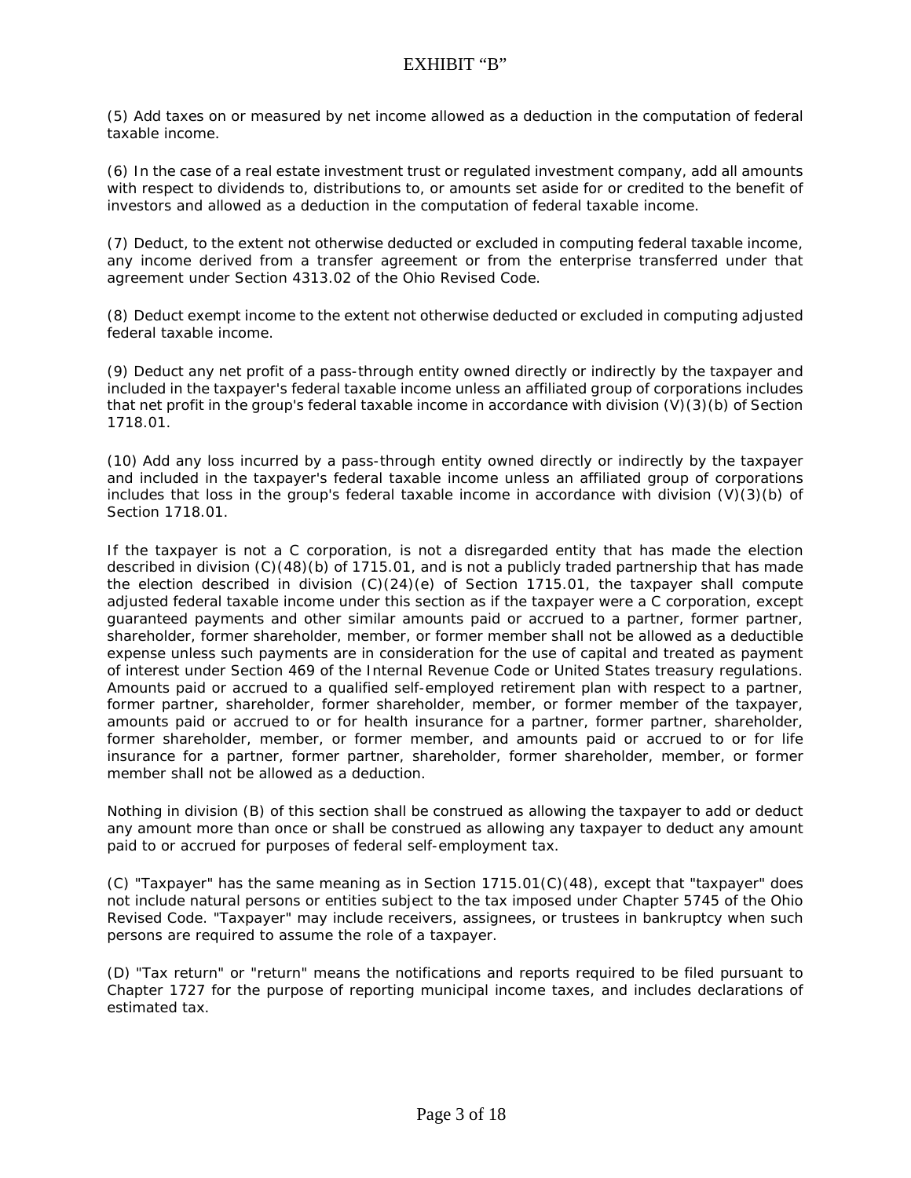(5) Add taxes on or measured by net income allowed as a deduction in the computation of federal taxable income.

(6) In the case of a real estate investment trust or regulated investment company, add all amounts with respect to dividends to, distributions to, or amounts set aside for or credited to the benefit of investors and allowed as a deduction in the computation of federal taxable income.

(7) Deduct, to the extent not otherwise deducted or excluded in computing federal taxable income, any income derived from a transfer agreement or from the enterprise transferred under that agreement under Section 4313.02 of the Ohio Revised Code.

(8) Deduct exempt income to the extent not otherwise deducted or excluded in computing adjusted federal taxable income.

(9) Deduct any net profit of a pass-through entity owned directly or indirectly by the taxpayer and included in the taxpayer's federal taxable income unless an affiliated group of corporations includes that net profit in the group's federal taxable income in accordance with division (V)(3)(b) of Section 1718.01.

(10) Add any loss incurred by a pass-through entity owned directly or indirectly by the taxpayer and included in the taxpayer's federal taxable income unless an affiliated group of corporations includes that loss in the group's federal taxable income in accordance with division (V)(3)(b) of Section 1718.01.

If the taxpayer is not a C corporation, is not a disregarded entity that has made the election described in division (C)(48)(b) of 1715.01, and is not a publicly traded partnership that has made the election described in division (C)(24)(e) of Section 1715.01, the taxpayer shall compute adjusted federal taxable income under this section as if the taxpayer were a C corporation, except guaranteed payments and other similar amounts paid or accrued to a partner, former partner, shareholder, former shareholder, member, or former member shall not be allowed as a deductible expense unless such payments are in consideration for the use of capital and treated as payment of interest under Section 469 of the Internal Revenue Code or United States treasury regulations. Amounts paid or accrued to a qualified self-employed retirement plan with respect to a partner, former partner, shareholder, former shareholder, member, or former member of the taxpayer, amounts paid or accrued to or for health insurance for a partner, former partner, shareholder, former shareholder, member, or former member, and amounts paid or accrued to or for life insurance for a partner, former partner, shareholder, former shareholder, member, or former member shall not be allowed as a deduction.

Nothing in division (B) of this section shall be construed as allowing the taxpayer to add or deduct any amount more than once or shall be construed as allowing any taxpayer to deduct any amount paid to or accrued for purposes of federal self-employment tax.

(C) "Taxpayer" has the same meaning as in Section 1715.01(C)(48), except that "taxpayer" does not include natural persons or entities subject to the tax imposed under Chapter 5745 of the Ohio Revised Code. "Taxpayer" may include receivers, assignees, or trustees in bankruptcy when such persons are required to assume the role of a taxpayer.

(D) "Tax return" or "return" means the notifications and reports required to be filed pursuant to Chapter 1727 for the purpose of reporting municipal income taxes, and includes declarations of estimated tax.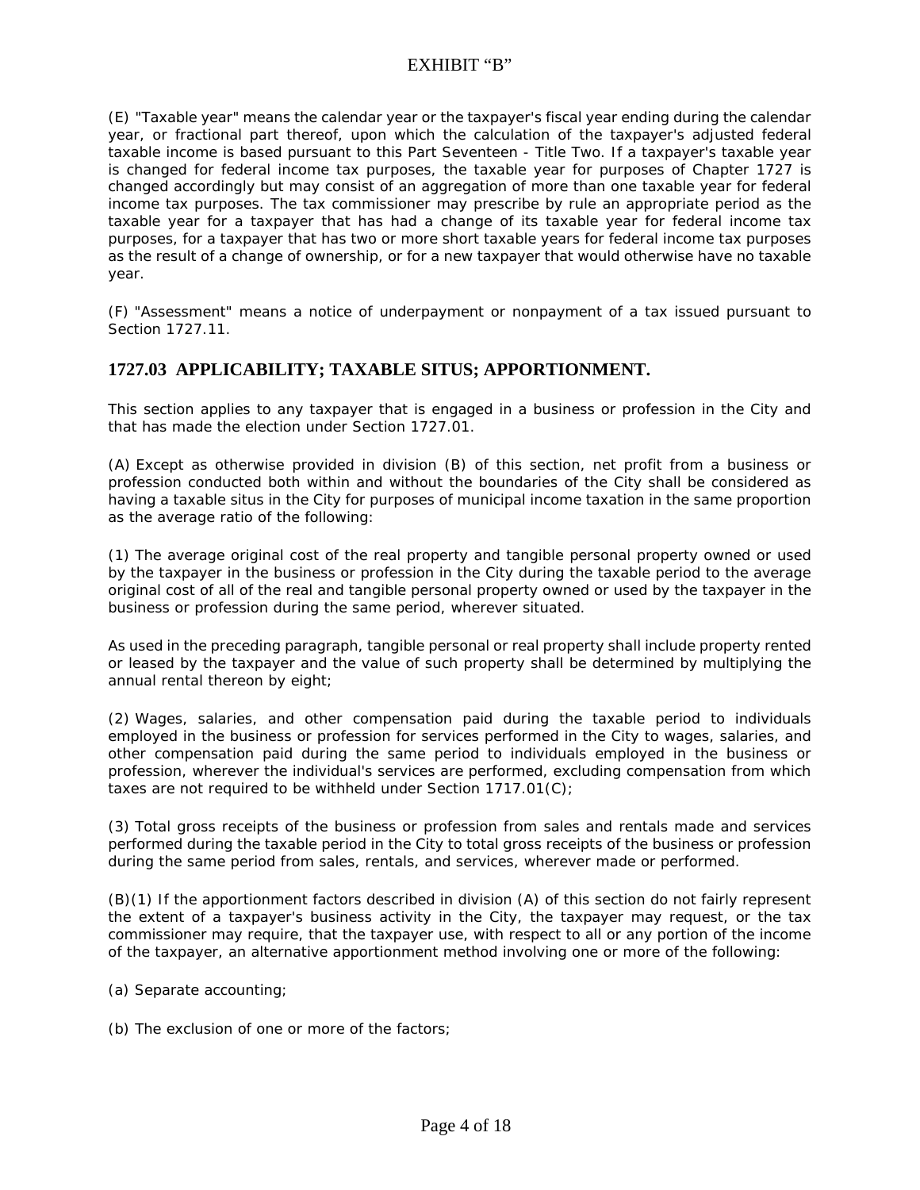(E) "Taxable year" means the calendar year or the taxpayer's fiscal year ending during the calendar year, or fractional part thereof, upon which the calculation of the taxpayer's adjusted federal taxable income is based pursuant to this Part Seventeen - Title Two. If a taxpayer's taxable year is changed for federal income tax purposes, the taxable year for purposes of Chapter 1727 is changed accordingly but may consist of an aggregation of more than one taxable year for federal income tax purposes. The tax commissioner may prescribe by rule an appropriate period as the taxable year for a taxpayer that has had a change of its taxable year for federal income tax purposes, for a taxpayer that has two or more short taxable years for federal income tax purposes as the result of a change of ownership, or for a new taxpayer that would otherwise have no taxable year.

(F) "Assessment" means a notice of underpayment or nonpayment of a tax issued pursuant to Section 1727.11.

## 1727.03 APPLICABILITY; TAXABLE SITUS; APPORTIONMENT.

This section applies to any taxpayer that is engaged in a business or profession in the City and that has made the election under Section 1727.01.

(A) Except as otherwise provided in division (B) of this section, net profit from a business or profession conducted both within and without the boundaries of the City shall be considered as having a taxable situs in the City for purposes of municipal income taxation in the same proportion as the average ratio of the following:

(1) The average original cost of the real property and tangible personal property owned or used by the taxpayer in the business or profession in the City during the taxable period to the average original cost of all of the real and tangible personal property owned or used by the taxpayer in the business or profession during the same period, wherever situated.

As used in the preceding paragraph, tangible personal or real property shall include property rented or leased by the taxpayer and the value of such property shall be determined by multiplying the annual rental thereon by eight;

(2) Wages, salaries, and other compensation paid during the taxable period to individuals employed in the business or profession for services performed in the City to wages, salaries, and other compensation paid during the same period to individuals employed in the business or profession, wherever the individual's services are performed, excluding compensation from which taxes are not required to be withheld under Section 1717.01(C);

(3) Total gross receipts of the business or profession from sales and rentals made and services performed during the taxable period in the City to total gross receipts of the business or profession during the same period from sales, rentals, and services, wherever made or performed.

(B)(1) If the apportionment factors described in division (A) of this section do not fairly represent the extent of a taxpayer's business activity in the City, the taxpayer may request, or the tax commissioner may require, that the taxpayer use, with respect to all or any portion of the income of the taxpayer, an alternative apportionment method involving one or more of the following:

(a) Separate accounting;

(b) The exclusion of one or more of the factors;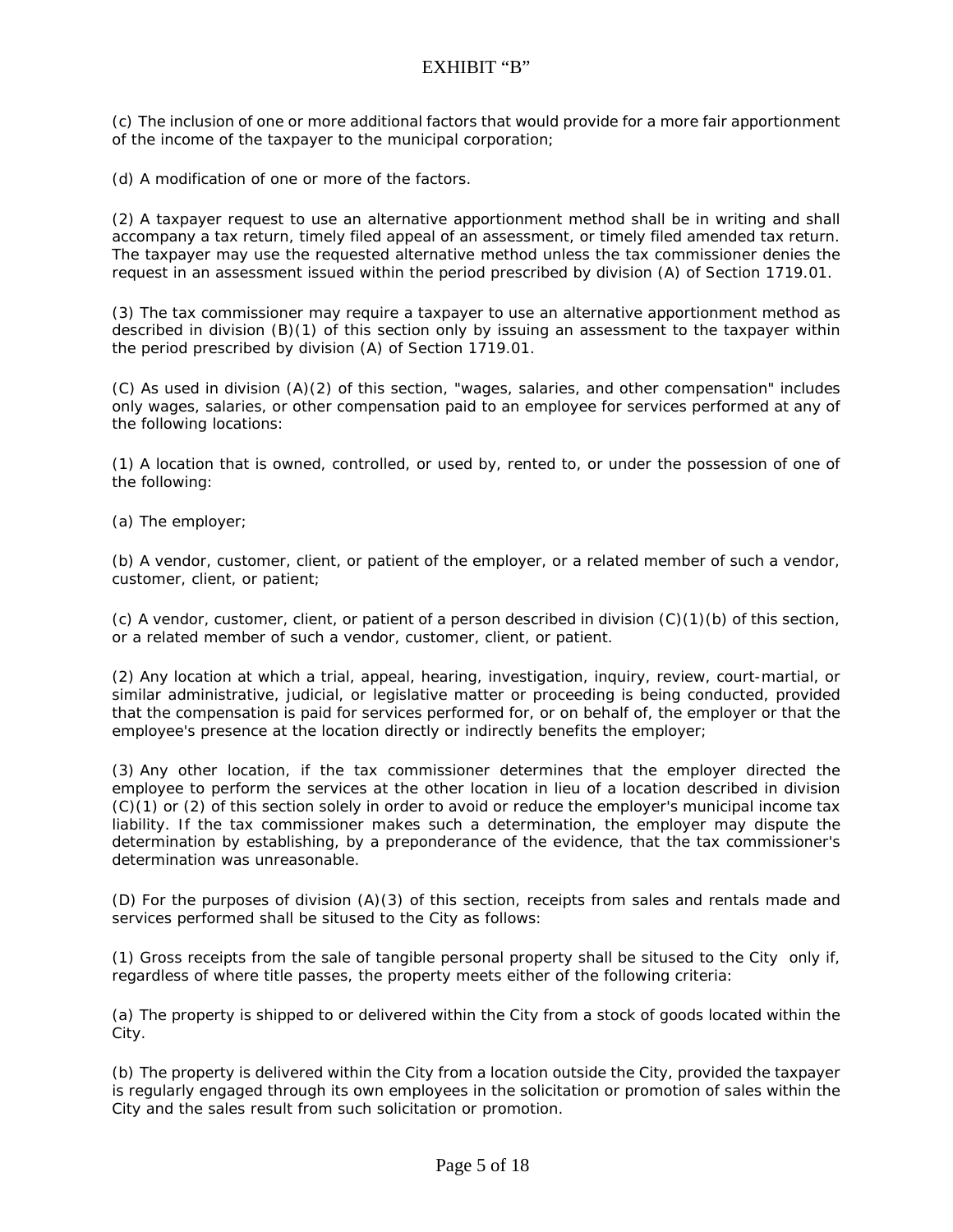(c) The inclusion of one or more additional factors that would provide for a more fair apportionment of the income of the taxpayer to the municipal corporation;

(d) A modification of one or more of the factors.

(2) A taxpayer request to use an alternative apportionment method shall be in writing and shall accompany a tax return, timely filed appeal of an assessment, or timely filed amended tax return. The taxpayer may use the requested alternative method unless the tax commissioner denies the request in an assessment issued within the period prescribed by division (A) of Section 1719.01.

(3) The tax commissioner may require a taxpayer to use an alternative apportionment method as described in division (B)(1) of this section only by issuing an assessment to the taxpayer within the period prescribed by division (A) of Section 1719.01.

(C) As used in division (A)(2) of this section, "wages, salaries, and other compensation" includes only wages, salaries, or other compensation paid to an employee for services performed at any of the following locations:

(1) A location that is owned, controlled, or used by, rented to, or under the possession of one of the following:

(a) The employer;

(b) A vendor, customer, client, or patient of the employer, or a related member of such a vendor, customer, client, or patient;

(c) A vendor, customer, client, or patient of a person described in division (C)(1)(b) of this section, or a related member of such a vendor, customer, client, or patient.

(2) Any location at which a trial, appeal, hearing, investigation, inquiry, review, court-martial, or similar administrative, judicial, or legislative matter or proceeding is being conducted, provided that the compensation is paid for services performed for, or on behalf of, the employer or that the employee's presence at the location directly or indirectly benefits the employer;

(3) Any other location, if the tax commissioner determines that the employer directed the employee to perform the services at the other location in lieu of a location described in division (C)(1) or (2) of this section solely in order to avoid or reduce the employer's municipal income tax liability. If the tax commissioner makes such a determination, the employer may dispute the determination by establishing, by a preponderance of the evidence, that the tax commissioner's determination was unreasonable.

(D) For the purposes of division (A)(3) of this section, receipts from sales and rentals made and services performed shall be sitused to the City as follows:

(1) Gross receipts from the sale of tangible personal property shall be sitused to the City only if, regardless of where title passes, the property meets either of the following criteria:

(a) The property is shipped to or delivered within the City from a stock of goods located within the City.

(b) The property is delivered within the City from a location outside the City, provided the taxpayer is regularly engaged through its own employees in the solicitation or promotion of sales within the City and the sales result from such solicitation or promotion.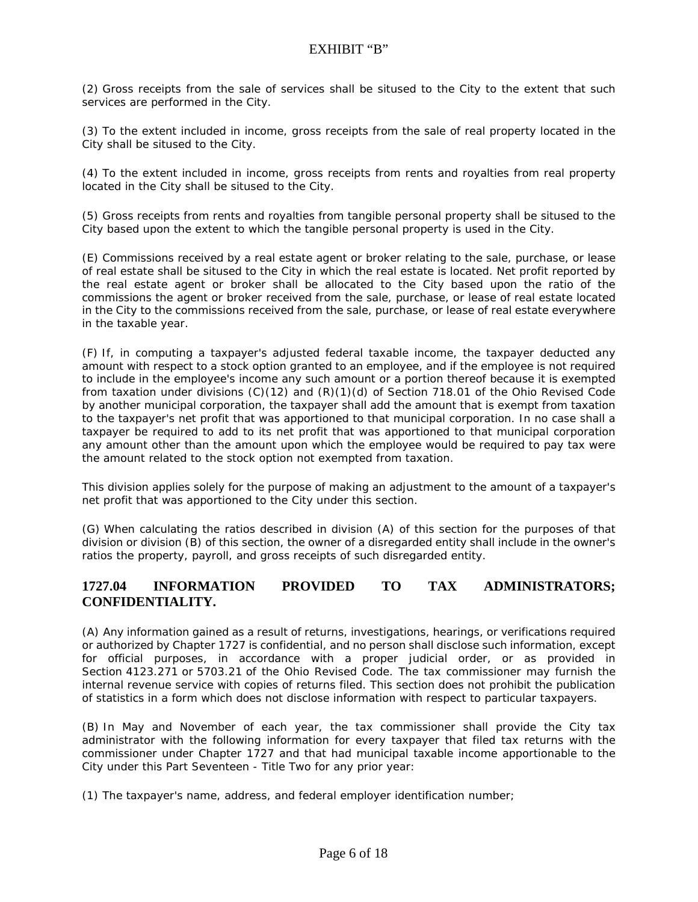(2) Gross receipts from the sale of services shall be sitused to the City to the extent that such services are performed in the City.

(3) To the extent included in income, gross receipts from the sale of real property located in the City shall be sitused to the City.

(4) To the extent included in income, gross receipts from rents and royalties from real property located in the City shall be sitused to the City.

(5) Gross receipts from rents and royalties from tangible personal property shall be sitused to the City based upon the extent to which the tangible personal property is used in the City.

(E) Commissions received by a real estate agent or broker relating to the sale, purchase, or lease of real estate shall be sitused to the City in which the real estate is located. Net profit reported by the real estate agent or broker shall be allocated to the City based upon the ratio of the commissions the agent or broker received from the sale, purchase, or lease of real estate located in the City to the commissions received from the sale, purchase, or lease of real estate everywhere in the taxable year.

(F) If, in computing a taxpayer's adjusted federal taxable income, the taxpayer deducted any amount with respect to a stock option granted to an employee, and if the employee is not required to include in the employee's income any such amount or a portion thereof because it is exempted from taxation under divisions (C)(12) and (R)(1)(d) of Section 718.01 of the Ohio Revised Code by another municipal corporation, the taxpayer shall add the amount that is exempt from taxation to the taxpayer's net profit that was apportioned to that municipal corporation. In no case shall a taxpayer be required to add to its net profit that was apportioned to that municipal corporation any amount other than the amount upon which the employee would be required to pay tax were the amount related to the stock option not exempted from taxation.

This division applies solely for the purpose of making an adjustment to the amount of a taxpayer's net profit that was apportioned to the City under this section.

(G) When calculating the ratios described in division (A) of this section for the purposes of that division or division (B) of this section, the owner of a disregarded entity shall include in the owner's ratios the property, payroll, and gross receipts of such disregarded entity.

## 1727.04 INFORMATION PROVIDED TO TAX ADMINISTRATORS; CONFIDENTIALITY.

(A) Any information gained as a result of returns, investigations, hearings, or verifications required or authorized by Chapter 1727 is confidential, and no person shall disclose such information, except for official purposes, in accordance with a proper judicial order, or as provided in Section 4123.271 or 5703.21 of the Ohio Revised Code. The tax commissioner may furnish the internal revenue service with copies of returns filed. This section does not prohibit the publication of statistics in a form which does not disclose information with respect to particular taxpayers.

(B) In May and November of each year, the tax commissioner shall provide the City tax administrator with the following information for every taxpayer that filed tax returns with the commissioner under Chapter 1727 and that had municipal taxable income apportionable to the City under this Part Seventeen - Title Two for any prior year:

(1) The taxpayer's name, address, and federal employer identification number;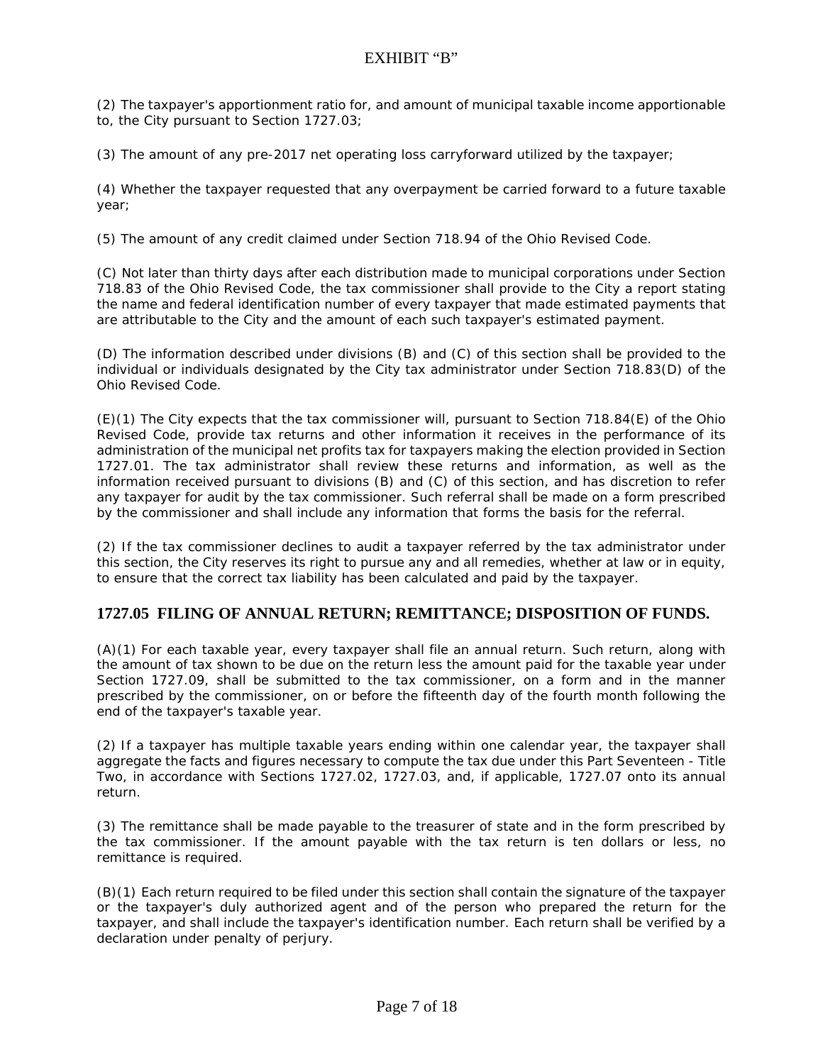(2) The taxpayer's apportionment ratio for, and amount of municipal taxable income apportionable to, the City pursuant to Section 1727.03;

(3) The amount of any pre-2017 net operating loss carryforward utilized by the taxpayer;

(4) Whether the taxpayer requested that any overpayment be carried forward to a future taxable year;

(5) The amount of any credit claimed under Section 718.94 of the Ohio Revised Code.

(C) Not later than thirty days after each distribution made to municipal corporations under Section 718.83 of the Ohio Revised Code, the tax commissioner shall provide to the City a report stating the name and federal identification number of every taxpayer that made estimated payments that are attributable to the City and the amount of each such taxpayer's estimated payment.

(D) The information described under divisions (B) and (C) of this section shall be provided to the individual or individuals designated by the City tax administrator under Section 718.83(D) of the Ohio Revised Code.

(E)(1) The City expects that the tax commissioner will, pursuant to Section 718.84(E) of the Ohio Revised Code, provide tax returns and other information it receives in the performance of its administration of the municipal net profits tax for taxpayers making the election provided in Section 1727.01. The tax administrator shall review these returns and information, as well as the information received pursuant to divisions (B) and (C) of this section, and has discretion to refer any taxpayer for audit by the tax commissioner. Such referral shall be made on a form prescribed by the commissioner and shall include any information that forms the basis for the referral.

(2) If the tax commissioner declines to audit a taxpayer referred by the tax administrator under this section, the City reserves its right to pursue any and all remedies, whether at law or in equity, to ensure that the correct tax liability has been calculated and paid by the taxpayer.

## 1727.05 FILING OF ANNUAL RETURN; REMITTANCE; DISPOSITION OF FUNDS.

(A)(1) For each taxable year, every taxpayer shall file an annual return. Such return, along with the amount of tax shown to be due on the return less the amount paid for the taxable year under Section 1727.09, shall be submitted to the tax commissioner, on a form and in the manner prescribed by the commissioner, on or before the fifteenth day of the fourth month following the end of the taxpayer's taxable year.

(2) If a taxpayer has multiple taxable years ending within one calendar year, the taxpayer shall aggregate the facts and figures necessary to compute the tax due under this Part Seventeen - Title Two, in accordance with Sections 1727.02, 1727.03, and, if applicable, 1727.07 onto its annual return.

(3) The remittance shall be made payable to the treasurer of state and in the form prescribed by the tax commissioner. If the amount payable with the tax return is ten dollars or less, no remittance is required.

(B)(1) Each return required to be filed under this section shall contain the signature of the taxpayer or the taxpayer's duly authorized agent and of the person who prepared the return for the taxpayer, and shall include the taxpayer's identification number. Each return shall be verified by a declaration under penalty of perjury.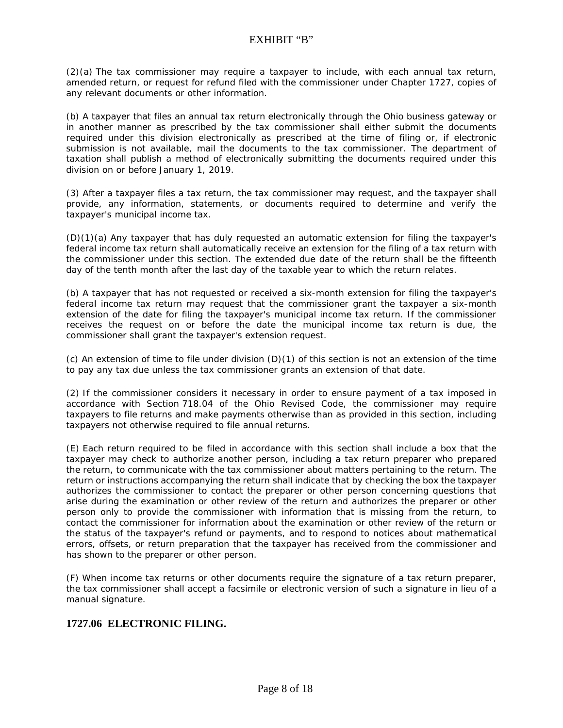(2)(a) The tax commissioner may require a taxpayer to include, with each annual tax return, amended return, or request for refund filed with the commissioner under Chapter 1727, copies of any relevant documents or other information.

(b) A taxpayer that files an annual tax return electronically through the Ohio business gateway or in another manner as prescribed by the tax commissioner shall either submit the documents required under this division electronically as prescribed at the time of filing or, if electronic submission is not available, mail the documents to the tax commissioner. The department of taxation shall publish a method of electronically submitting the documents required under this division on or before January 1, 2019.

(3) After a taxpayer files a tax return, the tax commissioner may request, and the taxpayer shall provide, any information, statements, or documents required to determine and verify the taxpayer's municipal income tax.

(D)(1)(a) Any taxpayer that has duly requested an automatic extension for filing the taxpayer's federal income tax return shall automatically receive an extension for the filing of a tax return with the commissioner under this section. The extended due date of the return shall be the fifteenth day of the tenth month after the last day of the taxable year to which the return relates.

(b) A taxpayer that has not requested or received a six-month extension for filing the taxpayer's federal income tax return may request that the commissioner grant the taxpayer a six-month extension of the date for filing the taxpayer's municipal income tax return. If the commissioner receives the request on or before the date the municipal income tax return is due, the commissioner shall grant the taxpayer's extension request.

(c) An extension of time to file under division (D)(1) of this section is not an extension of the time to pay any tax due unless the tax commissioner grants an extension of that date.

(2) If the commissioner considers it necessary in order to ensure payment of a tax imposed in accordance with Section 718.04 of the Ohio Revised Code, the commissioner may require taxpayers to file returns and make payments otherwise than as provided in this section, including taxpayers not otherwise required to file annual returns.

(E) Each return required to be filed in accordance with this section shall include a box that the taxpayer may check to authorize another person, including a tax return preparer who prepared the return, to communicate with the tax commissioner about matters pertaining to the return. The return or instructions accompanying the return shall indicate that by checking the box the taxpayer authorizes the commissioner to contact the preparer or other person concerning questions that arise during the examination or other review of the return and authorizes the preparer or other person only to provide the commissioner with information that is missing from the return, to contact the commissioner for information about the examination or other review of the return or the status of the taxpayer's refund or payments, and to respond to notices about mathematical errors, offsets, or return preparation that the taxpayer has received from the commissioner and has shown to the preparer or other person.

(F) When income tax returns or other documents require the signature of a tax return preparer, the tax commissioner shall accept a facsimile or electronic version of such a signature in lieu of a manual signature.

## 1727.06 ELECTRONIC FILING.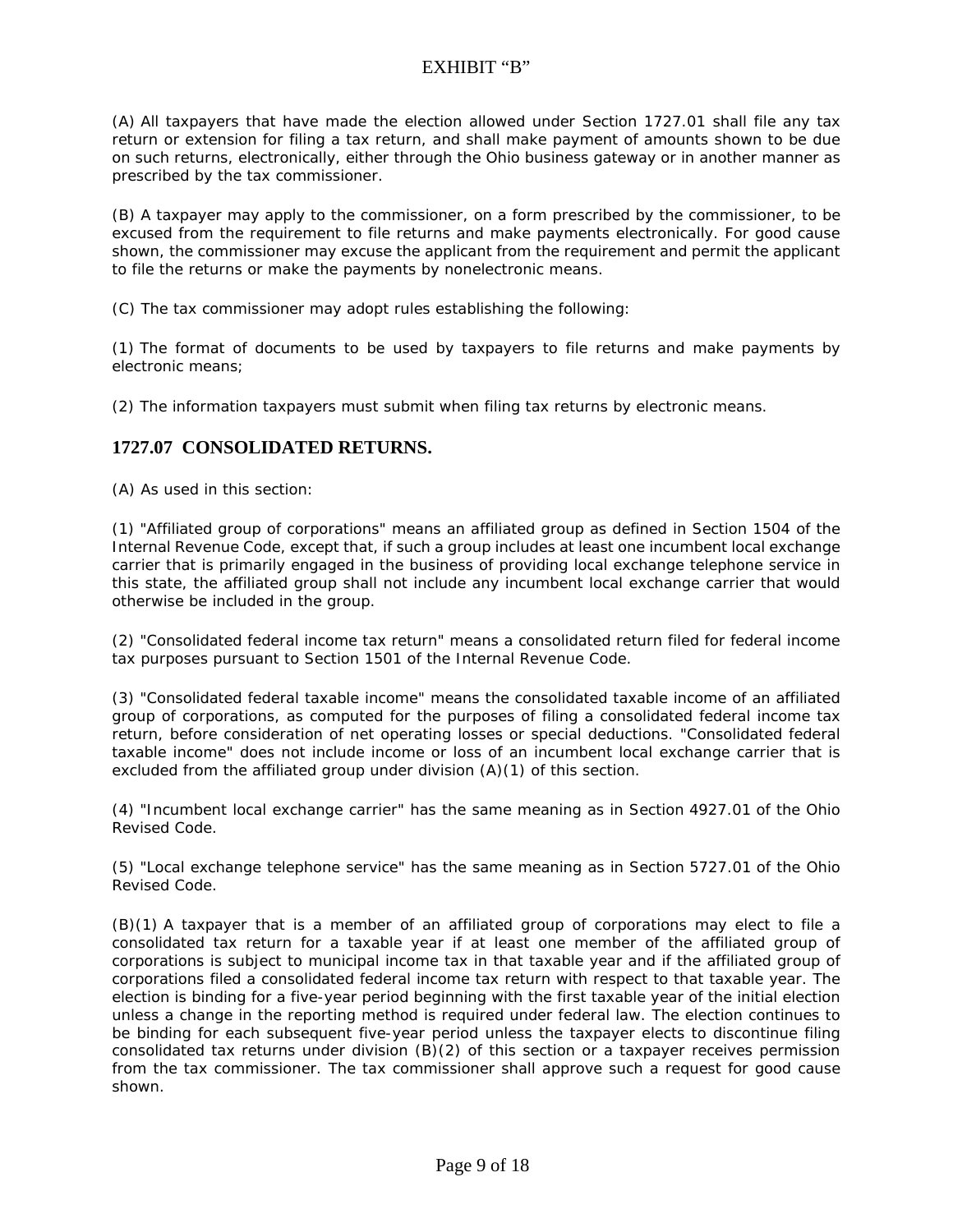(A) All taxpayers that have made the election allowed under Section 1727.01 shall file any tax return or extension for filing a tax return, and shall make payment of amounts shown to be due on such returns, electronically, either through the Ohio business gateway or in another manner as prescribed by the tax commissioner.

(B) A taxpayer may apply to the commissioner, on a form prescribed by the commissioner, to be excused from the requirement to file returns and make payments electronically. For good cause shown, the commissioner may excuse the applicant from the requirement and permit the applicant to file the returns or make the payments by nonelectronic means.

(C) The tax commissioner may adopt rules establishing the following:

(1) The format of documents to be used by taxpayers to file returns and make payments by electronic means;

(2) The information taxpayers must submit when filing tax returns by electronic means.

## 1727.07 CONSOLIDATED RETURNS.

(A) As used in this section:

(1) "Affiliated group of corporations" means an affiliated group as defined in Section 1504 of the Internal Revenue Code, except that, if such a group includes at least one incumbent local exchange carrier that is primarily engaged in the business of providing local exchange telephone service in this state, the affiliated group shall not include any incumbent local exchange carrier that would otherwise be included in the group.

(2) "Consolidated federal income tax return" means a consolidated return filed for federal income tax purposes pursuant to Section 1501 of the Internal Revenue Code.

(3) "Consolidated federal taxable income" means the consolidated taxable income of an affiliated group of corporations, as computed for the purposes of filing a consolidated federal income tax return, before consideration of net operating losses or special deductions. "Consolidated federal taxable income" does not include income or loss of an incumbent local exchange carrier that is excluded from the affiliated group under division (A)(1) of this section.

(4) "Incumbent local exchange carrier" has the same meaning as in Section 4927.01 of the Ohio Revised Code.

(5) "Local exchange telephone service" has the same meaning as in Section 5727.01 of the Ohio Revised Code.

(B)(1) A taxpayer that is a member of an affiliated group of corporations may elect to file a consolidated tax return for a taxable year if at least one member of the affiliated group of corporations is subject to municipal income tax in that taxable year and if the affiliated group of corporations filed a consolidated federal income tax return with respect to that taxable year. The election is binding for a five-year period beginning with the first taxable year of the initial election unless a change in the reporting method is required under federal law. The election continues to be binding for each subsequent five-year period unless the taxpayer elects to discontinue filing consolidated tax returns under division (B)(2) of this section or a taxpayer receives permission from the tax commissioner. The tax commissioner shall approve such a request for good cause shown.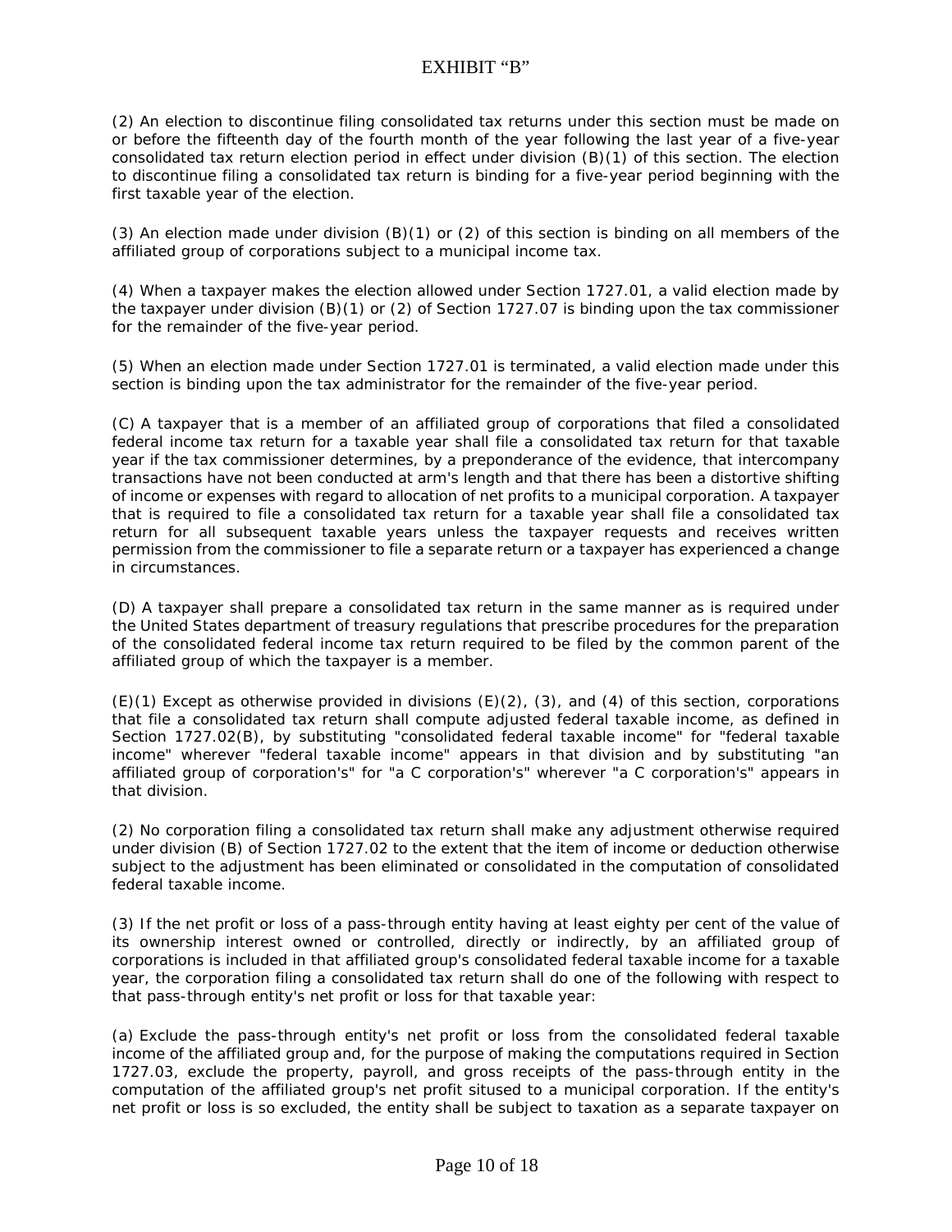# EXHIBIT "B"

(2) An election to discontinue filing consolidated tax returns under this section must be made on or before the fifteenth day of the fourth month of the year following the last year of a five-year consolidated tax return election period in effect under division (B)(1) of this section. The election to discontinue filing a consolidated tax return is binding for a five-year period beginning with the first taxable year of the election.

(3) An election made under division (B)(1) or (2) of this section is binding on all members of the affiliated group of corporations subject to a municipal income tax.

(4) When a taxpayer makes the election allowed under Section 1727.01, a valid election made by the taxpayer under division (B)(1) or (2) of Section 1727.07 is binding upon the tax commissioner for the remainder of the five-year period.

(5) When an election made under Section 1727.01 is terminated, a valid election made under this section is binding upon the tax administrator for the remainder of the five-year period.

(C) A taxpayer that is a member of an affiliated group of corporations that filed a consolidated federal income tax return for a taxable year shall file a consolidated tax return for that taxable year if the tax commissioner determines, by a preponderance of the evidence, that intercompany transactions have not been conducted at arm's length and that there has been a distortive shifting of income or expenses with regard to allocation of net profits to a municipal corporation. A taxpayer that is required to file a consolidated tax return for a taxable year shall file a consolidated tax return for all subsequent taxable years unless the taxpayer requests and receives written permission from the commissioner to file a separate return or a taxpayer has experienced a change in circumstances.

(D) A taxpayer shall prepare a consolidated tax return in the same manner as is required under the United States department of treasury regulations that prescribe procedures for the preparation of the consolidated federal income tax return required to be filed by the common parent of the affiliated group of which the taxpayer is a member.

(E)(1) Except as otherwise provided in divisions (E)(2), (3), and (4) of this section, corporations that file a consolidated tax return shall compute adjusted federal taxable income, as defined in Section 1727.02(B), by substituting "consolidated federal taxable income" for "federal taxable income" wherever "federal taxable income" appears in that division and by substituting "an affiliated group of corporation's" for "a C corporation's" wherever "a C corporation's" appears in that division.

(2) No corporation filing a consolidated tax return shall make any adjustment otherwise required under division (B) of Section 1727.02 to the extent that the item of income or deduction otherwise subject to the adjustment has been eliminated or consolidated in the computation of consolidated federal taxable income.

(3) If the net profit or loss of a pass-through entity having at least eighty per cent of the value of its ownership interest owned or controlled, directly or indirectly, by an affiliated group of corporations is included in that affiliated group's consolidated federal taxable income for a taxable year, the corporation filing a consolidated tax return shall do one of the following with respect to that pass-through entity's net profit or loss for that taxable year:

(a) Exclude the pass-through entity's net profit or loss from the consolidated federal taxable income of the affiliated group and, for the purpose of making the computations required in Section 1727.03, exclude the property, payroll, and gross receipts of the pass-through entity in the computation of the affiliated group's net profit sitused to a municipal corporation. If the entity's net profit or loss is so excluded, the entity shall be subject to taxation as a separate taxpayer on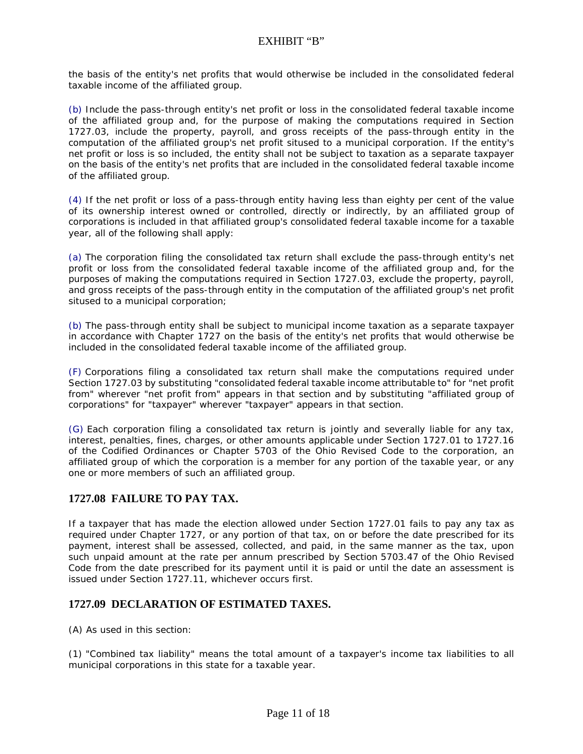the basis of the entity's net profits that would otherwise be included in the consolidated federal taxable income of the affiliated group.

(b) Include the pass-through entity's net profit or loss in the consolidated federal taxable income of the affiliated group and, for the purpose of making the computations required in Section 1727.03, include the property, payroll, and gross receipts of the pass-through entity in the computation of the affiliated group's net profit sitused to a municipal corporation. If the entity's net profit or loss is so included, the entity shall not be subject to taxation as a separate taxpayer on the basis of the entity's net profits that are included in the consolidated federal taxable income of the affiliated group.

(4) If the net profit or loss of a pass-through entity having less than eighty per cent of the value of its ownership interest owned or controlled, directly or indirectly, by an affiliated group of corporations is included in that affiliated group's consolidated federal taxable income for a taxable year, all of the following shall apply:

(a) The corporation filing the consolidated tax return shall exclude the pass-through entity's net profit or loss from the consolidated federal taxable income of the affiliated group and, for the purposes of making the computations required in Section 1727.03, exclude the property, payroll, and gross receipts of the pass-through entity in the computation of the affiliated group's net profit sitused to a municipal corporation;

(b) The pass-through entity shall be subject to municipal income taxation as a separate taxpayer in accordance with Chapter 1727 on the basis of the entity's net profits that would otherwise be included in the consolidated federal taxable income of the affiliated group.

(F) Corporations filing a consolidated tax return shall make the computations required under Section 1727.03 by substituting "consolidated federal taxable income attributable to" for "net profit from" wherever "net profit from" appears in that section and by substituting "affiliated group of corporations" for "taxpayer" wherever "taxpayer" appears in that section.

(G) Each corporation filing a consolidated tax return is jointly and severally liable for any tax, interest, penalties, fines, charges, or other amounts applicable under Section 1727.01 to 1727.16 of the Codified Ordinances or Chapter 5703 of the Ohio Revised Code to the corporation, an affiliated group of which the corporation is a member for any portion of the taxable year, or any one or more members of such an affiliated group.

## 1727.08 FAILURE TO PAY TAX.

If a taxpayer that has made the election allowed under Section 1727.01 fails to pay any tax as required under Chapter 1727, or any portion of that tax, on or before the date prescribed for its payment, interest shall be assessed, collected, and paid, in the same manner as the tax, upon such unpaid amount at the rate per annum prescribed by Section 5703.47 of the Ohio Revised Code from the date prescribed for its payment until it is paid or until the date an assessment is issued under Section 1727.11, whichever occurs first.

## 1727.09 DECLARATION OF ESTIMATED TAXES.

(A) As used in this section:

(1) "Combined tax liability" means the total amount of a taxpayer's income tax liabilities to all municipal corporations in this state for a taxable year.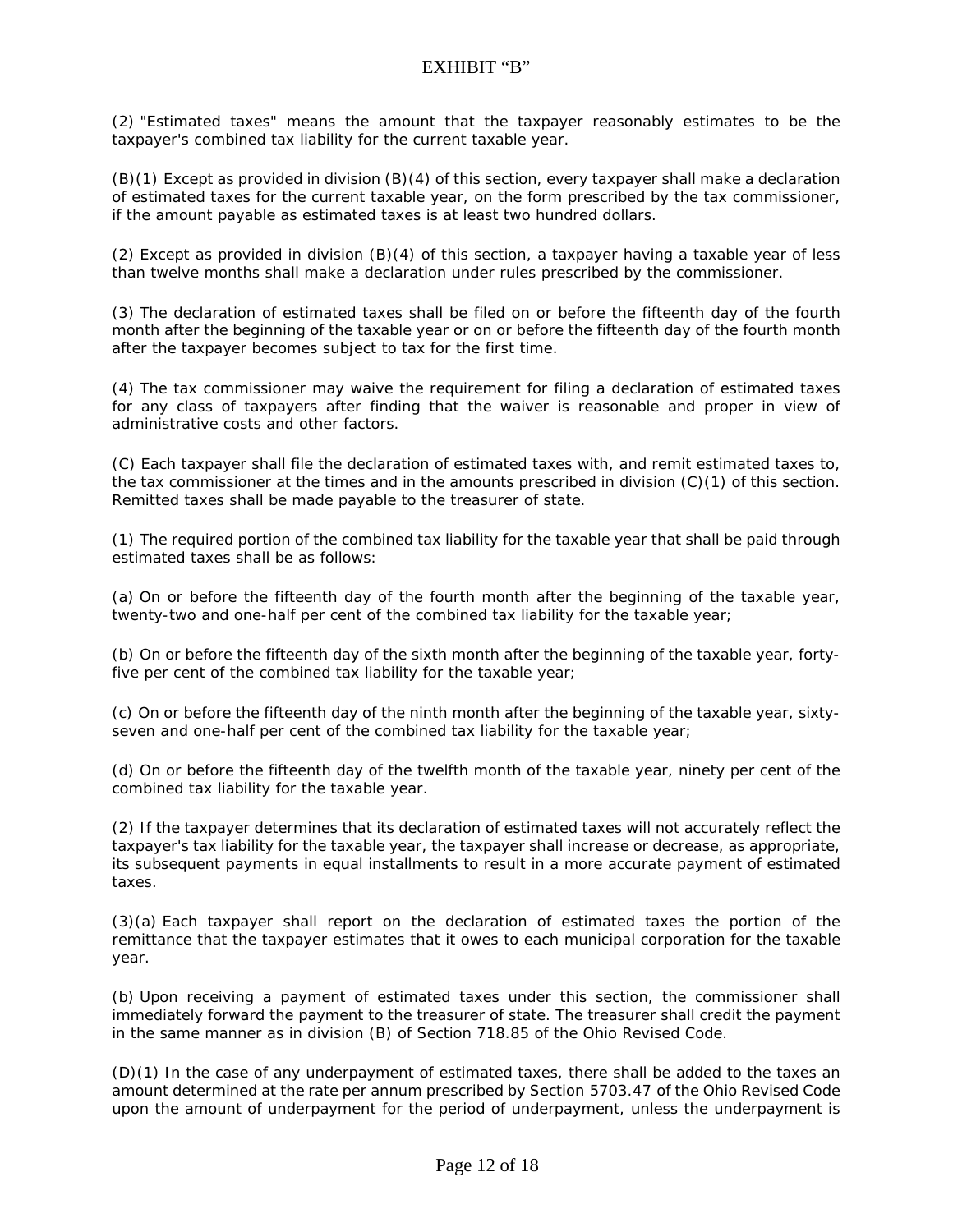EXHIBIT "B"

(2) "Estimated taxes" means the amount that the taxpayer reasonably estimates to be the taxpayer's combined tax liability for the current taxable year.

(B)(1) Except as provided in division (B)(4) of this section, every taxpayer shall make a declaration of estimated taxes for the current taxable year, on the form prescribed by the tax commissioner, if the amount payable as estimated taxes is at least two hundred dollars.

(2) Except as provided in division (B)(4) of this section, a taxpayer having a taxable year of less than twelve months shall make a declaration under rules prescribed by the commissioner.

(3) The declaration of estimated taxes shall be filed on or before the fifteenth day of the fourth month after the beginning of the taxable year or on or before the fifteenth day of the fourth month after the taxpayer becomes subject to tax for the first time.

(4) The tax commissioner may waive the requirement for filing a declaration of estimated taxes for any class of taxpayers after finding that the waiver is reasonable and proper in view of administrative costs and other factors.

(C) Each taxpayer shall file the declaration of estimated taxes with, and remit estimated taxes to, the tax commissioner at the times and in the amounts prescribed in division (C)(1) of this section. Remitted taxes shall be made payable to the treasurer of state.

(1) The required portion of the combined tax liability for the taxable year that shall be paid through estimated taxes shall be as follows:

(a) On or before the fifteenth day of the fourth month after the beginning of the taxable year, twenty-two and one-half per cent of the combined tax liability for the taxable year;

(b) On or before the fifteenth day of the sixth month after the beginning of the taxable year, forty-five per cent of the combined tax liability for the taxable year;

(c) On or before the fifteenth day of the ninth month after the beginning of the taxable year, sixty-seven and one-half per cent of the combined tax liability for the taxable year;

(d) On or before the fifteenth day of the twelfth month of the taxable year, ninety per cent of the combined tax liability for the taxable year.

(2) If the taxpayer determines that its declaration of estimated taxes will not accurately reflect the taxpayer's tax liability for the taxable year, the taxpayer shall increase or decrease, as appropriate, its subsequent payments in equal installments to result in a more accurate payment of estimated taxes.

(3)(a) Each taxpayer shall report on the declaration of estimated taxes the portion of the remittance that the taxpayer estimates that it owes to each municipal corporation for the taxable year.

(b) Upon receiving a payment of estimated taxes under this section, the commissioner shall immediately forward the payment to the treasurer of state. The treasurer shall credit the payment in the same manner as in division (B) of Section 718.85 of the Ohio Revised Code.

(D)(1) In the case of any underpayment of estimated taxes, there shall be added to the taxes an amount determined at the rate per annum prescribed by Section 5703.47 of the Ohio Revised Code upon the amount of underpayment for the period of underpayment, unless the underpayment is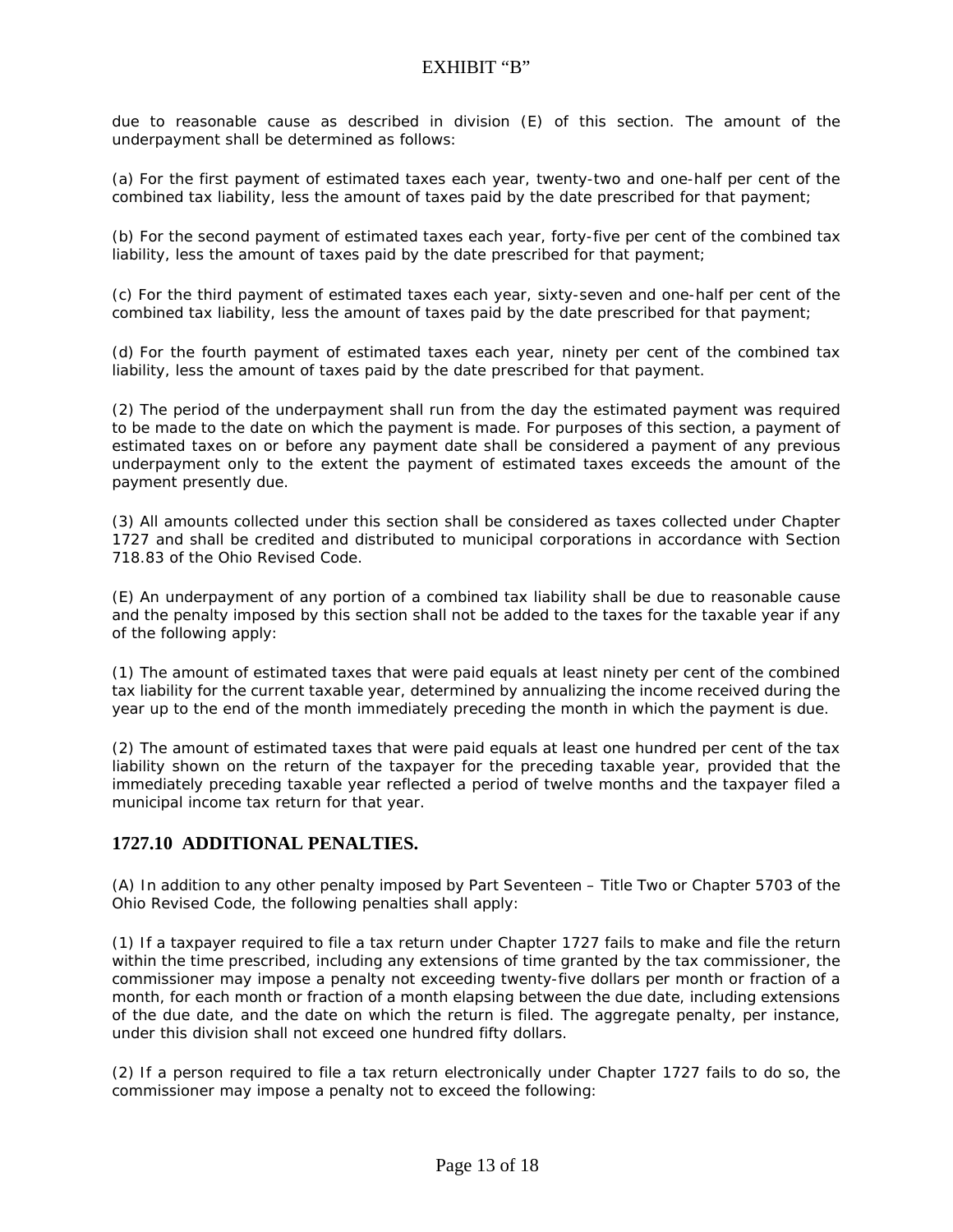due to reasonable cause as described in division (E) of this section. The amount of the underpayment shall be determined as follows:

(a) For the first payment of estimated taxes each year, twenty-two and one-half per cent of the combined tax liability, less the amount of taxes paid by the date prescribed for that payment;

(b) For the second payment of estimated taxes each year, forty-five per cent of the combined tax liability, less the amount of taxes paid by the date prescribed for that payment;

(c) For the third payment of estimated taxes each year, sixty-seven and one-half per cent of the combined tax liability, less the amount of taxes paid by the date prescribed for that payment;

(d) For the fourth payment of estimated taxes each year, ninety per cent of the combined tax liability, less the amount of taxes paid by the date prescribed for that payment.

(2) The period of the underpayment shall run from the day the estimated payment was required to be made to the date on which the payment is made. For purposes of this section, a payment of estimated taxes on or before any payment date shall be considered a payment of any previous underpayment only to the extent the payment of estimated taxes exceeds the amount of the payment presently due.

(3) All amounts collected under this section shall be considered as taxes collected under Chapter 1727 and shall be credited and distributed to municipal corporations in accordance with Section 718.83 of the Ohio Revised Code.

(E) An underpayment of any portion of a combined tax liability shall be due to reasonable cause and the penalty imposed by this section shall not be added to the taxes for the taxable year if any of the following apply:

(1) The amount of estimated taxes that were paid equals at least ninety per cent of the combined tax liability for the current taxable year, determined by annualizing the income received during the year up to the end of the month immediately preceding the month in which the payment is due.

(2) The amount of estimated taxes that were paid equals at least one hundred per cent of the tax liability shown on the return of the taxpayer for the preceding taxable year, provided that the immediately preceding taxable year reflected a period of twelve months and the taxpayer filed a municipal income tax return for that year.

## 1727.10 ADDITIONAL PENALTIES.

(A) In addition to any other penalty imposed by Part Seventeen – Title Two or Chapter 5703 of the Ohio Revised Code, the following penalties shall apply:

(1) If a taxpayer required to file a tax return under Chapter 1727 fails to make and file the return within the time prescribed, including any extensions of time granted by the tax commissioner, the commissioner may impose a penalty not exceeding twenty-five dollars per month or fraction of a month, for each month or fraction of a month elapsing between the due date, including extensions of the due date, and the date on which the return is filed. The aggregate penalty, per instance, under this division shall not exceed one hundred fifty dollars.

(2) If a person required to file a tax return electronically under Chapter 1727 fails to do so, the commissioner may impose a penalty not to exceed the following: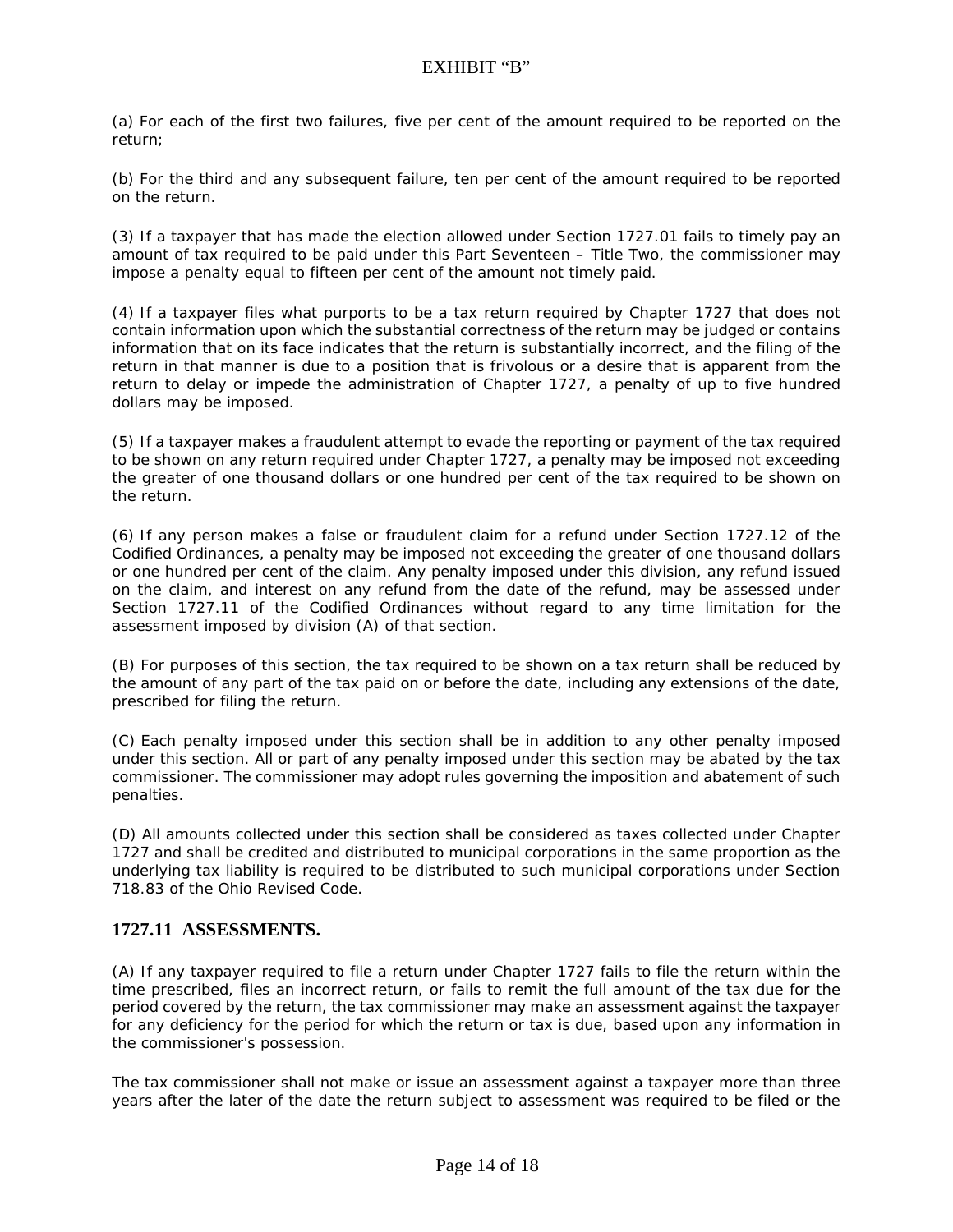(a) For each of the first two failures, five per cent of the amount required to be reported on the return;

(b) For the third and any subsequent failure, ten per cent of the amount required to be reported on the return.

(3) If a taxpayer that has made the election allowed under Section 1727.01 fails to timely pay an amount of tax required to be paid under this Part Seventeen – Title Two, the commissioner may impose a penalty equal to fifteen per cent of the amount not timely paid.

(4) If a taxpayer files what purports to be a tax return required by Chapter 1727 that does not contain information upon which the substantial correctness of the return may be judged or contains information that on its face indicates that the return is substantially incorrect, and the filing of the return in that manner is due to a position that is frivolous or a desire that is apparent from the return to delay or impede the administration of Chapter 1727, a penalty of up to five hundred dollars may be imposed.

(5) If a taxpayer makes a fraudulent attempt to evade the reporting or payment of the tax required to be shown on any return required under Chapter 1727, a penalty may be imposed not exceeding the greater of one thousand dollars or one hundred per cent of the tax required to be shown on the return.

(6) If any person makes a false or fraudulent claim for a refund under Section 1727.12 of the Codified Ordinances, a penalty may be imposed not exceeding the greater of one thousand dollars or one hundred per cent of the claim. Any penalty imposed under this division, any refund issued on the claim, and interest on any refund from the date of the refund, may be assessed under Section 1727.11 of the Codified Ordinances without regard to any time limitation for the assessment imposed by division (A) of that section.

(B) For purposes of this section, the tax required to be shown on a tax return shall be reduced by the amount of any part of the tax paid on or before the date, including any extensions of the date, prescribed for filing the return.

(C) Each penalty imposed under this section shall be in addition to any other penalty imposed under this section. All or part of any penalty imposed under this section may be abated by the tax commissioner. The commissioner may adopt rules governing the imposition and abatement of such penalties.

(D) All amounts collected under this section shall be considered as taxes collected under Chapter 1727 and shall be credited and distributed to municipal corporations in the same proportion as the underlying tax liability is required to be distributed to such municipal corporations under Section 718.83 of the Ohio Revised Code.

## 1727.11 ASSESSMENTS.

(A) If any taxpayer required to file a return under Chapter 1727 fails to file the return within the time prescribed, files an incorrect return, or fails to remit the full amount of the tax due for the period covered by the return, the tax commissioner may make an assessment against the taxpayer for any deficiency for the period for which the return or tax is due, based upon any information in the commissioner's possession.

The tax commissioner shall not make or issue an assessment against a taxpayer more than three years after the later of the date the return subject to assessment was required to be filed or the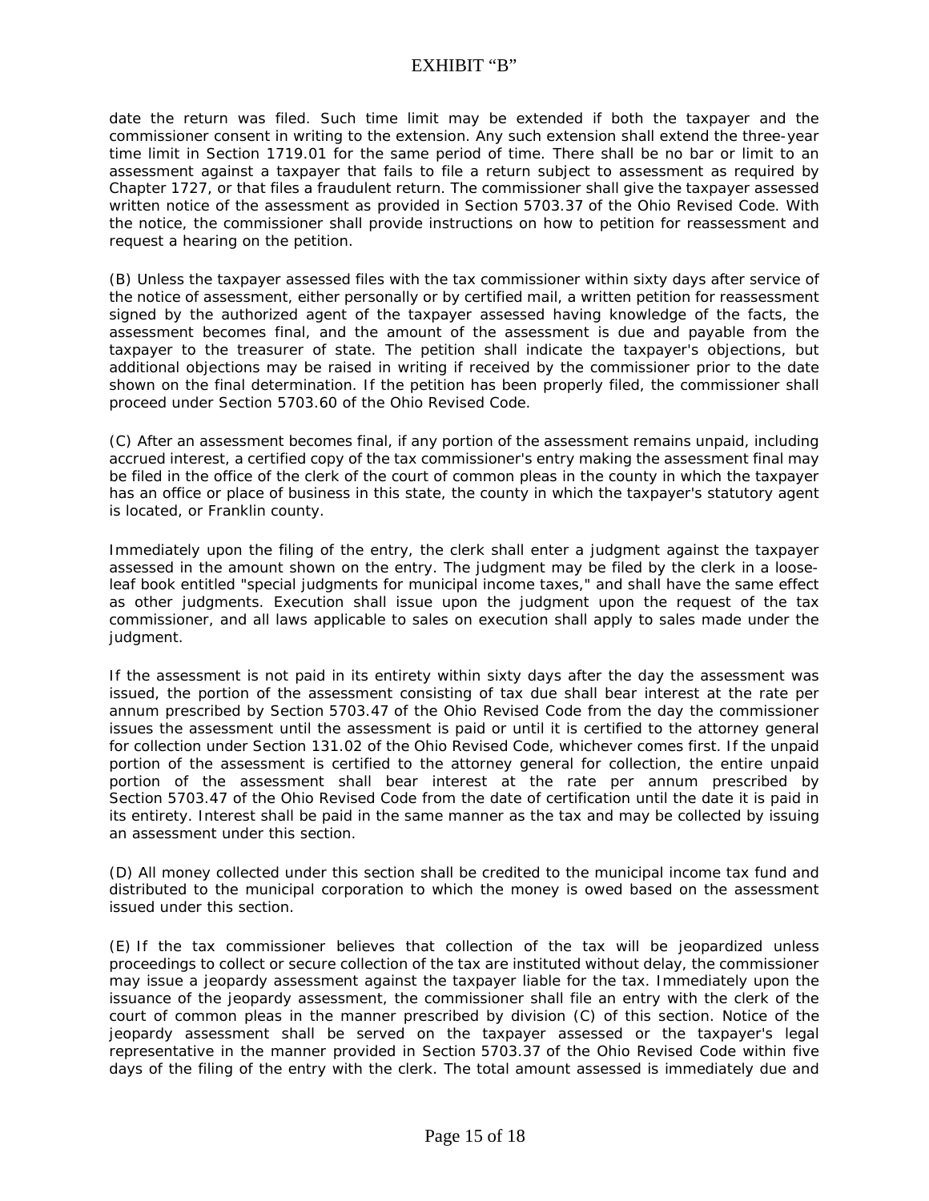date the return was filed. Such time limit may be extended if both the taxpayer and the commissioner consent in writing to the extension. Any such extension shall extend the three-year time limit in Section 1719.01 for the same period of time. There shall be no bar or limit to an assessment against a taxpayer that fails to file a return subject to assessment as required by Chapter 1727, or that files a fraudulent return. The commissioner shall give the taxpayer assessed written notice of the assessment as provided in Section 5703.37 of the Ohio Revised Code. With the notice, the commissioner shall provide instructions on how to petition for reassessment and request a hearing on the petition.

(B) Unless the taxpayer assessed files with the tax commissioner within sixty days after service of the notice of assessment, either personally or by certified mail, a written petition for reassessment signed by the authorized agent of the taxpayer assessed having knowledge of the facts, the assessment becomes final, and the amount of the assessment is due and payable from the taxpayer to the treasurer of state. The petition shall indicate the taxpayer's objections, but additional objections may be raised in writing if received by the commissioner prior to the date shown on the final determination. If the petition has been properly filed, the commissioner shall proceed under Section 5703.60 of the Ohio Revised Code.

(C) After an assessment becomes final, if any portion of the assessment remains unpaid, including accrued interest, a certified copy of the tax commissioner's entry making the assessment final may be filed in the office of the clerk of the court of common pleas in the county in which the taxpayer has an office or place of business in this state, the county in which the taxpayer's statutory agent is located, or Franklin county.

Immediately upon the filing of the entry, the clerk shall enter a judgment against the taxpayer assessed in the amount shown on the entry. The judgment may be filed by the clerk in a loose-leaf book entitled "special judgments for municipal income taxes," and shall have the same effect as other judgments. Execution shall issue upon the judgment upon the request of the tax commissioner, and all laws applicable to sales on execution shall apply to sales made under the judgment.

If the assessment is not paid in its entirety within sixty days after the day the assessment was issued, the portion of the assessment consisting of tax due shall bear interest at the rate per annum prescribed by Section 5703.47 of the Ohio Revised Code from the day the commissioner issues the assessment until the assessment is paid or until it is certified to the attorney general for collection under Section 131.02 of the Ohio Revised Code, whichever comes first. If the unpaid portion of the assessment is certified to the attorney general for collection, the entire unpaid portion of the assessment shall bear interest at the rate per annum prescribed by Section 5703.47 of the Ohio Revised Code from the date of certification until the date it is paid in its entirety. Interest shall be paid in the same manner as the tax and may be collected by issuing an assessment under this section.

(D) All money collected under this section shall be credited to the municipal income tax fund and distributed to the municipal corporation to which the money is owed based on the assessment issued under this section.

(E) If the tax commissioner believes that collection of the tax will be jeopardized unless proceedings to collect or secure collection of the tax are instituted without delay, the commissioner may issue a jeopardy assessment against the taxpayer liable for the tax. Immediately upon the issuance of the jeopardy assessment, the commissioner shall file an entry with the clerk of the court of common pleas in the manner prescribed by division (C) of this section. Notice of the jeopardy assessment shall be served on the taxpayer assessed or the taxpayer's legal representative in the manner provided in Section 5703.37 of the Ohio Revised Code within five days of the filing of the entry with the clerk. The total amount assessed is immediately due and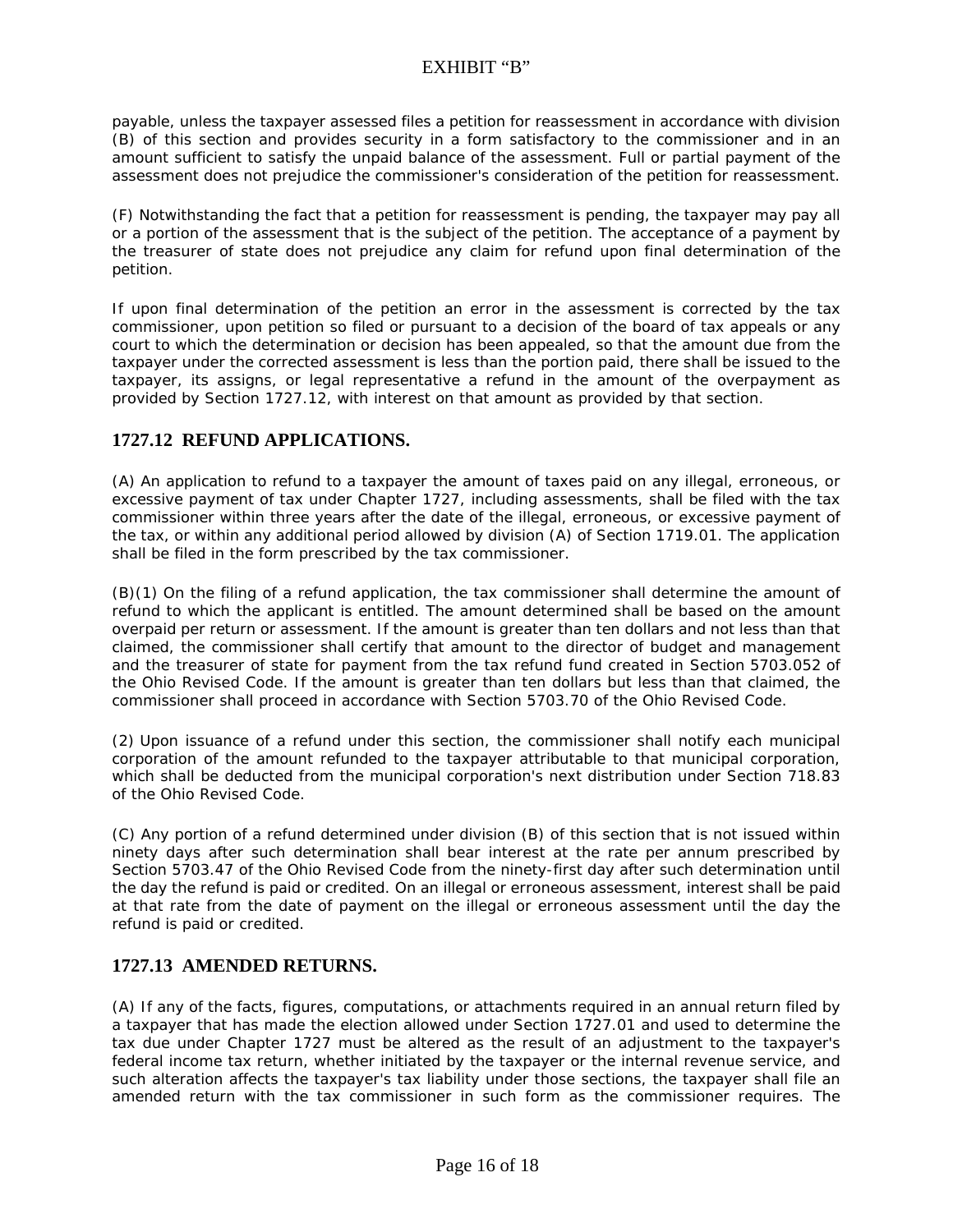payable, unless the taxpayer assessed files a petition for reassessment in accordance with division (B) of this section and provides security in a form satisfactory to the commissioner and in an amount sufficient to satisfy the unpaid balance of the assessment. Full or partial payment of the assessment does not prejudice the commissioner's consideration of the petition for reassessment.

(F) Notwithstanding the fact that a petition for reassessment is pending, the taxpayer may pay all or a portion of the assessment that is the subject of the petition. The acceptance of a payment by the treasurer of state does not prejudice any claim for refund upon final determination of the petition.

If upon final determination of the petition an error in the assessment is corrected by the tax commissioner, upon petition so filed or pursuant to a decision of the board of tax appeals or any court to which the determination or decision has been appealed, so that the amount due from the taxpayer under the corrected assessment is less than the portion paid, there shall be issued to the taxpayer, its assigns, or legal representative a refund in the amount of the overpayment as provided by Section 1727.12, with interest on that amount as provided by that section.

## 1727.12 REFUND APPLICATIONS.

(A) An application to refund to a taxpayer the amount of taxes paid on any illegal, erroneous, or excessive payment of tax under Chapter 1727, including assessments, shall be filed with the tax commissioner within three years after the date of the illegal, erroneous, or excessive payment of the tax, or within any additional period allowed by division (A) of Section 1719.01. The application shall be filed in the form prescribed by the tax commissioner.

(B)(1) On the filing of a refund application, the tax commissioner shall determine the amount of refund to which the applicant is entitled. The amount determined shall be based on the amount overpaid per return or assessment. If the amount is greater than ten dollars and not less than that claimed, the commissioner shall certify that amount to the director of budget and management and the treasurer of state for payment from the tax refund fund created in Section 5703.052 of the Ohio Revised Code. If the amount is greater than ten dollars but less than that claimed, the commissioner shall proceed in accordance with Section 5703.70 of the Ohio Revised Code.

(2) Upon issuance of a refund under this section, the commissioner shall notify each municipal corporation of the amount refunded to the taxpayer attributable to that municipal corporation, which shall be deducted from the municipal corporation's next distribution under Section 718.83 of the Ohio Revised Code.

(C) Any portion of a refund determined under division (B) of this section that is not issued within ninety days after such determination shall bear interest at the rate per annum prescribed by Section 5703.47 of the Ohio Revised Code from the ninety-first day after such determination until the day the refund is paid or credited. On an illegal or erroneous assessment, interest shall be paid at that rate from the date of payment on the illegal or erroneous assessment until the day the refund is paid or credited.

## 1727.13 AMENDED RETURNS.

(A) If any of the facts, figures, computations, or attachments required in an annual return filed by a taxpayer that has made the election allowed under Section 1727.01 and used to determine the tax due under Chapter 1727 must be altered as the result of an adjustment to the taxpayer's federal income tax return, whether initiated by the taxpayer or the internal revenue service, and such alteration affects the taxpayer's tax liability under those sections, the taxpayer shall file an amended return with the tax commissioner in such form as the commissioner requires. The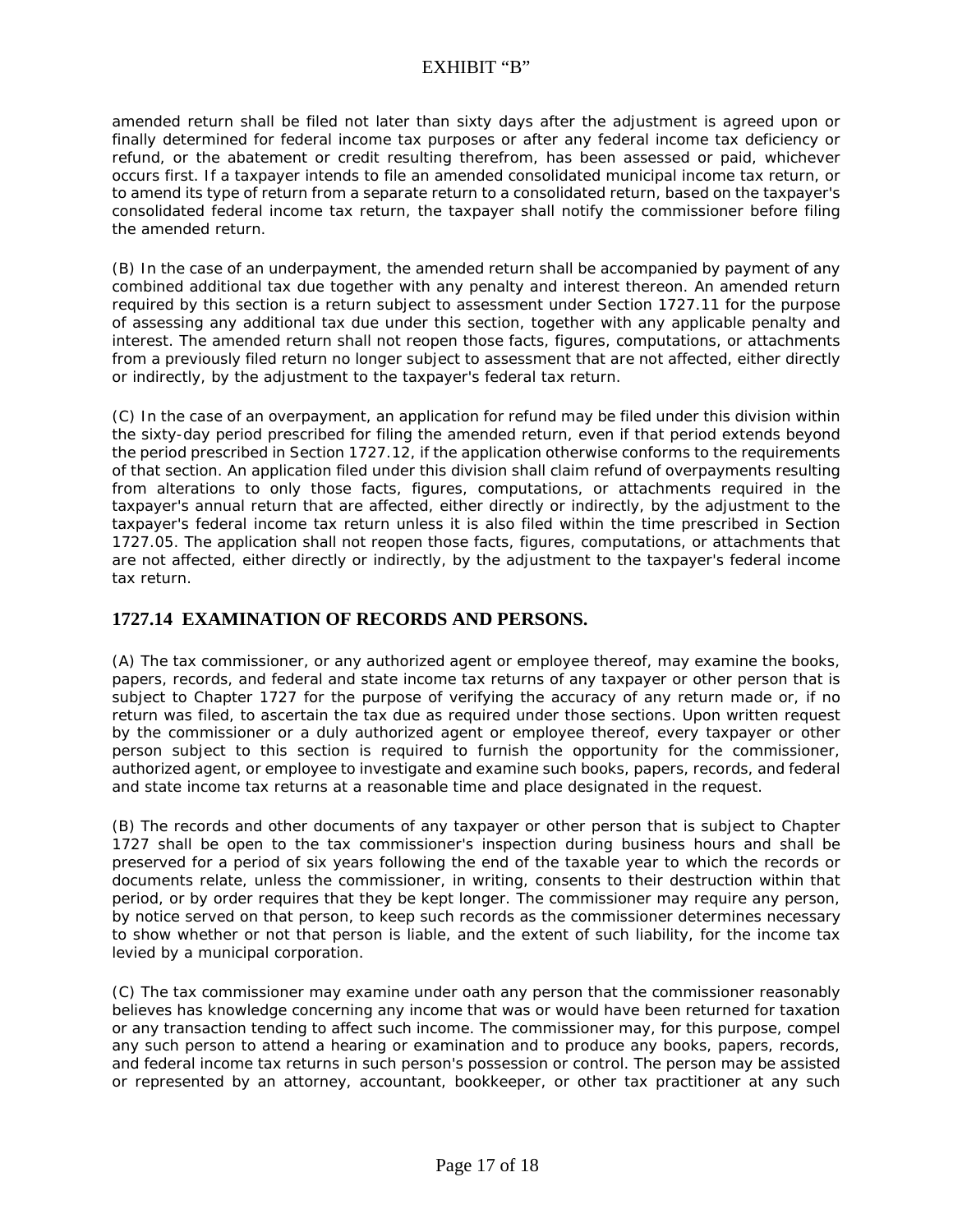amended return shall be filed not later than sixty days after the adjustment is agreed upon or finally determined for federal income tax purposes or after any federal income tax deficiency or refund, or the abatement or credit resulting therefrom, has been assessed or paid, whichever occurs first. If a taxpayer intends to file an amended consolidated municipal income tax return, or to amend its type of return from a separate return to a consolidated return, based on the taxpayer's consolidated federal income tax return, the taxpayer shall notify the commissioner before filing the amended return.

(B) In the case of an underpayment, the amended return shall be accompanied by payment of any combined additional tax due together with any penalty and interest thereon. An amended return required by this section is a return subject to assessment under Section 1727.11 for the purpose of assessing any additional tax due under this section, together with any applicable penalty and interest. The amended return shall not reopen those facts, figures, computations, or attachments from a previously filed return no longer subject to assessment that are not affected, either directly or indirectly, by the adjustment to the taxpayer's federal tax return.

(C) In the case of an overpayment, an application for refund may be filed under this division within the sixty-day period prescribed for filing the amended return, even if that period extends beyond the period prescribed in Section 1727.12, if the application otherwise conforms to the requirements of that section. An application filed under this division shall claim refund of overpayments resulting from alterations to only those facts, figures, computations, or attachments required in the taxpayer's annual return that are affected, either directly or indirectly, by the adjustment to the taxpayer's federal income tax return unless it is also filed within the time prescribed in Section 1727.05. The application shall not reopen those facts, figures, computations, or attachments that are not affected, either directly or indirectly, by the adjustment to the taxpayer's federal income tax return.

## 1727.14 EXAMINATION OF RECORDS AND PERSONS.

(A) The tax commissioner, or any authorized agent or employee thereof, may examine the books, papers, records, and federal and state income tax returns of any taxpayer or other person that is subject to Chapter 1727 for the purpose of verifying the accuracy of any return made or, if no return was filed, to ascertain the tax due as required under those sections. Upon written request by the commissioner or a duly authorized agent or employee thereof, every taxpayer or other person subject to this section is required to furnish the opportunity for the commissioner, authorized agent, or employee to investigate and examine such books, papers, records, and federal and state income tax returns at a reasonable time and place designated in the request.

(B) The records and other documents of any taxpayer or other person that is subject to Chapter 1727 shall be open to the tax commissioner's inspection during business hours and shall be preserved for a period of six years following the end of the taxable year to which the records or documents relate, unless the commissioner, in writing, consents to their destruction within that period, or by order requires that they be kept longer. The commissioner may require any person, by notice served on that person, to keep such records as the commissioner determines necessary to show whether or not that person is liable, and the extent of such liability, for the income tax levied by a municipal corporation.

(C) The tax commissioner may examine under oath any person that the commissioner reasonably believes has knowledge concerning any income that was or would have been returned for taxation or any transaction tending to affect such income. The commissioner may, for this purpose, compel any such person to attend a hearing or examination and to produce any books, papers, records, and federal income tax returns in such person's possession or control. The person may be assisted or represented by an attorney, accountant, bookkeeper, or other tax practitioner at any such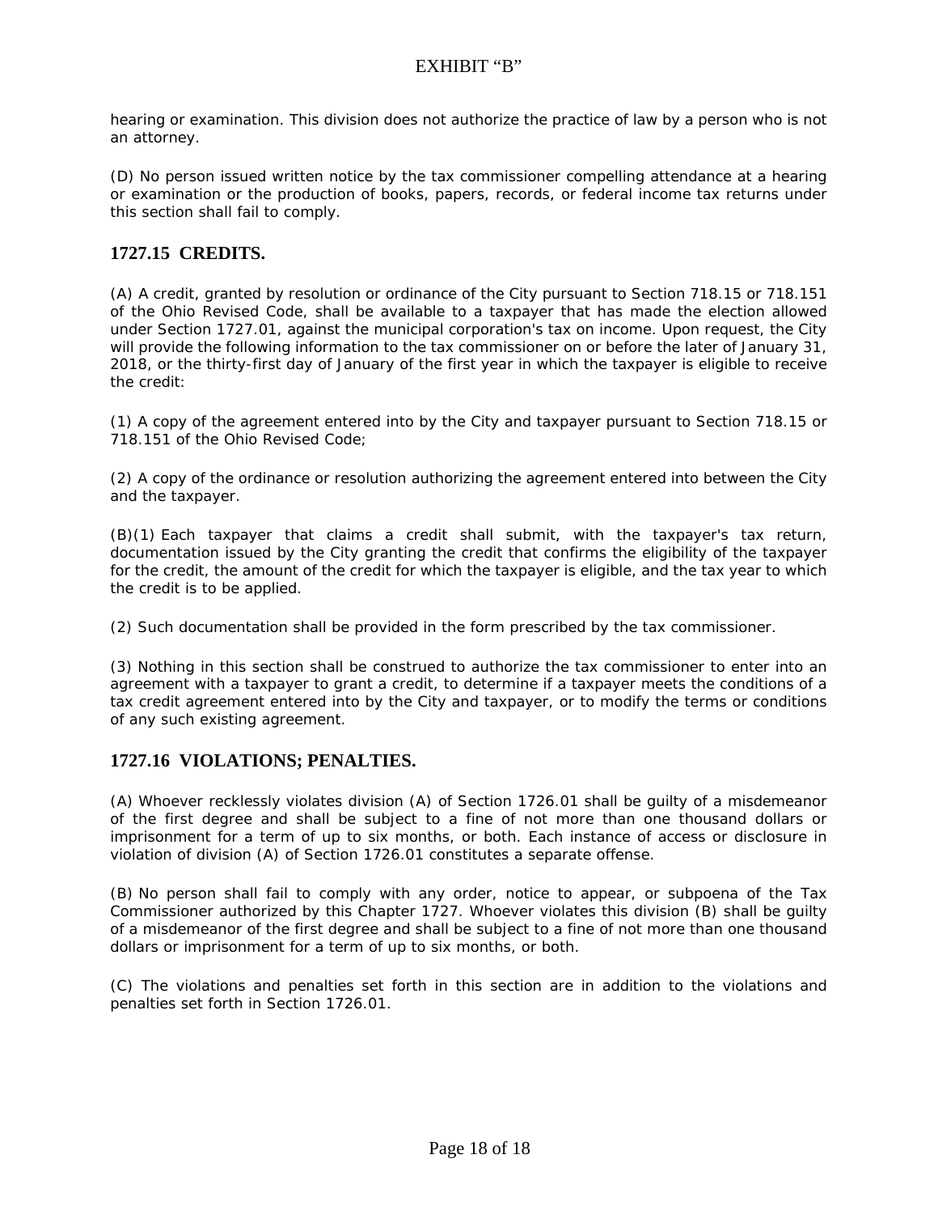hearing or examination. This division does not authorize the practice of law by a person who is not an attorney.

(D) No person issued written notice by the tax commissioner compelling attendance at a hearing or examination or the production of books, papers, records, or federal income tax returns under this section shall fail to comply.

### 1727.15 CREDITS.

(A) A credit, granted by resolution or ordinance of the City pursuant to Section 718.15 or 718.151 of the Ohio Revised Code, shall be available to a taxpayer that has made the election allowed under Section 1727.01, against the municipal corporation's tax on income. Upon request, the City will provide the following information to the tax commissioner on or before the later of January 31, 2018, or the thirty-first day of January of the first year in which the taxpayer is eligible to receive the credit:

(1) A copy of the agreement entered into by the City and taxpayer pursuant to Section 718.15 or 718.151 of the Ohio Revised Code;

(2) A copy of the ordinance or resolution authorizing the agreement entered into between the City and the taxpayer.

(B)(1) Each taxpayer that claims a credit shall submit, with the taxpayer's tax return, documentation issued by the City granting the credit that confirms the eligibility of the taxpayer for the credit, the amount of the credit for which the taxpayer is eligible, and the tax year to which the credit is to be applied.

(2) Such documentation shall be provided in the form prescribed by the tax commissioner.

(3) Nothing in this section shall be construed to authorize the tax commissioner to enter into an agreement with a taxpayer to grant a credit, to determine if a taxpayer meets the conditions of a tax credit agreement entered into by the City and taxpayer, or to modify the terms or conditions of any such existing agreement.

### 1727.16 VIOLATIONS; PENALTIES.

(A) Whoever recklessly violates division (A) of Section 1726.01 shall be guilty of a misdemeanor of the first degree and shall be subject to a fine of not more than one thousand dollars or imprisonment for a term of up to six months, or both. Each instance of access or disclosure in violation of division (A) of Section 1726.01 constitutes a separate offense.

(B) No person shall fail to comply with any order, notice to appear, or subpoena of the Tax Commissioner authorized by this Chapter 1727. Whoever violates this division (B) shall be guilty of a misdemeanor of the first degree and shall be subject to a fine of not more than one thousand dollars or imprisonment for a term of up to six months, or both.

(C) The violations and penalties set forth in this section are in addition to the violations and penalties set forth in Section 1726.01.